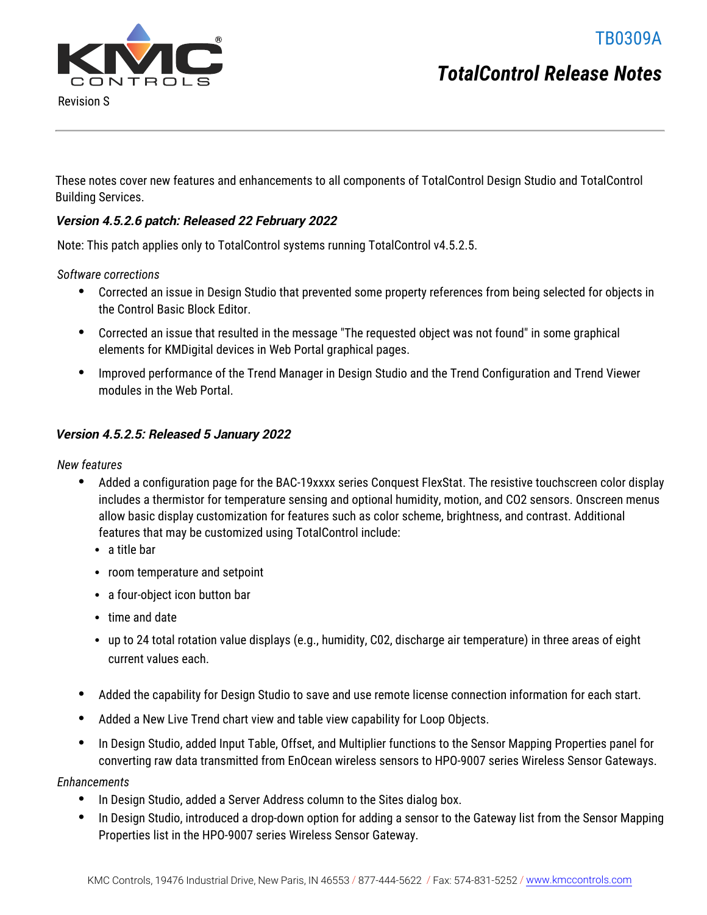TB0309A

# TotalControl Release Notes

Revision S

These notes cover new features and enhancements to all components of TotalControl Design Studio and TotalControl Building Services.

### *Version 4.5.2.6 patch: Released 22 February 2022*

Note: This patch applies only to TotalControl systems running TotalControl v4.5.2.5.

*Software corrections*

- Corrected an issue in Design Studio that prevented some property references from being selected for objects in the Control Basic Block Editor.
- Corrected an issue that resulted in the message "The requested object was not found" in some graphical elements for KMDigital devices in Web Portal graphical pages.
- Improved performance of the Trend Manager in Design Studio and the Trend Configuration and Trend Viewer modules in the Web Portal.

### *Version 4.5.2.5: Released 5 January 2022*

*New features*

- Added a configuration page for the BAC-19xxxx series Conquest FlexStat. The resistive touchscreen color display includes a thermistor for temperature sensing and optional humidity, motion, and CO2 sensors. Onscreen menus allow basic display customization for features such as color scheme, brightness, and contrast. Additional features that may be customized using TotalControl include:
  - a title bar
  - room temperature and setpoint
  - a four-object icon button bar
  - time and date
  - up to 24 total rotation value displays (e.g., humidity, C02, discharge air temperature) in three areas of eight current values each.
- Added the capability for Design Studio to save and use remote license connection information for each start.
- Added a New Live Trend chart view and table view capability for Loop Objects.
- In Design Studio, added Input Table, Offset, and Multiplier functions to the Sensor Mapping Properties panel for converting raw data transmitted from EnOcean wireless sensors to HPO-9007 series Wireless Sensor Gateways.

*Enhancements*

- In Design Studio, added a Server Address column to the Sites dialog box.
- In Design Studio, introduced a drop-down option for adding a sensor to the Gateway list from the Sensor Mapping Properties list in the HPO-9007 series Wireless Sensor Gateway.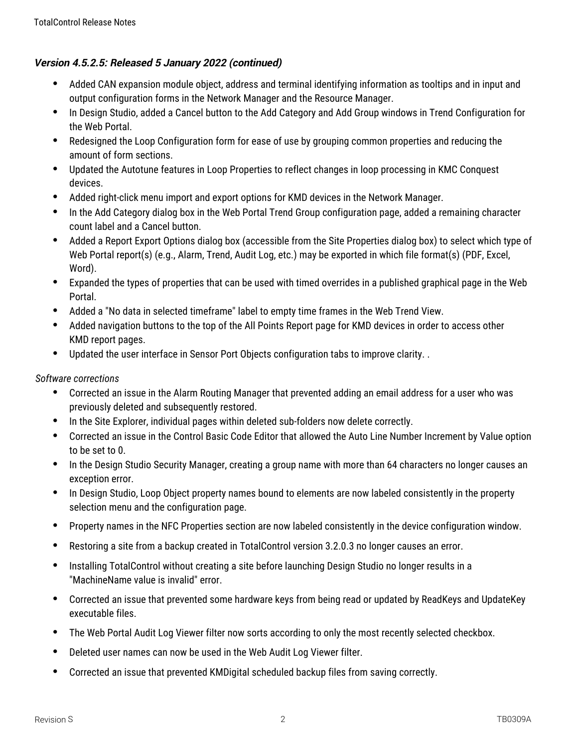### *Version 4.5.2.5: Released 5 January 2022 (continued)*

- Added CAN expansion module object, address and terminal identifying information as tooltips and in input and output configuration forms in the Network Manager and the Resource Manager.
- In Design Studio, added a Cancel button to the Add Category and Add Group windows in Trend Configuration for the Web Portal.
- Redesigned the Loop Configuration form for ease of use by grouping common properties and reducing the amount of form sections.
- Updated the Autotune features in Loop Properties to reflect changes in loop processing in KMC Conquest devices.
- Added right-click menu import and export options for KMD devices in the Network Manager.
- In the Add Category dialog box in the Web Portal Trend Group configuration page, added a remaining character count label and a Cancel button.
- Added a Report Export Options dialog box (accessible from the Site Properties dialog box) to select which type of Web Portal report(s) (e.g., Alarm, Trend, Audit Log, etc.) may be exported in which file format(s) (PDF, Excel, Word).
- Expanded the types of properties that can be used with timed overrides in a published graphical page in the Web Portal.
- Added a "No data in selected timeframe" label to empty time frames in the Web Trend View.
- Added navigation buttons to the top of the All Points Report page for KMD devices in order to access other KMD report pages.
- Updated the user interface in Sensor Port Objects configuration tabs to improve clarity. .

*Software corrections*

- Corrected an issue in the Alarm Routing Manager that prevented adding an email address for a user who was previously deleted and subsequently restored.
- In the Site Explorer, individual pages within deleted sub-folders now delete correctly.
- Corrected an issue in the Control Basic Code Editor that allowed the Auto Line Number Increment by Value option to be set to 0.
- In the Design Studio Security Manager, creating a group name with more than 64 characters no longer causes an exception error.
- In Design Studio, Loop Object property names bound to elements are now labeled consistently in the property selection menu and the configuration page.
- Property names in the NFC Properties section are now labeled consistently in the device configuration window.
- Restoring a site from a backup created in TotalControl version 3.2.0.3 no longer causes an error.
- Installing TotalControl without creating a site before launching Design Studio no longer results in a "MachineName value is invalid" error.
- Corrected an issue that prevented some hardware keys from being read or updated by ReadKeys and UpdateKey executable files.
- The Web Portal Audit Log Viewer filter now sorts according to only the most recently selected checkbox.
- Deleted user names can now be used in the Web Audit Log Viewer filter.
- Corrected an issue that prevented KMDigital scheduled backup files from saving correctly.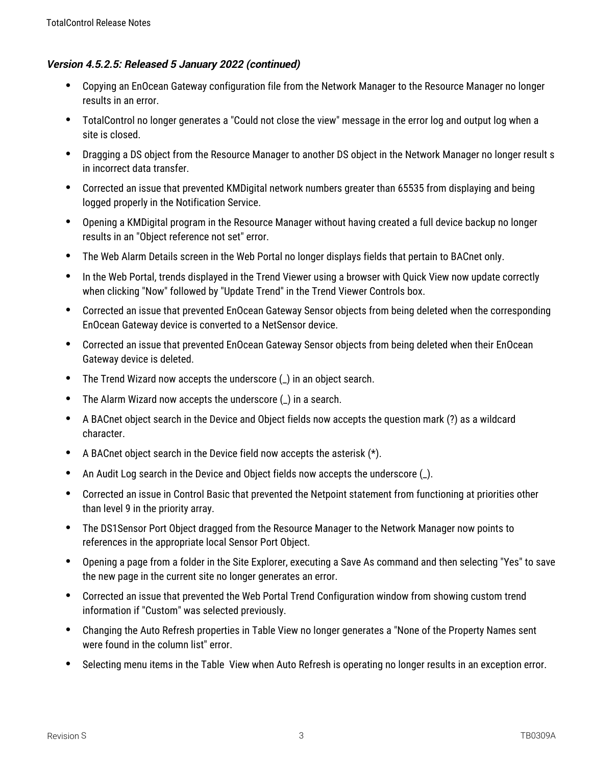### *Version 4.5.2.5: Released 5 January 2022 (continued)*

- Copying an EnOcean Gateway configuration file from the Network Manager to the Resource Manager no longer results in an error.
- TotalControl no longer generates a "Could not close the view" message in the error log and output log when a site is closed.
- Dragging a DS object from the Resource Manager to another DS object in the Network Manager no longer result s in incorrect data transfer.
- Corrected an issue that prevented KMDigital network numbers greater than 65535 from displaying and being logged properly in the Notification Service.
- Opening a KMDigital program in the Resource Manager without having created a full device backup no longer results in an "Object reference not set" error.
- The Web Alarm Details screen in the Web Portal no longer displays fields that pertain to BACnet only.
- In the Web Portal, trends displayed in the Trend Viewer using a browser with Quick View now update correctly when clicking "Now" followed by "Update Trend" in the Trend Viewer Controls box.
- Corrected an issue that prevented EnOcean Gateway Sensor objects from being deleted when the corresponding EnOcean Gateway device is converted to a NetSensor device.
- Corrected an issue that prevented EnOcean Gateway Sensor objects from being deleted when their EnOcean Gateway device is deleted.
- The Trend Wizard now accepts the underscore (_) in an object search.
- The Alarm Wizard now accepts the underscore (_) in a search.
- A BACnet object search in the Device and Object fields now accepts the question mark (?) as a wildcard character.
- A BACnet object search in the Device field now accepts the asterisk (*).
- An Audit Log search in the Device and Object fields now accepts the underscore (_).
- Corrected an issue in Control Basic that prevented the Netpoint statement from functioning at priorities other than level 9 in the priority array.
- The DS1Sensor Port Object dragged from the Resource Manager to the Network Manager now points to references in the appropriate local Sensor Port Object.
- Opening a page from a folder in the Site Explorer, executing a Save As command and then selecting "Yes" to save the new page in the current site no longer generates an error.
- Corrected an issue that prevented the Web Portal Trend Configuration window from showing custom trend information if "Custom" was selected previously.
- Changing the Auto Refresh properties in Table View no longer generates a "None of the Property Names sent were found in the column list" error.
- Selecting menu items in the Table View when Auto Refresh is operating no longer results in an exception error.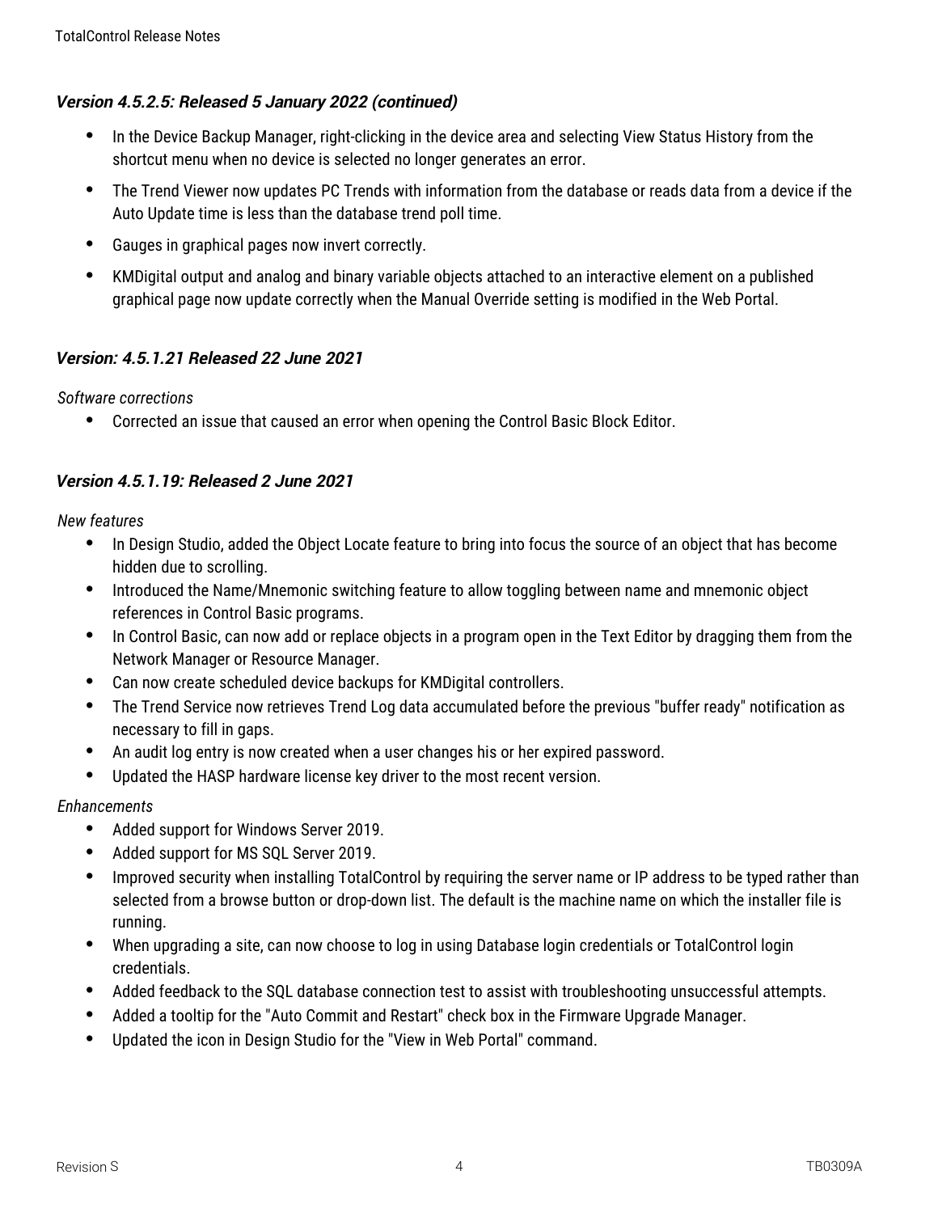### *Version 4.5.2.5: Released 5 January 2022 (continued)*

- In the Device Backup Manager, right-clicking in the device area and selecting View Status History from the shortcut menu when no device is selected no longer generates an error.
- The Trend Viewer now updates PC Trends with information from the database or reads data from a device if the Auto Update time is less than the database trend poll time.
- Gauges in graphical pages now invert correctly.
- KMDigital output and analog and binary variable objects attached to an interactive element on a published graphical page now update correctly when the Manual Override setting is modified in the Web Portal.

### *Version: 4.5.1.21 Released 22 June 2021*

*Software corrections*

- Corrected an issue that caused an error when opening the Control Basic Block Editor.

### *Version 4.5.1.19: Released 2 June 2021*

*New features*

- In Design Studio, added the Object Locate feature to bring into focus the source of an object that has become hidden due to scrolling.
- Introduced the Name/Mnemonic switching feature to allow toggling between name and mnemonic object references in Control Basic programs.
- In Control Basic, can now add or replace objects in a program open in the Text Editor by dragging them from the Network Manager or Resource Manager.
- Can now create scheduled device backups for KMDigital controllers.
- The Trend Service now retrieves Trend Log data accumulated before the previous "buffer ready" notification as necessary to fill in gaps.
- An audit log entry is now created when a user changes his or her expired password.
- Updated the HASP hardware license key driver to the most recent version.

*Enhancements*

- Added support for Windows Server 2019.
- Added support for MS SQL Server 2019.
- Improved security when installing TotalControl by requiring the server name or IP address to be typed rather than selected from a browse button or drop-down list. The default is the machine name on which the installer file is running.
- When upgrading a site, can now choose to log in using Database login credentials or TotalControl login credentials.
- Added feedback to the SQL database connection test to assist with troubleshooting unsuccessful attempts.
- Added a tooltip for the "Auto Commit and Restart" check box in the Firmware Upgrade Manager.
- Updated the icon in Design Studio for the "View in Web Portal" command.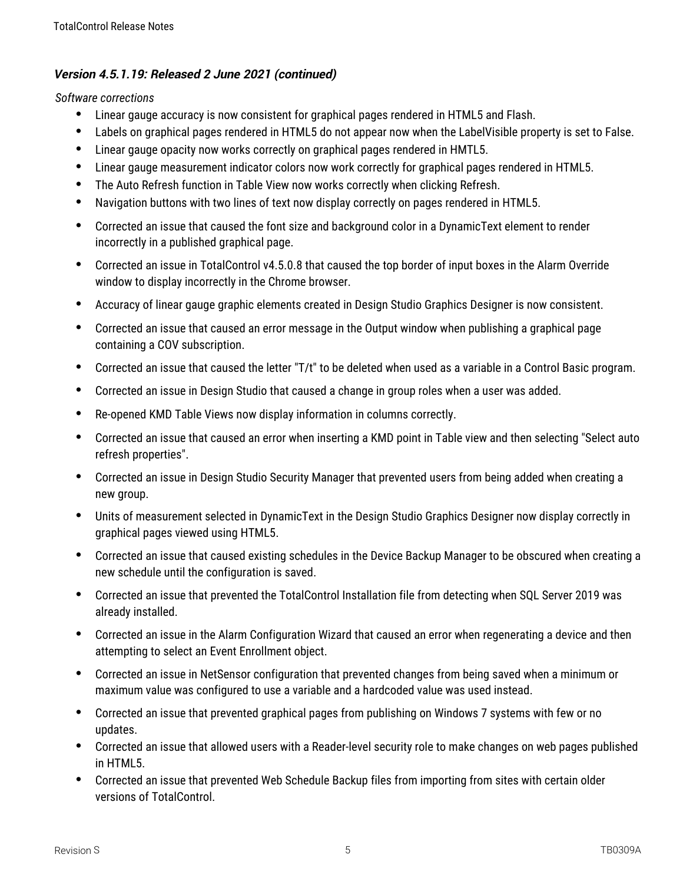### *Version 4.5.1.19: Released 2 June 2021 (continued)*

*Software corrections*

- Linear gauge accuracy is now consistent for graphical pages rendered in HTML5 and Flash.
- Labels on graphical pages rendered in HTML5 do not appear now when the LabelVisible property is set to False.
- Linear gauge opacity now works correctly on graphical pages rendered in HMTL5.
- Linear gauge measurement indicator colors now work correctly for graphical pages rendered in HTML5.
- The Auto Refresh function in Table View now works correctly when clicking Refresh.
- Navigation buttons with two lines of text now display correctly on pages rendered in HTML5.
- Corrected an issue that caused the font size and background color in a DynamicText element to render incorrectly in a published graphical page.
- Corrected an issue in TotalControl v4.5.0.8 that caused the top border of input boxes in the Alarm Override window to display incorrectly in the Chrome browser.
- Accuracy of linear gauge graphic elements created in Design Studio Graphics Designer is now consistent.
- Corrected an issue that caused an error message in the Output window when publishing a graphical page containing a COV subscription.
- Corrected an issue that caused the letter "T/t" to be deleted when used as a variable in a Control Basic program.
- Corrected an issue in Design Studio that caused a change in group roles when a user was added.
- Re-opened KMD Table Views now display information in columns correctly.
- Corrected an issue that caused an error when inserting a KMD point in Table view and then selecting "Select auto refresh properties".
- Corrected an issue in Design Studio Security Manager that prevented users from being added when creating a new group.
- Units of measurement selected in DynamicText in the Design Studio Graphics Designer now display correctly in graphical pages viewed using HTML5.
- Corrected an issue that caused existing schedules in the Device Backup Manager to be obscured when creating a new schedule until the configuration is saved.
- Corrected an issue that prevented the TotalControl Installation file from detecting when SQL Server 2019 was already installed.
- Corrected an issue in the Alarm Configuration Wizard that caused an error when regenerating a device and then attempting to select an Event Enrollment object.
- Corrected an issue in NetSensor configuration that prevented changes from being saved when a minimum or maximum value was configured to use a variable and a hardcoded value was used instead.
- Corrected an issue that prevented graphical pages from publishing on Windows 7 systems with few or no updates.
- Corrected an issue that allowed users with a Reader-level security role to make changes on web pages published in HTML5.
- Corrected an issue that prevented Web Schedule Backup files from importing from sites with certain older versions of TotalControl.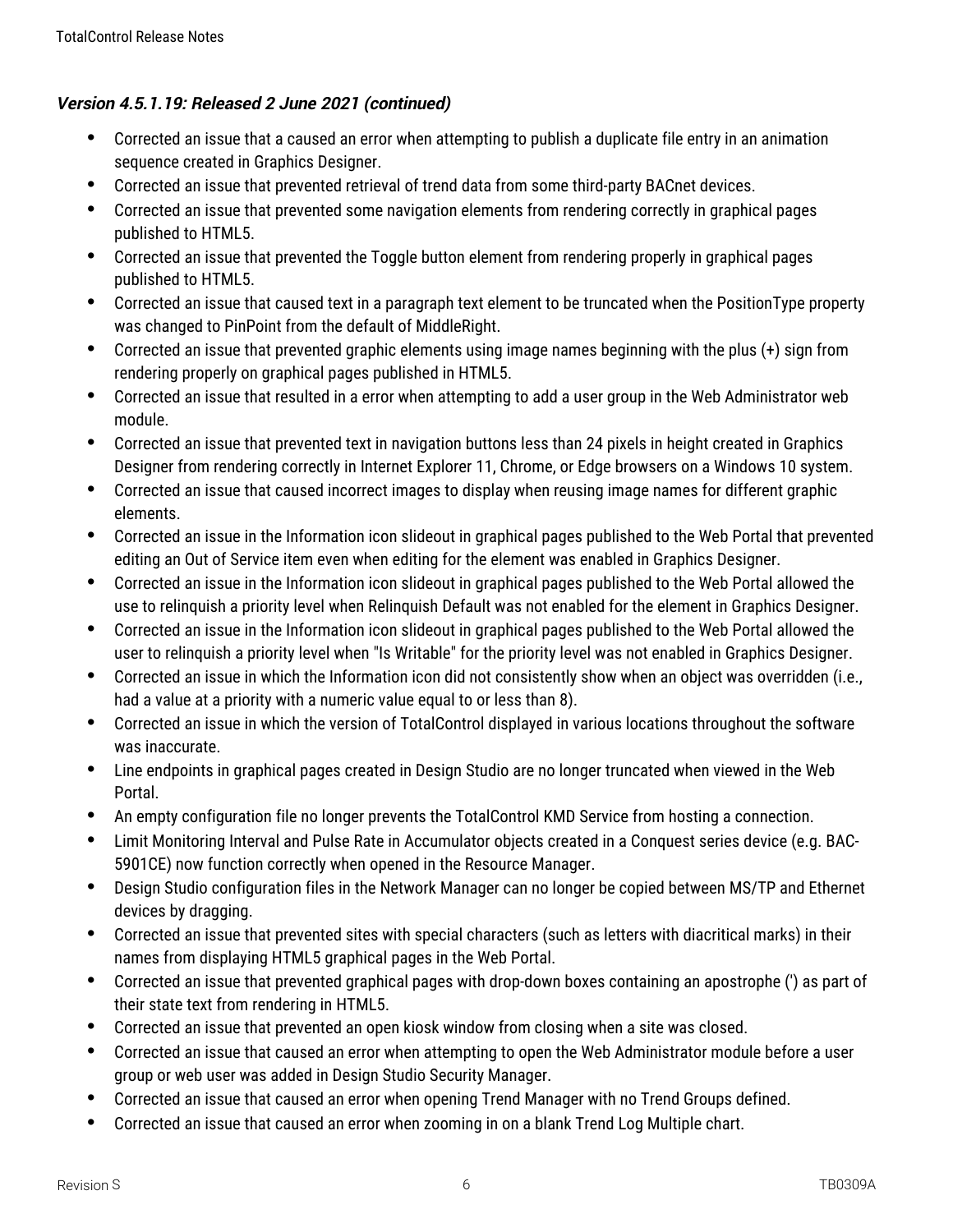### *Version 4.5.1.19: Released 2 June 2021 (continued)*

- Corrected an issue that a caused an error when attempting to publish a duplicate file entry in an animation sequence created in Graphics Designer.
- Corrected an issue that prevented retrieval of trend data from some third-party BACnet devices.
- Corrected an issue that prevented some navigation elements from rendering correctly in graphical pages published to HTML5.
- Corrected an issue that prevented the Toggle button element from rendering properly in graphical pages published to HTML5.
- Corrected an issue that caused text in a paragraph text element to be truncated when the PositionType property was changed to PinPoint from the default of MiddleRight.
- Corrected an issue that prevented graphic elements using image names beginning with the plus (+) sign from rendering properly on graphical pages published in HTML5.
- Corrected an issue that resulted in a error when attempting to add a user group in the Web Administrator web module.
- Corrected an issue that prevented text in navigation buttons less than 24 pixels in height created in Graphics Designer from rendering correctly in Internet Explorer 11, Chrome, or Edge browsers on a Windows 10 system.
- Corrected an issue that caused incorrect images to display when reusing image names for different graphic elements.
- Corrected an issue in the Information icon slideout in graphical pages published to the Web Portal that prevented editing an Out of Service item even when editing for the element was enabled in Graphics Designer.
- Corrected an issue in the Information icon slideout in graphical pages published to the Web Portal allowed the use to relinquish a priority level when Relinquish Default was not enabled for the element in Graphics Designer.
- Corrected an issue in the Information icon slideout in graphical pages published to the Web Portal allowed the user to relinquish a priority level when "Is Writable" for the priority level was not enabled in Graphics Designer.
- Corrected an issue in which the Information icon did not consistently show when an object was overridden (i.e., had a value at a priority with a numeric value equal to or less than 8).
- Corrected an issue in which the version of TotalControl displayed in various locations throughout the software was inaccurate.
- Line endpoints in graphical pages created in Design Studio are no longer truncated when viewed in the Web Portal.
- An empty configuration file no longer prevents the TotalControl KMD Service from hosting a connection.
- Limit Monitoring Interval and Pulse Rate in Accumulator objects created in a Conquest series device (e.g. BAC-5901CE) now function correctly when opened in the Resource Manager.
- Design Studio configuration files in the Network Manager can no longer be copied between MS/TP and Ethernet devices by dragging.
- Corrected an issue that prevented sites with special characters (such as letters with diacritical marks) in their names from displaying HTML5 graphical pages in the Web Portal.
- Corrected an issue that prevented graphical pages with drop-down boxes containing an apostrophe (') as part of their state text from rendering in HTML5.
- Corrected an issue that prevented an open kiosk window from closing when a site was closed.
- Corrected an issue that caused an error when attempting to open the Web Administrator module before a user group or web user was added in Design Studio Security Manager.
- Corrected an issue that caused an error when opening Trend Manager with no Trend Groups defined.
- Corrected an issue that caused an error when zooming in on a blank Trend Log Multiple chart.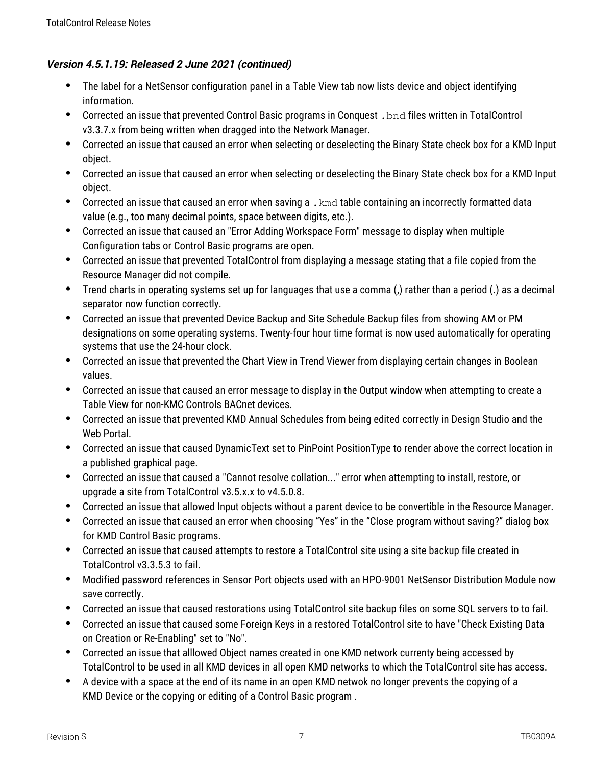### *Version 4.5.1.19: Released 2 June 2021 (continued)*

- The label for a NetSensor configuration panel in a Table View tab now lists device and object identifying information.
- Corrected an issue that prevented Control Basic programs in Conquest `.bnd` files written in TotalControl v3.3.7.x from being written when dragged into the Network Manager.
- Corrected an issue that caused an error when selecting or deselecting the Binary State check box for a KMD Input object.
- Corrected an issue that caused an error when selecting or deselecting the Binary State check box for a KMD Input object.
- Corrected an issue that caused an error when saving a `.kmd` table containing an incorrectly formatted data value (e.g., too many decimal points, space between digits, etc.).
- Corrected an issue that caused an "Error Adding Workspace Form" message to display when multiple Configuration tabs or Control Basic programs are open.
- Corrected an issue that prevented TotalControl from displaying a message stating that a file copied from the Resource Manager did not compile.
- Trend charts in operating systems set up for languages that use a comma (,) rather than a period (.) as a decimal separator now function correctly.
- Corrected an issue that prevented Device Backup and Site Schedule Backup files from showing AM or PM designations on some operating systems. Twenty-four hour time format is now used automatically for operating systems that use the 24-hour clock.
- Corrected an issue that prevented the Chart View in Trend Viewer from displaying certain changes in Boolean values.
- Corrected an issue that caused an error message to display in the Output window when attempting to create a Table View for non-KMC Controls BACnet devices.
- Corrected an issue that prevented KMD Annual Schedules from being edited correctly in Design Studio and the Web Portal.
- Corrected an issue that caused DynamicText set to PinPoint PositionType to render above the correct location in a published graphical page.
- Corrected an issue that caused a "Cannot resolve collation..." error when attempting to install, restore, or upgrade a site from TotalControl v3.5.x.x to v4.5.0.8.
- Corrected an issue that allowed Input objects without a parent device to be convertible in the Resource Manager.
- Corrected an issue that caused an error when choosing "Yes" in the "Close program without saving?" dialog box for KMD Control Basic programs.
- Corrected an issue that caused attempts to restore a TotalControl site using a site backup file created in TotalControl v3.3.5.3 to fail.
- Modified password references in Sensor Port objects used with an HPO-9001 NetSensor Distribution Module now save correctly.
- Corrected an issue that caused restorations using TotalControl site backup files on some SQL servers to to fail.
- Corrected an issue that caused some Foreign Keys in a restored TotalControl site to have "Check Existing Data on Creation or Re-Enabling" set to "No".
- Corrected an issue that alllowed Object names created in one KMD network currenty being accessed by TotalControl to be used in all KMD devices in all open KMD networks to which the TotalControl site has access.
- A device with a space at the end of its name in an open KMD netwok no longer prevents the copying of a KMD Device or the copying or editing of a Control Basic program .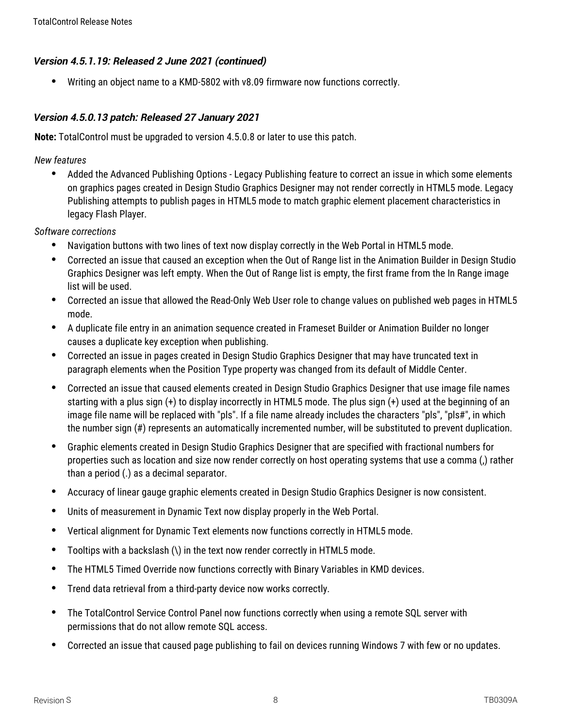### *Version 4.5.1.19: Released 2 June 2021 (continued)*

- Writing an object name to a KMD-5802 with v8.09 firmware now functions correctly.

### *Version 4.5.0.13 patch: Released 27 January 2021*

**Note:** TotalControl must be upgraded to version 4.5.0.8 or later to use this patch.

*New features*

- Added the Advanced Publishing Options - Legacy Publishing feature to correct an issue in which some elements on graphics pages created in Design Studio Graphics Designer may not render correctly in HTML5 mode. Legacy Publishing attempts to publish pages in HTML5 mode to match graphic element placement characteristics in legacy Flash Player.

*Software corrections*

- Navigation buttons with two lines of text now display correctly in the Web Portal in HTML5 mode.
- Corrected an issue that caused an exception when the Out of Range list in the Animation Builder in Design Studio Graphics Designer was left empty. When the Out of Range list is empty, the first frame from the In Range image list will be used.
- Corrected an issue that allowed the Read-Only Web User role to change values on published web pages in HTML5 mode.
- A duplicate file entry in an animation sequence created in Frameset Builder or Animation Builder no longer causes a duplicate key exception when publishing.
- Corrected an issue in pages created in Design Studio Graphics Designer that may have truncated text in paragraph elements when the Position Type property was changed from its default of Middle Center.
- Corrected an issue that caused elements created in Design Studio Graphics Designer that use image file names starting with a plus sign (+) to display incorrectly in HTML5 mode. The plus sign (+) used at the beginning of an image file name will be replaced with "pls". If a file name already includes the characters "pls", "pls#", in which the number sign (#) represents an automatically incremented number, will be substituted to prevent duplication.
- Graphic elements created in Design Studio Graphics Designer that are specified with fractional numbers for properties such as location and size now render correctly on host operating systems that use a comma (,) rather than a period (.) as a decimal separator.
- Accuracy of linear gauge graphic elements created in Design Studio Graphics Designer is now consistent.
- Units of measurement in Dynamic Text now display properly in the Web Portal.
- Vertical alignment for Dynamic Text elements now functions correctly in HTML5 mode.
- Tooltips with a backslash (\) in the text now render correctly in HTML5 mode.
- The HTML5 Timed Override now functions correctly with Binary Variables in KMD devices.
- Trend data retrieval from a third-party device now works correctly.
- The TotalControl Service Control Panel now functions correctly when using a remote SQL server with permissions that do not allow remote SQL access.
- Corrected an issue that caused page publishing to fail on devices running Windows 7 with few or no updates.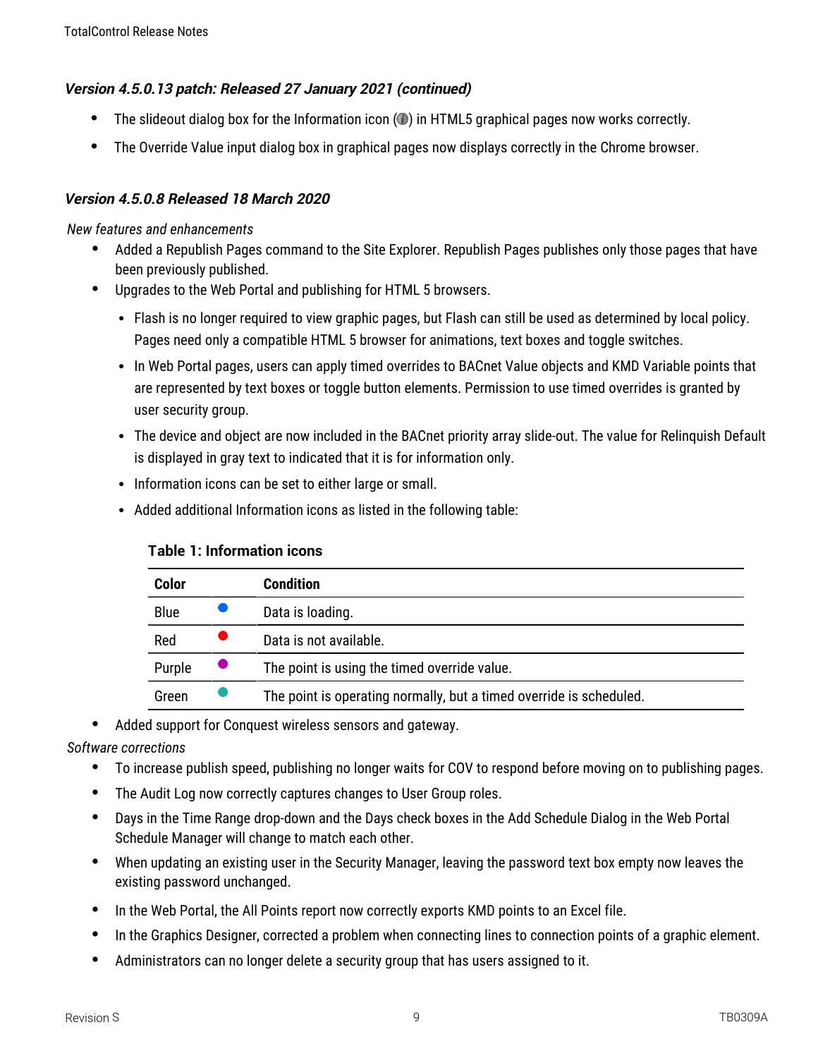### *Version 4.5.0.13 patch: Released 27 January 2021 (continued)*

- The slideout dialog box for the Information icon (ⓘ) in HTML5 graphical pages now works correctly.
- The Override Value input dialog box in graphical pages now displays correctly in the Chrome browser.

### *Version 4.5.0.8 Released 18 March 2020*

*New features and enhancements*

- Added a Republish Pages command to the Site Explorer. Republish Pages publishes only those pages that have been previously published.
- Upgrades to the Web Portal and publishing for HTML 5 browsers.
  - Flash is no longer required to view graphic pages, but Flash can still be used as determined by local policy. Pages need only a compatible HTML 5 browser for animations, text boxes and toggle switches.
  - In Web Portal pages, users can apply timed overrides to BACnet Value objects and KMD Variable points that are represented by text boxes or toggle button elements. Permission to use timed overrides is granted by user security group.
  - The device and object are now included in the BACnet priority array slide-out. The value for Relinquish Default is displayed in gray text to indicated that it is for information only.
  - Information icons can be set to either large or small.
  - Added additional Information icons as listed in the following table:

**Table 1: Information icons**

| Color | | Condition |
|---|---|---|
| Blue | ● | Data is loading. |
| Red | ● | Data is not available. |
| Purple | ● | The point is using the timed override value. |
| Green | ● | The point is operating normally, but a timed override is scheduled. |

- Added support for Conquest wireless sensors and gateway.

*Software corrections*

- To increase publish speed, publishing no longer waits for COV to respond before moving on to publishing pages.
- The Audit Log now correctly captures changes to User Group roles.
- Days in the Time Range drop-down and the Days check boxes in the Add Schedule Dialog in the Web Portal Schedule Manager will change to match each other.
- When updating an existing user in the Security Manager, leaving the password text box empty now leaves the existing password unchanged.
- In the Web Portal, the All Points report now correctly exports KMD points to an Excel file.
- In the Graphics Designer, corrected a problem when connecting lines to connection points of a graphic element.
- Administrators can no longer delete a security group that has users assigned to it.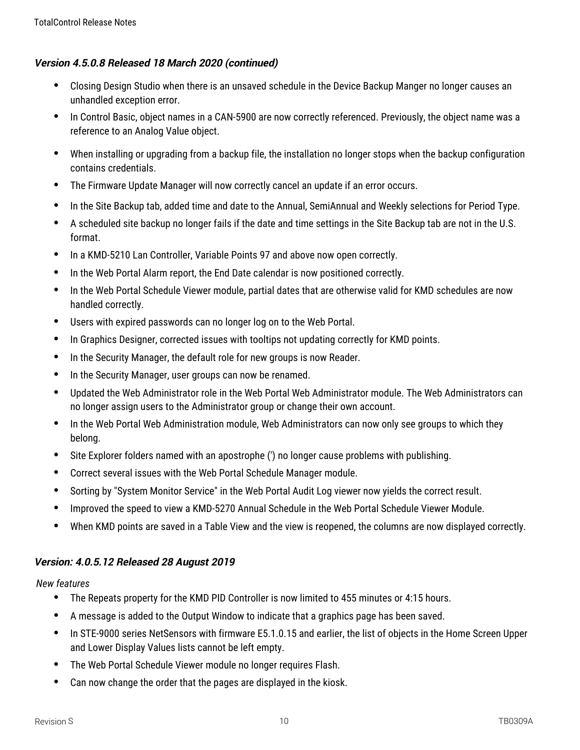### *Version 4.5.0.8 Released 18 March 2020 (continued)*

- Closing Design Studio when there is an unsaved schedule in the Device Backup Manger no longer causes an unhandled exception error.
- In Control Basic, object names in a CAN-5900 are now correctly referenced. Previously, the object name was a reference to an Analog Value object.
- When installing or upgrading from a backup file, the installation no longer stops when the backup configuration contains credentials.
- The Firmware Update Manager will now correctly cancel an update if an error occurs.
- In the Site Backup tab, added time and date to the Annual, SemiAnnual and Weekly selections for Period Type.
- A scheduled site backup no longer fails if the date and time settings in the Site Backup tab are not in the U.S. format.
- In a KMD-5210 Lan Controller, Variable Points 97 and above now open correctly.
- In the Web Portal Alarm report, the End Date calendar is now positioned correctly.
- In the Web Portal Schedule Viewer module, partial dates that are otherwise valid for KMD schedules are now handled correctly.
- Users with expired passwords can no longer log on to the Web Portal.
- In Graphics Designer, corrected issues with tooltips not updating correctly for KMD points.
- In the Security Manager, the default role for new groups is now Reader.
- In the Security Manager, user groups can now be renamed.
- Updated the Web Administrator role in the Web Portal Web Administrator module. The Web Administrators can no longer assign users to the Administrator group or change their own account.
- In the Web Portal Web Administration module, Web Administrators can now only see groups to which they belong.
- Site Explorer folders named with an apostrophe (') no longer cause problems with publishing.
- Correct several issues with the Web Portal Schedule Manager module.
- Sorting by "System Monitor Service" in the Web Portal Audit Log viewer now yields the correct result.
- Improved the speed to view a KMD-5270 Annual Schedule in the Web Portal Schedule Viewer Module.
- When KMD points are saved in a Table View and the view is reopened, the columns are now displayed correctly.

### *Version: 4.0.5.12 Released 28 August 2019*

*New features*

- The Repeats property for the KMD PID Controller is now limited to 455 minutes or 4:15 hours.
- A message is added to the Output Window to indicate that a graphics page has been saved.
- In STE-9000 series NetSensors with firmware E5.1.0.15 and earlier, the list of objects in the Home Screen Upper and Lower Display Values lists cannot be left empty.
- The Web Portal Schedule Viewer module no longer requires Flash.
- Can now change the order that the pages are displayed in the kiosk.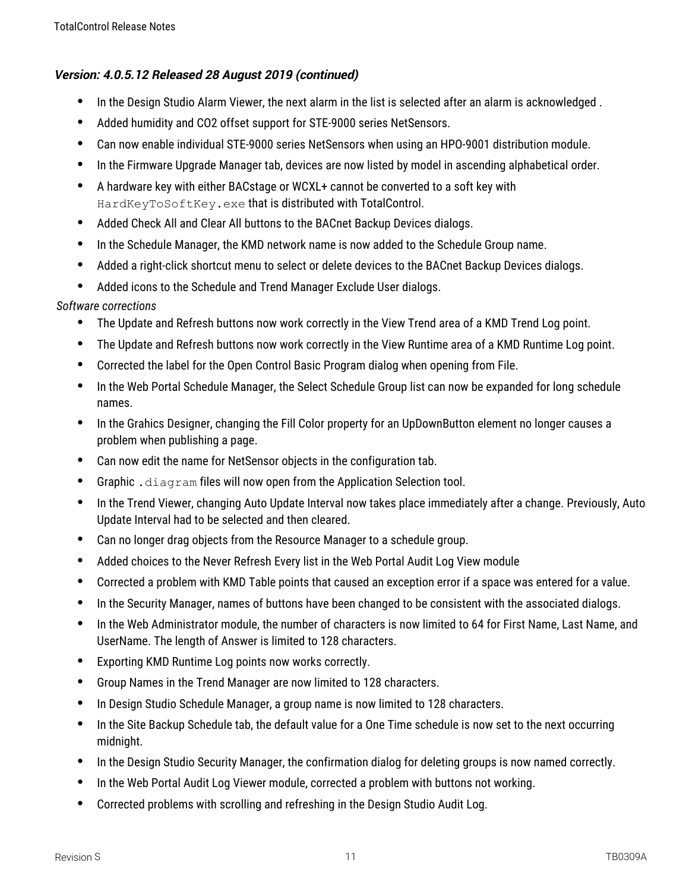### *Version: 4.0.5.12 Released 28 August 2019 (continued)*

- In the Design Studio Alarm Viewer, the next alarm in the list is selected after an alarm is acknowledged .
- Added humidity and CO2 offset support for STE-9000 series NetSensors.
- Can now enable individual STE-9000 series NetSensors when using an HPO-9001 distribution module.
- In the Firmware Upgrade Manager tab, devices are now listed by model in ascending alphabetical order.
- A hardware key with either BACstage or WCXL+ cannot be converted to a soft key with `HardKeyToSoftKey.exe` that is distributed with TotalControl.
- Added Check All and Clear All buttons to the BACnet Backup Devices dialogs.
- In the Schedule Manager, the KMD network name is now added to the Schedule Group name.
- Added a right-click shortcut menu to select or delete devices to the BACnet Backup Devices dialogs.
- Added icons to the Schedule and Trend Manager Exclude User dialogs.

*Software corrections*

- The Update and Refresh buttons now work correctly in the View Trend area of a KMD Trend Log point.
- The Update and Refresh buttons now work correctly in the View Runtime area of a KMD Runtime Log point.
- Corrected the label for the Open Control Basic Program dialog when opening from File.
- In the Web Portal Schedule Manager, the Select Schedule Group list can now be expanded for long schedule names.
- In the Grahics Designer, changing the Fill Color property for an UpDownButton element no longer causes a problem when publishing a page.
- Can now edit the name for NetSensor objects in the configuration tab.
- Graphic `.diagram` files will now open from the Application Selection tool.
- In the Trend Viewer, changing Auto Update Interval now takes place immediately after a change. Previously, Auto Update Interval had to be selected and then cleared.
- Can no longer drag objects from the Resource Manager to a schedule group.
- Added choices to the Never Refresh Every list in the Web Portal Audit Log View module
- Corrected a problem with KMD Table points that caused an exception error if a space was entered for a value.
- In the Security Manager, names of buttons have been changed to be consistent with the associated dialogs.
- In the Web Administrator module, the number of characters is now limited to 64 for First Name, Last Name, and UserName. The length of Answer is limited to 128 characters.
- Exporting KMD Runtime Log points now works correctly.
- Group Names in the Trend Manager are now limited to 128 characters.
- In Design Studio Schedule Manager, a group name is now limited to 128 characters.
- In the Site Backup Schedule tab, the default value for a One Time schedule is now set to the next occurring midnight.
- In the Design Studio Security Manager, the confirmation dialog for deleting groups is now named correctly.
- In the Web Portal Audit Log Viewer module, corrected a problem with buttons not working.
- Corrected problems with scrolling and refreshing in the Design Studio Audit Log.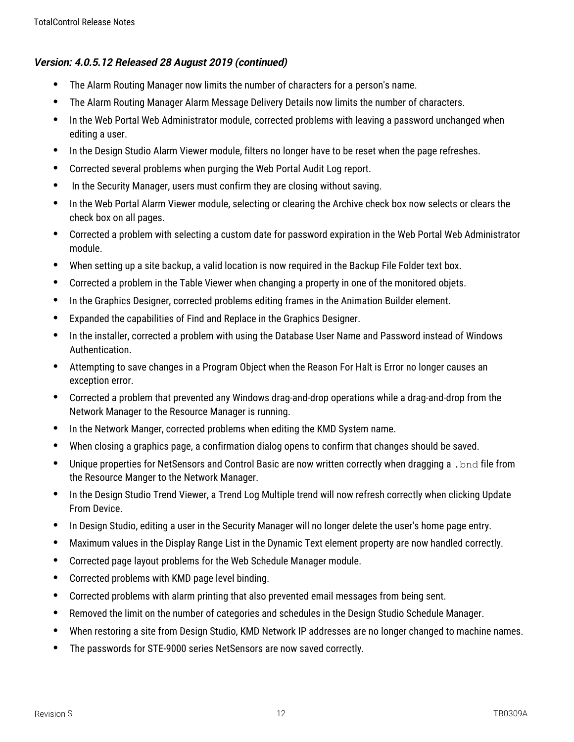### *Version: 4.0.5.12 Released 28 August 2019 (continued)*

- The Alarm Routing Manager now limits the number of characters for a person's name.
- The Alarm Routing Manager Alarm Message Delivery Details now limits the number of characters.
- In the Web Portal Web Administrator module, corrected problems with leaving a password unchanged when editing a user.
- In the Design Studio Alarm Viewer module, filters no longer have to be reset when the page refreshes.
- Corrected several problems when purging the Web Portal Audit Log report.
- In the Security Manager, users must confirm they are closing without saving.
- In the Web Portal Alarm Viewer module, selecting or clearing the Archive check box now selects or clears the check box on all pages.
- Corrected a problem with selecting a custom date for password expiration in the Web Portal Web Administrator module.
- When setting up a site backup, a valid location is now required in the Backup File Folder text box.
- Corrected a problem in the Table Viewer when changing a property in one of the monitored objets.
- In the Graphics Designer, corrected problems editing frames in the Animation Builder element.
- Expanded the capabilities of Find and Replace in the Graphics Designer.
- In the installer, corrected a problem with using the Database User Name and Password instead of Windows Authentication.
- Attempting to save changes in a Program Object when the Reason For Halt is Error no longer causes an exception error.
- Corrected a problem that prevented any Windows drag-and-drop operations while a drag-and-drop from the Network Manager to the Resource Manager is running.
- In the Network Manger, corrected problems when editing the KMD System name.
- When closing a graphics page, a confirmation dialog opens to confirm that changes should be saved.
- Unique properties for NetSensors and Control Basic are now written correctly when dragging a `.bnd` file from the Resource Manger to the Network Manager.
- In the Design Studio Trend Viewer, a Trend Log Multiple trend will now refresh correctly when clicking Update From Device.
- In Design Studio, editing a user in the Security Manager will no longer delete the user's home page entry.
- Maximum values in the Display Range List in the Dynamic Text element property are now handled correctly.
- Corrected page layout problems for the Web Schedule Manager module.
- Corrected problems with KMD page level binding.
- Corrected problems with alarm printing that also prevented email messages from being sent.
- Removed the limit on the number of categories and schedules in the Design Studio Schedule Manager.
- When restoring a site from Design Studio, KMD Network IP addresses are no longer changed to machine names.
- The passwords for STE-9000 series NetSensors are now saved correctly.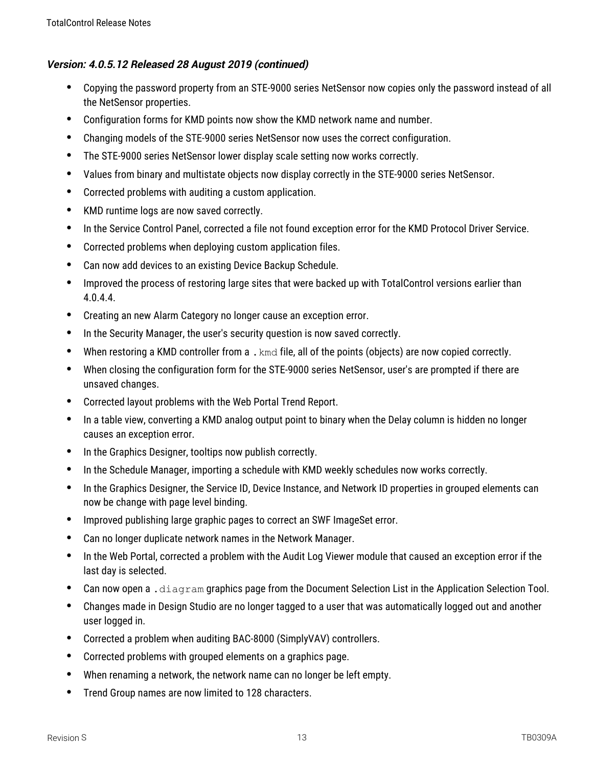### *Version: 4.0.5.12 Released 28 August 2019 (continued)*

- Copying the password property from an STE-9000 series NetSensor now copies only the password instead of all the NetSensor properties.
- Configuration forms for KMD points now show the KMD network name and number.
- Changing models of the STE-9000 series NetSensor now uses the correct configuration.
- The STE-9000 series NetSensor lower display scale setting now works correctly.
- Values from binary and multistate objects now display correctly in the STE-9000 series NetSensor.
- Corrected problems with auditing a custom application.
- KMD runtime logs are now saved correctly.
- In the Service Control Panel, corrected a file not found exception error for the KMD Protocol Driver Service.
- Corrected problems when deploying custom application files.
- Can now add devices to an existing Device Backup Schedule.
- Improved the process of restoring large sites that were backed up with TotalControl versions earlier than 4.0.4.4.
- Creating an new Alarm Category no longer cause an exception error.
- In the Security Manager, the user's security question is now saved correctly.
- When restoring a KMD controller from a `.kmd` file, all of the points (objects) are now copied correctly.
- When closing the configuration form for the STE-9000 series NetSensor, user's are prompted if there are unsaved changes.
- Corrected layout problems with the Web Portal Trend Report.
- In a table view, converting a KMD analog output point to binary when the Delay column is hidden no longer causes an exception error.
- In the Graphics Designer, tooltips now publish correctly.
- In the Schedule Manager, importing a schedule with KMD weekly schedules now works correctly.
- In the Graphics Designer, the Service ID, Device Instance, and Network ID properties in grouped elements can now be change with page level binding.
- Improved publishing large graphic pages to correct an SWF ImageSet error.
- Can no longer duplicate network names in the Network Manager.
- In the Web Portal, corrected a problem with the Audit Log Viewer module that caused an exception error if the last day is selected.
- Can now open a `.diagram` graphics page from the Document Selection List in the Application Selection Tool.
- Changes made in Design Studio are no longer tagged to a user that was automatically logged out and another user logged in.
- Corrected a problem when auditing BAC-8000 (SimplyVAV) controllers.
- Corrected problems with grouped elements on a graphics page.
- When renaming a network, the network name can no longer be left empty.
- Trend Group names are now limited to 128 characters.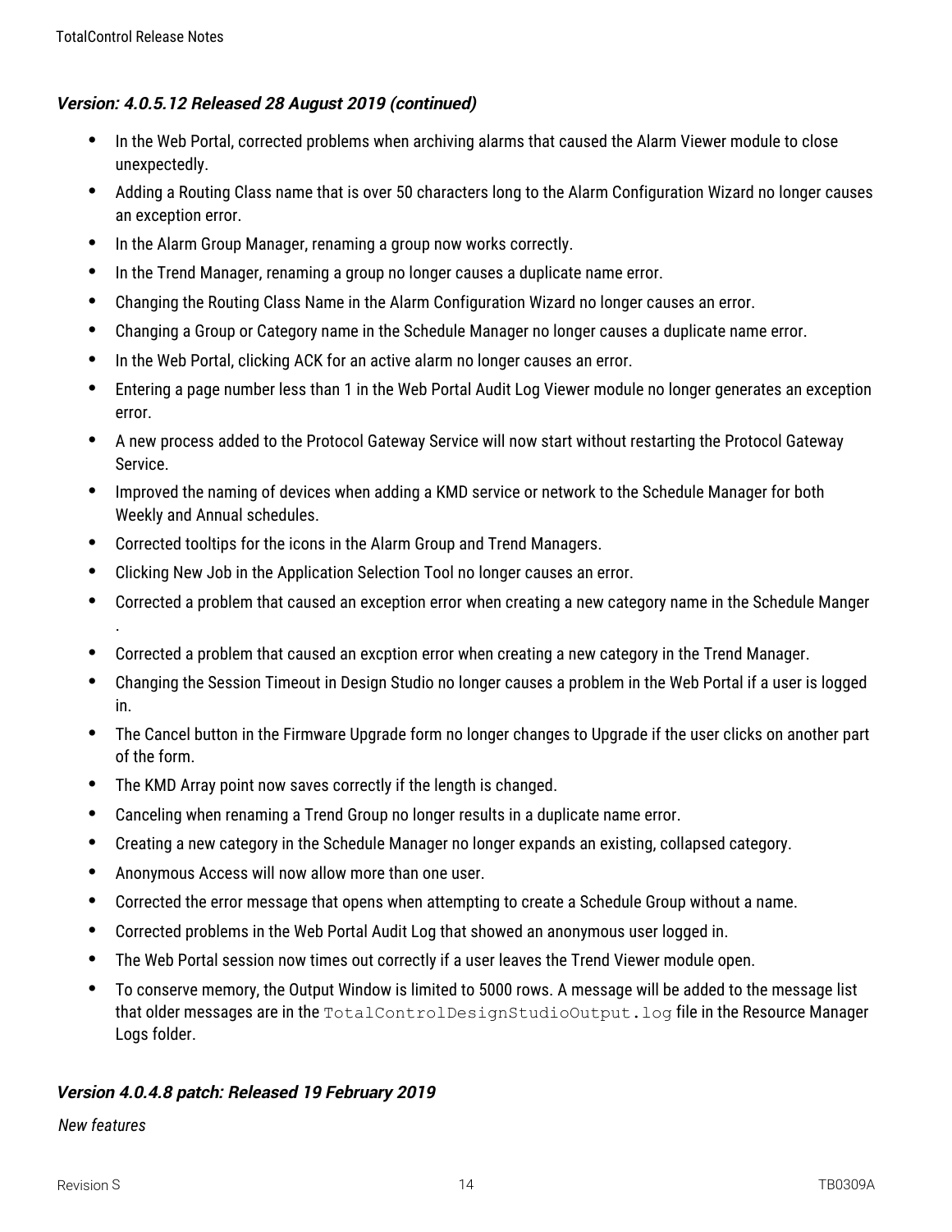### *Version: 4.0.5.12 Released 28 August 2019 (continued)*

- In the Web Portal, corrected problems when archiving alarms that caused the Alarm Viewer module to close unexpectedly.
- Adding a Routing Class name that is over 50 characters long to the Alarm Configuration Wizard no longer causes an exception error.
- In the Alarm Group Manager, renaming a group now works correctly.
- In the Trend Manager, renaming a group no longer causes a duplicate name error.
- Changing the Routing Class Name in the Alarm Configuration Wizard no longer causes an error.
- Changing a Group or Category name in the Schedule Manager no longer causes a duplicate name error.
- In the Web Portal, clicking ACK for an active alarm no longer causes an error.
- Entering a page number less than 1 in the Web Portal Audit Log Viewer module no longer generates an exception error.
- A new process added to the Protocol Gateway Service will now start without restarting the Protocol Gateway Service.
- Improved the naming of devices when adding a KMD service or network to the Schedule Manager for both Weekly and Annual schedules.
- Corrected tooltips for the icons in the Alarm Group and Trend Managers.
- Clicking New Job in the Application Selection Tool no longer causes an error.
- Corrected a problem that caused an exception error when creating a new category name in the Schedule Manger .
- Corrected a problem that caused an excption error when creating a new category in the Trend Manager.
- Changing the Session Timeout in Design Studio no longer causes a problem in the Web Portal if a user is logged in.
- The Cancel button in the Firmware Upgrade form no longer changes to Upgrade if the user clicks on another part of the form.
- The KMD Array point now saves correctly if the length is changed.
- Canceling when renaming a Trend Group no longer results in a duplicate name error.
- Creating a new category in the Schedule Manager no longer expands an existing, collapsed category.
- Anonymous Access will now allow more than one user.
- Corrected the error message that opens when attempting to create a Schedule Group without a name.
- Corrected problems in the Web Portal Audit Log that showed an anonymous user logged in.
- The Web Portal session now times out correctly if a user leaves the Trend Viewer module open.
- To conserve memory, the Output Window is limited to 5000 rows. A message will be added to the message list that older messages are in the `TotalControlDesignStudioOutput.log` file in the Resource Manager Logs folder.

### *Version 4.0.4.8 patch: Released 19 February 2019*

*New features*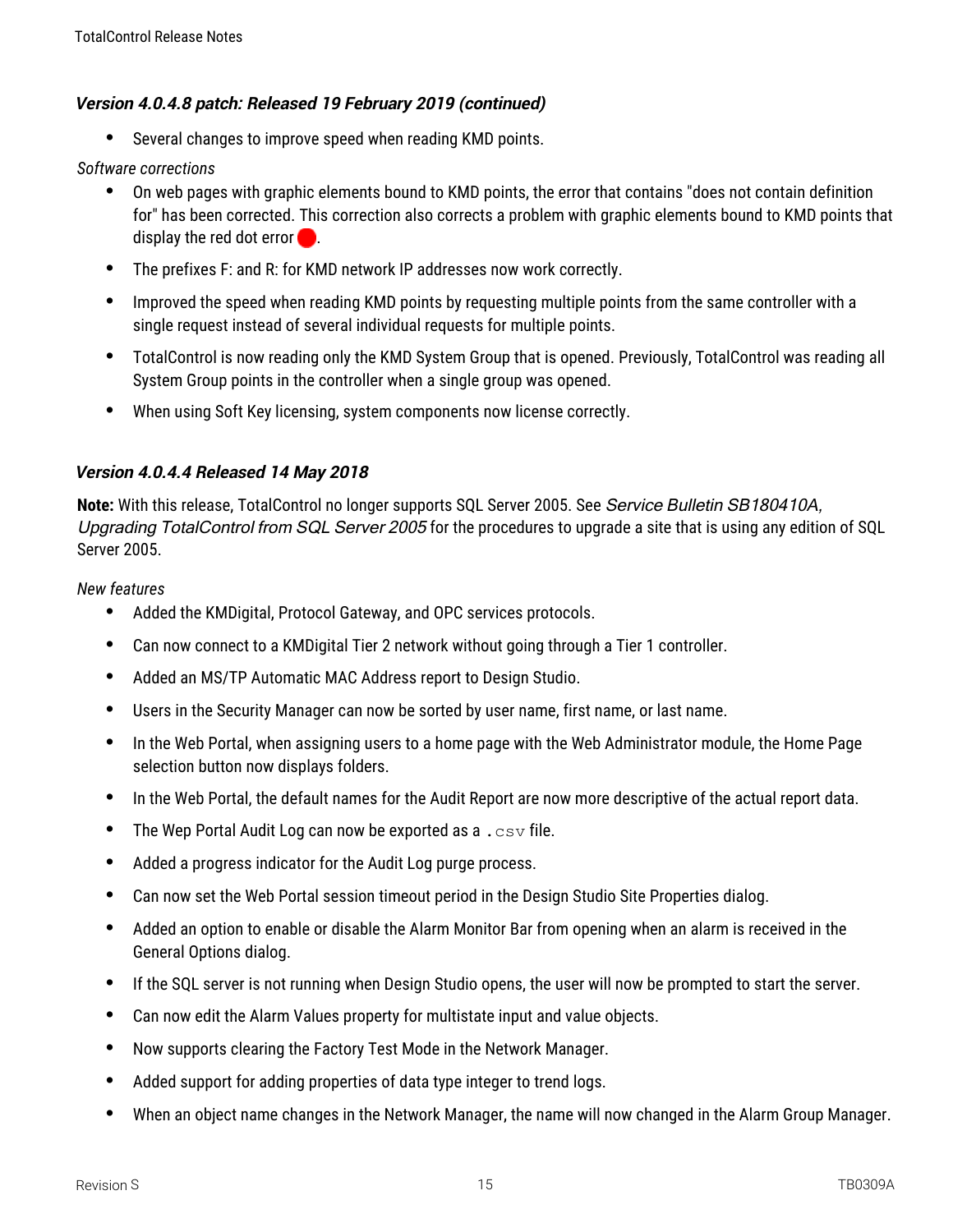### *Version 4.0.4.8 patch: Released 19 February 2019 (continued)*

- Several changes to improve speed when reading KMD points.

*Software corrections*

- On web pages with graphic elements bound to KMD points, the error that contains "does not contain definition for" has been corrected. This correction also corrects a problem with graphic elements bound to KMD points that display the red dot error.
- The prefixes F: and R: for KMD network IP addresses now work correctly.
- Improved the speed when reading KMD points by requesting multiple points from the same controller with a single request instead of several individual requests for multiple points.
- TotalControl is now reading only the KMD System Group that is opened. Previously, TotalControl was reading all System Group points in the controller when a single group was opened.
- When using Soft Key licensing, system components now license correctly.

### *Version 4.0.4.4 Released 14 May 2018*

**Note:** With this release, TotalControl no longer supports SQL Server 2005. See *Service Bulletin SB180410A, Upgrading TotalControl from SQL Server 2005* for the procedures to upgrade a site that is using any edition of SQL Server 2005.

*New features*

- Added the KMDigital, Protocol Gateway, and OPC services protocols.
- Can now connect to a KMDigital Tier 2 network without going through a Tier 1 controller.
- Added an MS/TP Automatic MAC Address report to Design Studio.
- Users in the Security Manager can now be sorted by user name, first name, or last name.
- In the Web Portal, when assigning users to a home page with the Web Administrator module, the Home Page selection button now displays folders.
- In the Web Portal, the default names for the Audit Report are now more descriptive of the actual report data.
- The Wep Portal Audit Log can now be exported as a `.csv` file.
- Added a progress indicator for the Audit Log purge process.
- Can now set the Web Portal session timeout period in the Design Studio Site Properties dialog.
- Added an option to enable or disable the Alarm Monitor Bar from opening when an alarm is received in the General Options dialog.
- If the SQL server is not running when Design Studio opens, the user will now be prompted to start the server.
- Can now edit the Alarm Values property for multistate input and value objects.
- Now supports clearing the Factory Test Mode in the Network Manager.
- Added support for adding properties of data type integer to trend logs.
- When an object name changes in the Network Manager, the name will now changed in the Alarm Group Manager.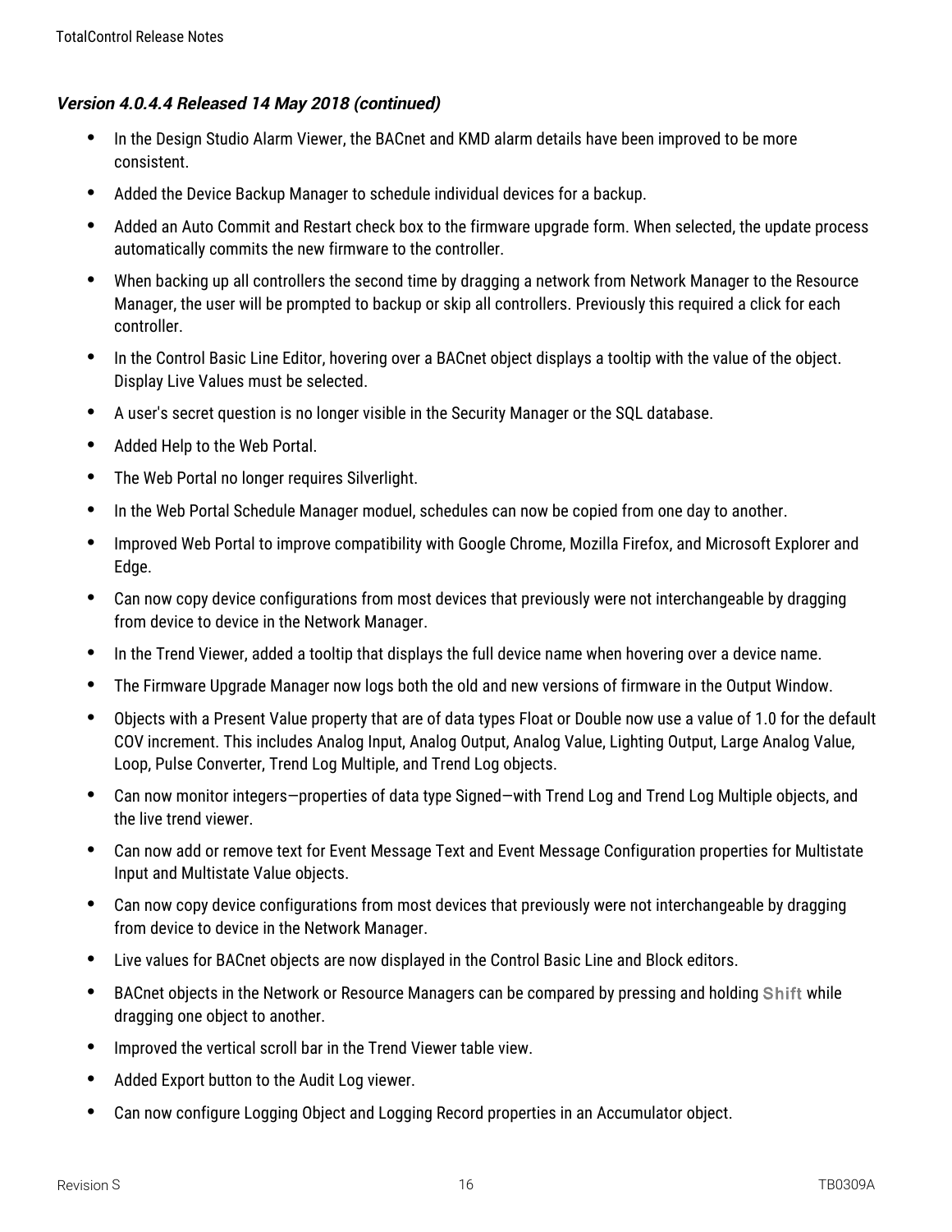### *Version 4.0.4.4 Released 14 May 2018 (continued)*

- In the Design Studio Alarm Viewer, the BACnet and KMD alarm details have been improved to be more consistent.
- Added the Device Backup Manager to schedule individual devices for a backup.
- Added an Auto Commit and Restart check box to the firmware upgrade form. When selected, the update process automatically commits the new firmware to the controller.
- When backing up all controllers the second time by dragging a network from Network Manager to the Resource Manager, the user will be prompted to backup or skip all controllers. Previously this required a click for each controller.
- In the Control Basic Line Editor, hovering over a BACnet object displays a tooltip with the value of the object. Display Live Values must be selected.
- A user's secret question is no longer visible in the Security Manager or the SQL database.
- Added Help to the Web Portal.
- The Web Portal no longer requires Silverlight.
- In the Web Portal Schedule Manager moduel, schedules can now be copied from one day to another.
- Improved Web Portal to improve compatibility with Google Chrome, Mozilla Firefox, and Microsoft Explorer and Edge.
- Can now copy device configurations from most devices that previously were not interchangeable by dragging from device to device in the Network Manager.
- In the Trend Viewer, added a tooltip that displays the full device name when hovering over a device name.
- The Firmware Upgrade Manager now logs both the old and new versions of firmware in the Output Window.
- Objects with a Present Value property that are of data types Float or Double now use a value of 1.0 for the default COV increment. This includes Analog Input, Analog Output, Analog Value, Lighting Output, Large Analog Value, Loop, Pulse Converter, Trend Log Multiple, and Trend Log objects.
- Can now monitor integers—properties of data type Signed—with Trend Log and Trend Log Multiple objects, and the live trend viewer.
- Can now add or remove text for Event Message Text and Event Message Configuration properties for Multistate Input and Multistate Value objects.
- Can now copy device configurations from most devices that previously were not interchangeable by dragging from device to device in the Network Manager.
- Live values for BACnet objects are now displayed in the Control Basic Line and Block editors.
- BACnet objects in the Network or Resource Managers can be compared by pressing and holding Shift while dragging one object to another.
- Improved the vertical scroll bar in the Trend Viewer table view.
- Added Export button to the Audit Log viewer.
- Can now configure Logging Object and Logging Record properties in an Accumulator object.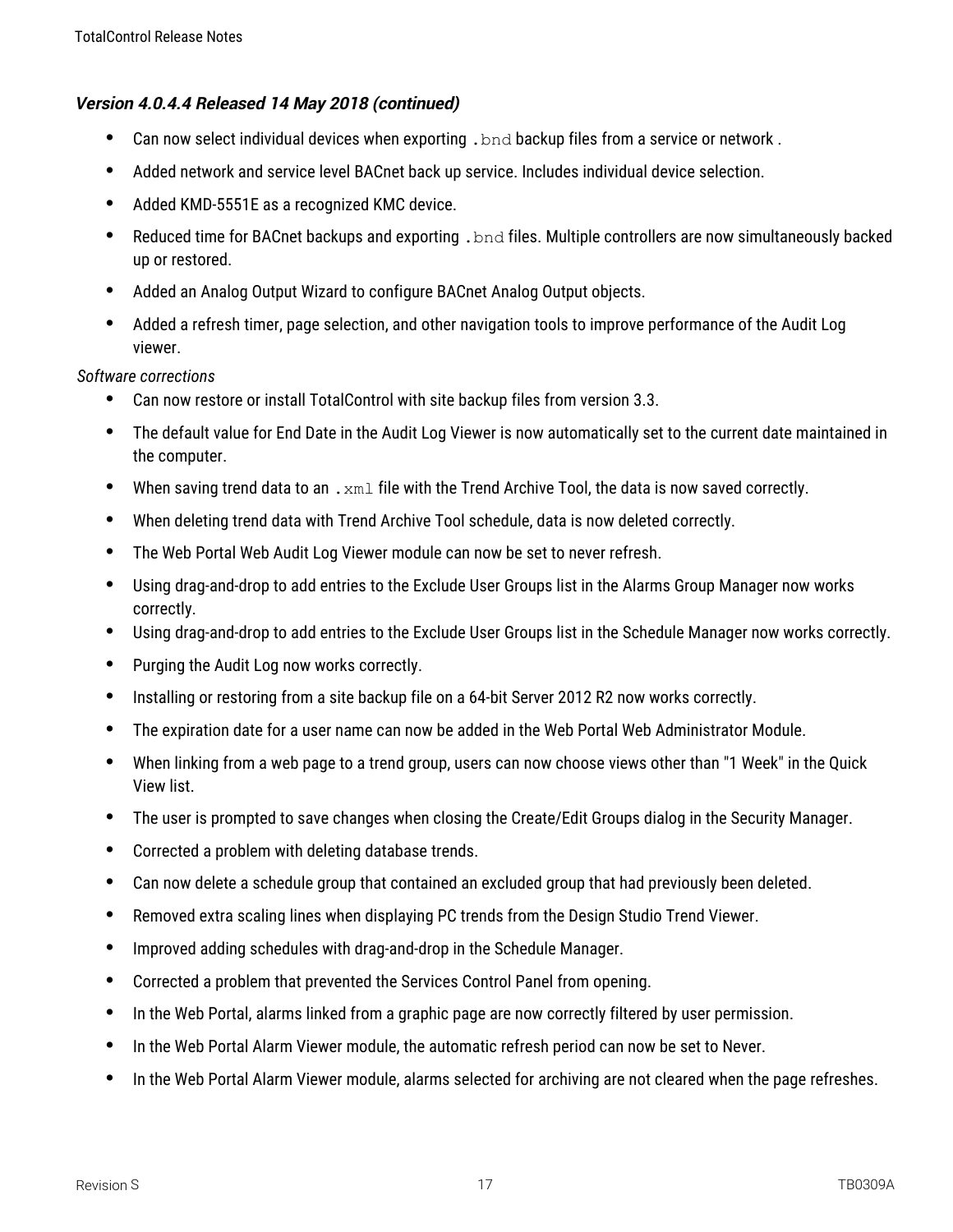### *Version 4.0.4.4 Released 14 May 2018 (continued)*

- Can now select individual devices when exporting `.bnd` backup files from a service or network .
- Added network and service level BACnet back up service. Includes individual device selection.
- Added KMD-5551E as a recognized KMC device.
- Reduced time for BACnet backups and exporting `.bnd` files. Multiple controllers are now simultaneously backed up or restored.
- Added an Analog Output Wizard to configure BACnet Analog Output objects.
- Added a refresh timer, page selection, and other navigation tools to improve performance of the Audit Log viewer.

*Software corrections*

- Can now restore or install TotalControl with site backup files from version 3.3.
- The default value for End Date in the Audit Log Viewer is now automatically set to the current date maintained in the computer.
- When saving trend data to an `.xml` file with the Trend Archive Tool, the data is now saved correctly.
- When deleting trend data with Trend Archive Tool schedule, data is now deleted correctly.
- The Web Portal Web Audit Log Viewer module can now be set to never refresh.
- Using drag-and-drop to add entries to the Exclude User Groups list in the Alarms Group Manager now works correctly.
- Using drag-and-drop to add entries to the Exclude User Groups list in the Schedule Manager now works correctly.
- Purging the Audit Log now works correctly.
- Installing or restoring from a site backup file on a 64-bit Server 2012 R2 now works correctly.
- The expiration date for a user name can now be added in the Web Portal Web Administrator Module.
- When linking from a web page to a trend group, users can now choose views other than "1 Week" in the Quick View list.
- The user is prompted to save changes when closing the Create/Edit Groups dialog in the Security Manager.
- Corrected a problem with deleting database trends.
- Can now delete a schedule group that contained an excluded group that had previously been deleted.
- Removed extra scaling lines when displaying PC trends from the Design Studio Trend Viewer.
- Improved adding schedules with drag-and-drop in the Schedule Manager.
- Corrected a problem that prevented the Services Control Panel from opening.
- In the Web Portal, alarms linked from a graphic page are now correctly filtered by user permission.
- In the Web Portal Alarm Viewer module, the automatic refresh period can now be set to Never.
- In the Web Portal Alarm Viewer module, alarms selected for archiving are not cleared when the page refreshes.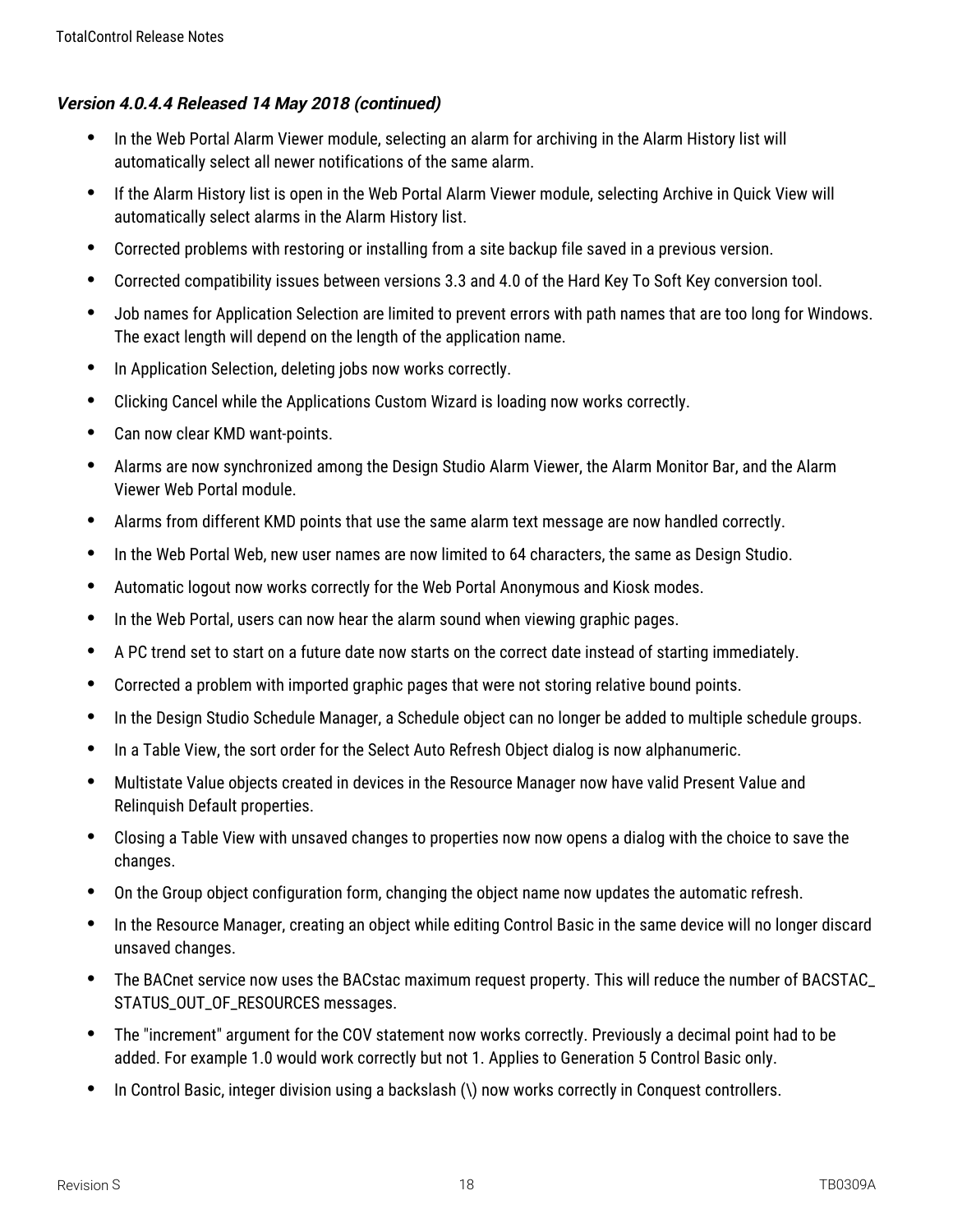### *Version 4.0.4.4 Released 14 May 2018 (continued)*

- In the Web Portal Alarm Viewer module, selecting an alarm for archiving in the Alarm History list will automatically select all newer notifications of the same alarm.
- If the Alarm History list is open in the Web Portal Alarm Viewer module, selecting Archive in Quick View will automatically select alarms in the Alarm History list.
- Corrected problems with restoring or installing from a site backup file saved in a previous version.
- Corrected compatibility issues between versions 3.3 and 4.0 of the Hard Key To Soft Key conversion tool.
- Job names for Application Selection are limited to prevent errors with path names that are too long for Windows. The exact length will depend on the length of the application name.
- In Application Selection, deleting jobs now works correctly.
- Clicking Cancel while the Applications Custom Wizard is loading now works correctly.
- Can now clear KMD want-points.
- Alarms are now synchronized among the Design Studio Alarm Viewer, the Alarm Monitor Bar, and the Alarm Viewer Web Portal module.
- Alarms from different KMD points that use the same alarm text message are now handled correctly.
- In the Web Portal Web, new user names are now limited to 64 characters, the same as Design Studio.
- Automatic logout now works correctly for the Web Portal Anonymous and Kiosk modes.
- In the Web Portal, users can now hear the alarm sound when viewing graphic pages.
- A PC trend set to start on a future date now starts on the correct date instead of starting immediately.
- Corrected a problem with imported graphic pages that were not storing relative bound points.
- In the Design Studio Schedule Manager, a Schedule object can no longer be added to multiple schedule groups.
- In a Table View, the sort order for the Select Auto Refresh Object dialog is now alphanumeric.
- Multistate Value objects created in devices in the Resource Manager now have valid Present Value and Relinquish Default properties.
- Closing a Table View with unsaved changes to properties now now opens a dialog with the choice to save the changes.
- On the Group object configuration form, changing the object name now updates the automatic refresh.
- In the Resource Manager, creating an object while editing Control Basic in the same device will no longer discard unsaved changes.
- The BACnet service now uses the BACstac maximum request property. This will reduce the number of BACSTAC_STATUS_OUT_OF_RESOURCES messages.
- The "increment" argument for the COV statement now works correctly. Previously a decimal point had to be added. For example 1.0 would work correctly but not 1. Applies to Generation 5 Control Basic only.
- In Control Basic, integer division using a backslash (\) now works correctly in Conquest controllers.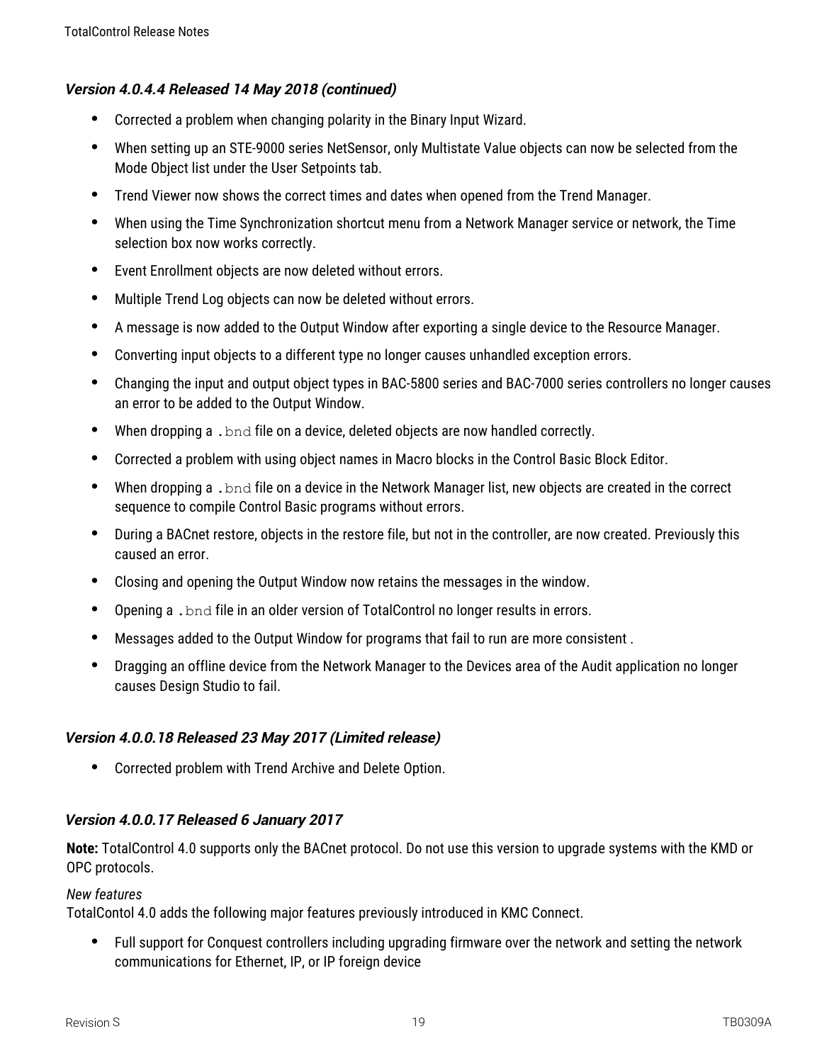### *Version 4.0.4.4 Released 14 May 2018 (continued)*

- Corrected a problem when changing polarity in the Binary Input Wizard.
- When setting up an STE-9000 series NetSensor, only Multistate Value objects can now be selected from the Mode Object list under the User Setpoints tab.
- Trend Viewer now shows the correct times and dates when opened from the Trend Manager.
- When using the Time Synchronization shortcut menu from a Network Manager service or network, the Time selection box now works correctly.
- Event Enrollment objects are now deleted without errors.
- Multiple Trend Log objects can now be deleted without errors.
- A message is now added to the Output Window after exporting a single device to the Resource Manager.
- Converting input objects to a different type no longer causes unhandled exception errors.
- Changing the input and output object types in BAC-5800 series and BAC-7000 series controllers no longer causes an error to be added to the Output Window.
- When dropping a `.bnd` file on a device, deleted objects are now handled correctly.
- Corrected a problem with using object names in Macro blocks in the Control Basic Block Editor.
- When dropping a `.bnd` file on a device in the Network Manager list, new objects are created in the correct sequence to compile Control Basic programs without errors.
- During a BACnet restore, objects in the restore file, but not in the controller, are now created. Previously this caused an error.
- Closing and opening the Output Window now retains the messages in the window.
- Opening a `.bnd` file in an older version of TotalControl no longer results in errors.
- Messages added to the Output Window for programs that fail to run are more consistent .
- Dragging an offline device from the Network Manager to the Devices area of the Audit application no longer causes Design Studio to fail.

### *Version 4.0.0.18 Released 23 May 2017 (Limited release)*

- Corrected problem with Trend Archive and Delete Option.

### *Version 4.0.0.17 Released 6 January 2017*

**Note:** TotalControl 4.0 supports only the BACnet protocol. Do not use this version to upgrade systems with the KMD or OPC protocols.

*New features*
TotalContol 4.0 adds the following major features previously introduced in KMC Connect.

- Full support for Conquest controllers including upgrading firmware over the network and setting the network communications for Ethernet, IP, or IP foreign device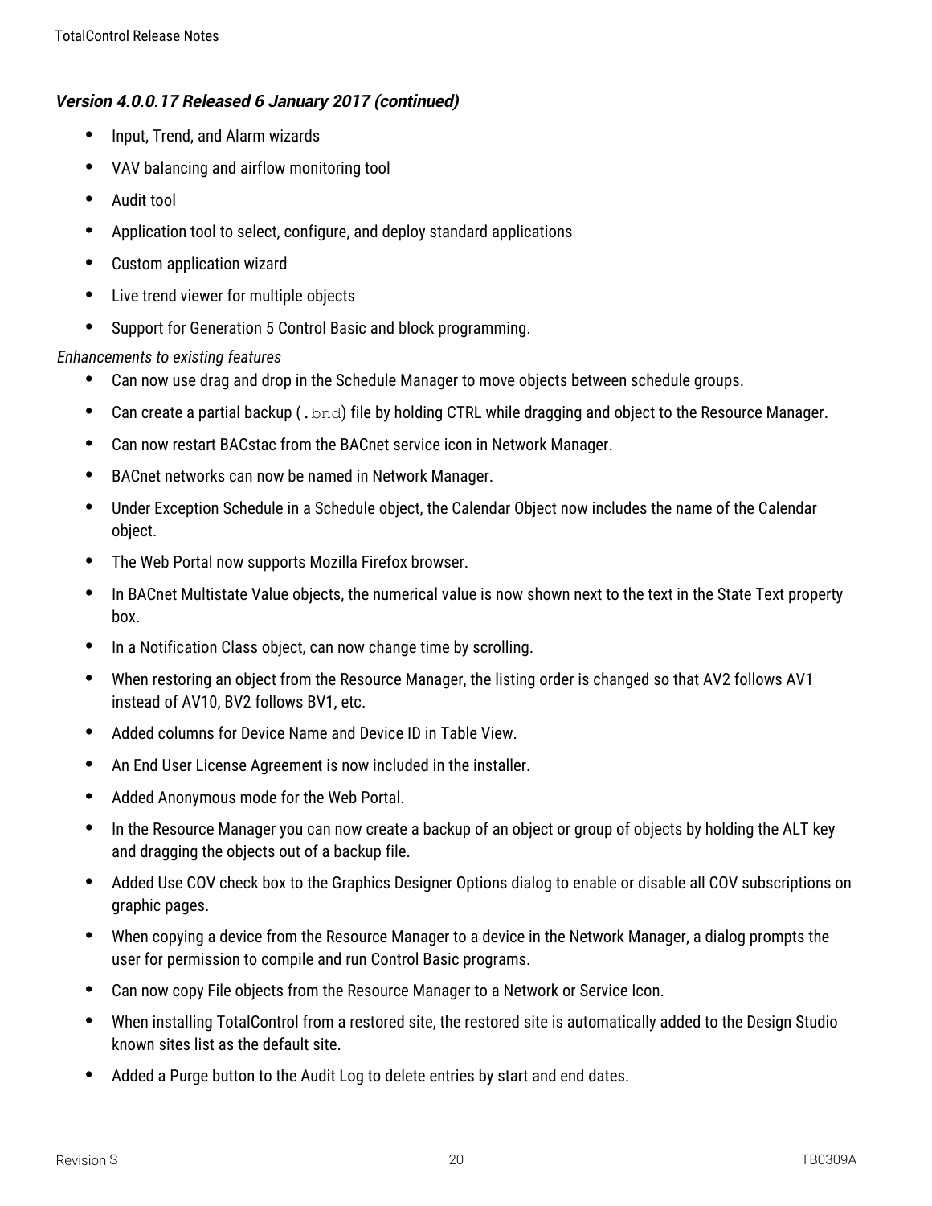### *Version 4.0.0.17 Released 6 January 2017 (continued)*

- Input, Trend, and Alarm wizards
- VAV balancing and airflow monitoring tool
- Audit tool
- Application tool to select, configure, and deploy standard applications
- Custom application wizard
- Live trend viewer for multiple objects
- Support for Generation 5 Control Basic and block programming.

*Enhancements to existing features*

- Can now use drag and drop in the Schedule Manager to move objects between schedule groups.
- Can create a partial backup (`.bnd`) file by holding CTRL while dragging and object to the Resource Manager.
- Can now restart BACstac from the BACnet service icon in Network Manager.
- BACnet networks can now be named in Network Manager.
- Under Exception Schedule in a Schedule object, the Calendar Object now includes the name of the Calendar object.
- The Web Portal now supports Mozilla Firefox browser.
- In BACnet Multistate Value objects, the numerical value is now shown next to the text in the State Text property box.
- In a Notification Class object, can now change time by scrolling.
- When restoring an object from the Resource Manager, the listing order is changed so that AV2 follows AV1 instead of AV10, BV2 follows BV1, etc.
- Added columns for Device Name and Device ID in Table View.
- An End User License Agreement is now included in the installer.
- Added Anonymous mode for the Web Portal.
- In the Resource Manager you can now create a backup of an object or group of objects by holding the ALT key and dragging the objects out of a backup file.
- Added Use COV check box to the Graphics Designer Options dialog to enable or disable all COV subscriptions on graphic pages.
- When copying a device from the Resource Manager to a device in the Network Manager, a dialog prompts the user for permission to compile and run Control Basic programs.
- Can now copy File objects from the Resource Manager to a Network or Service Icon.
- When installing TotalControl from a restored site, the restored site is automatically added to the Design Studio known sites list as the default site.
- Added a Purge button to the Audit Log to delete entries by start and end dates.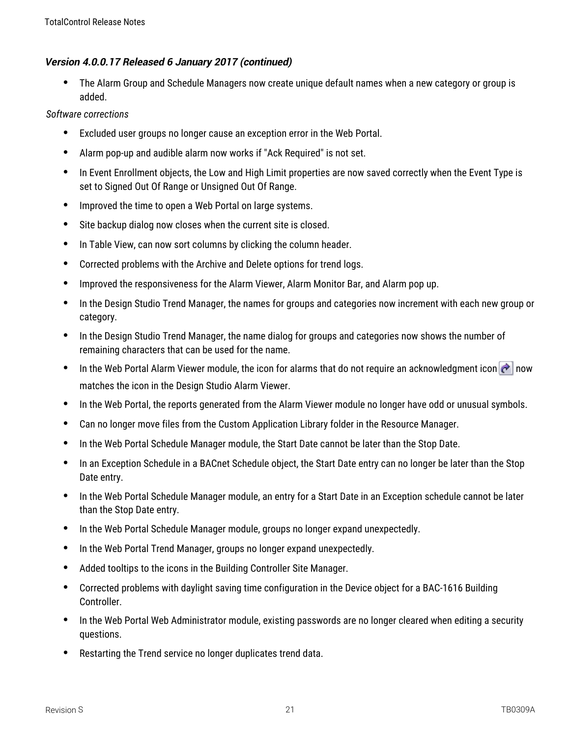### *Version 4.0.0.17 Released 6 January 2017 (continued)*

- The Alarm Group and Schedule Managers now create unique default names when a new category or group is added.

*Software corrections*

- Excluded user groups no longer cause an exception error in the Web Portal.
- Alarm pop-up and audible alarm now works if "Ack Required" is not set.
- In Event Enrollment objects, the Low and High Limit properties are now saved correctly when the Event Type is set to Signed Out Of Range or Unsigned Out Of Range.
- Improved the time to open a Web Portal on large systems.
- Site backup dialog now closes when the current site is closed.
- In Table View, can now sort columns by clicking the column header.
- Corrected problems with the Archive and Delete options for trend logs.
- Improved the responsiveness for the Alarm Viewer, Alarm Monitor Bar, and Alarm pop up.
- In the Design Studio Trend Manager, the names for groups and categories now increment with each new group or category.
- In the Design Studio Trend Manager, the name dialog for groups and categories now shows the number of remaining characters that can be used for the name.
- In the Web Portal Alarm Viewer module, the icon for alarms that do not require an acknowledgment icon now matches the icon in the Design Studio Alarm Viewer.
- In the Web Portal, the reports generated from the Alarm Viewer module no longer have odd or unusual symbols.
- Can no longer move files from the Custom Application Library folder in the Resource Manager.
- In the Web Portal Schedule Manager module, the Start Date cannot be later than the Stop Date.
- In an Exception Schedule in a BACnet Schedule object, the Start Date entry can no longer be later than the Stop Date entry.
- In the Web Portal Schedule Manager module, an entry for a Start Date in an Exception schedule cannot be later than the Stop Date entry.
- In the Web Portal Schedule Manager module, groups no longer expand unexpectedly.
- In the Web Portal Trend Manager, groups no longer expand unexpectedly.
- Added tooltips to the icons in the Building Controller Site Manager.
- Corrected problems with daylight saving time configuration in the Device object for a BAC-1616 Building Controller.
- In the Web Portal Web Administrator module, existing passwords are no longer cleared when editing a security questions.
- Restarting the Trend service no longer duplicates trend data.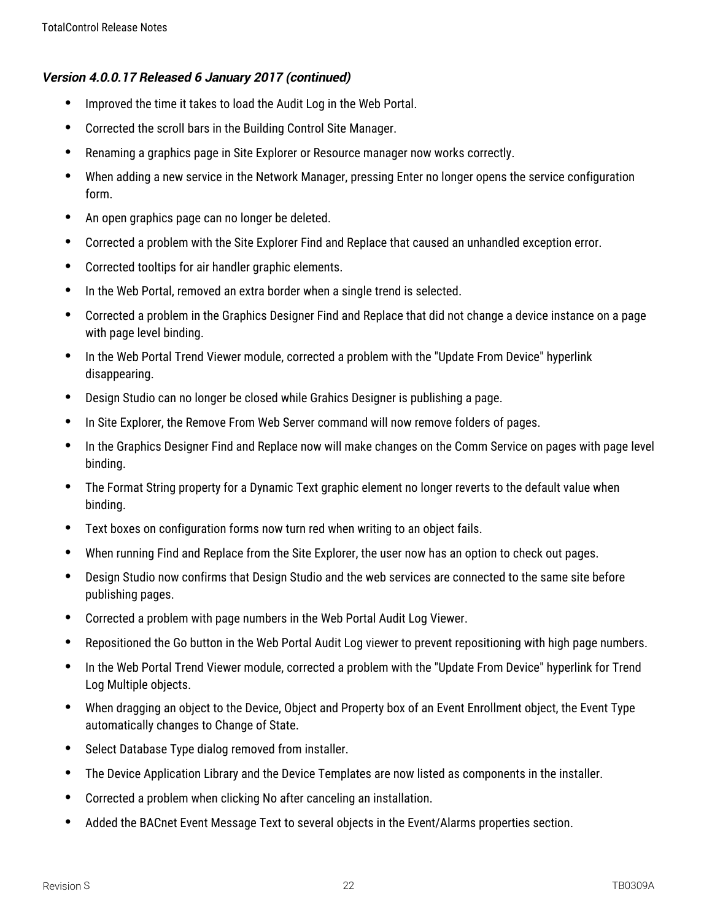### *Version 4.0.0.17 Released 6 January 2017 (continued)*

- Improved the time it takes to load the Audit Log in the Web Portal.
- Corrected the scroll bars in the Building Control Site Manager.
- Renaming a graphics page in Site Explorer or Resource manager now works correctly.
- When adding a new service in the Network Manager, pressing Enter no longer opens the service configuration form.
- An open graphics page can no longer be deleted.
- Corrected a problem with the Site Explorer Find and Replace that caused an unhandled exception error.
- Corrected tooltips for air handler graphic elements.
- In the Web Portal, removed an extra border when a single trend is selected.
- Corrected a problem in the Graphics Designer Find and Replace that did not change a device instance on a page with page level binding.
- In the Web Portal Trend Viewer module, corrected a problem with the "Update From Device" hyperlink disappearing.
- Design Studio can no longer be closed while Grahics Designer is publishing a page.
- In Site Explorer, the Remove From Web Server command will now remove folders of pages.
- In the Graphics Designer Find and Replace now will make changes on the Comm Service on pages with page level binding.
- The Format String property for a Dynamic Text graphic element no longer reverts to the default value when binding.
- Text boxes on configuration forms now turn red when writing to an object fails.
- When running Find and Replace from the Site Explorer, the user now has an option to check out pages.
- Design Studio now confirms that Design Studio and the web services are connected to the same site before publishing pages.
- Corrected a problem with page numbers in the Web Portal Audit Log Viewer.
- Repositioned the Go button in the Web Portal Audit Log viewer to prevent repositioning with high page numbers.
- In the Web Portal Trend Viewer module, corrected a problem with the "Update From Device" hyperlink for Trend Log Multiple objects.
- When dragging an object to the Device, Object and Property box of an Event Enrollment object, the Event Type automatically changes to Change of State.
- Select Database Type dialog removed from installer.
- The Device Application Library and the Device Templates are now listed as components in the installer.
- Corrected a problem when clicking No after canceling an installation.
- Added the BACnet Event Message Text to several objects in the Event/Alarms properties section.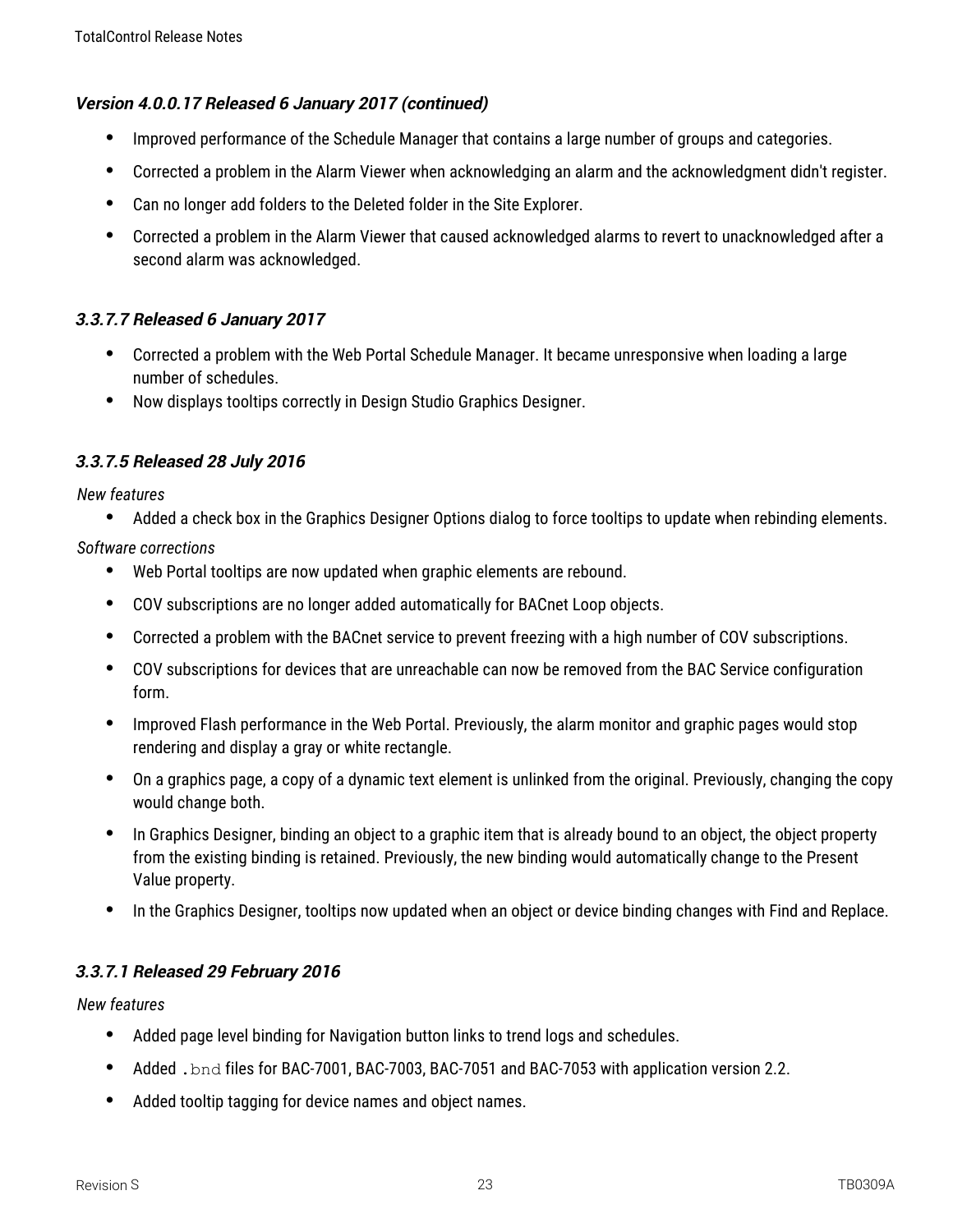### *Version 4.0.0.17 Released 6 January 2017 (continued)*

- Improved performance of the Schedule Manager that contains a large number of groups and categories.
- Corrected a problem in the Alarm Viewer when acknowledging an alarm and the acknowledgment didn't register.
- Can no longer add folders to the Deleted folder in the Site Explorer.
- Corrected a problem in the Alarm Viewer that caused acknowledged alarms to revert to unacknowledged after a second alarm was acknowledged.

### *3.3.7.7 Released 6 January 2017*

- Corrected a problem with the Web Portal Schedule Manager. It became unresponsive when loading a large number of schedules.
- Now displays tooltips correctly in Design Studio Graphics Designer.

### *3.3.7.5 Released 28 July 2016*

*New features*

- Added a check box in the Graphics Designer Options dialog to force tooltips to update when rebinding elements.

*Software corrections*

- Web Portal tooltips are now updated when graphic elements are rebound.
- COV subscriptions are no longer added automatically for BACnet Loop objects.
- Corrected a problem with the BACnet service to prevent freezing with a high number of COV subscriptions.
- COV subscriptions for devices that are unreachable can now be removed from the BAC Service configuration form.
- Improved Flash performance in the Web Portal. Previously, the alarm monitor and graphic pages would stop rendering and display a gray or white rectangle.
- On a graphics page, a copy of a dynamic text element is unlinked from the original. Previously, changing the copy would change both.
- In Graphics Designer, binding an object to a graphic item that is already bound to an object, the object property from the existing binding is retained. Previously, the new binding would automatically change to the Present Value property.
- In the Graphics Designer, tooltips now updated when an object or device binding changes with Find and Replace.

### *3.3.7.1 Released 29 February 2016*

*New features*

- Added page level binding for Navigation button links to trend logs and schedules.
- Added `.bnd` files for BAC-7001, BAC-7003, BAC-7051 and BAC-7053 with application version 2.2.
- Added tooltip tagging for device names and object names.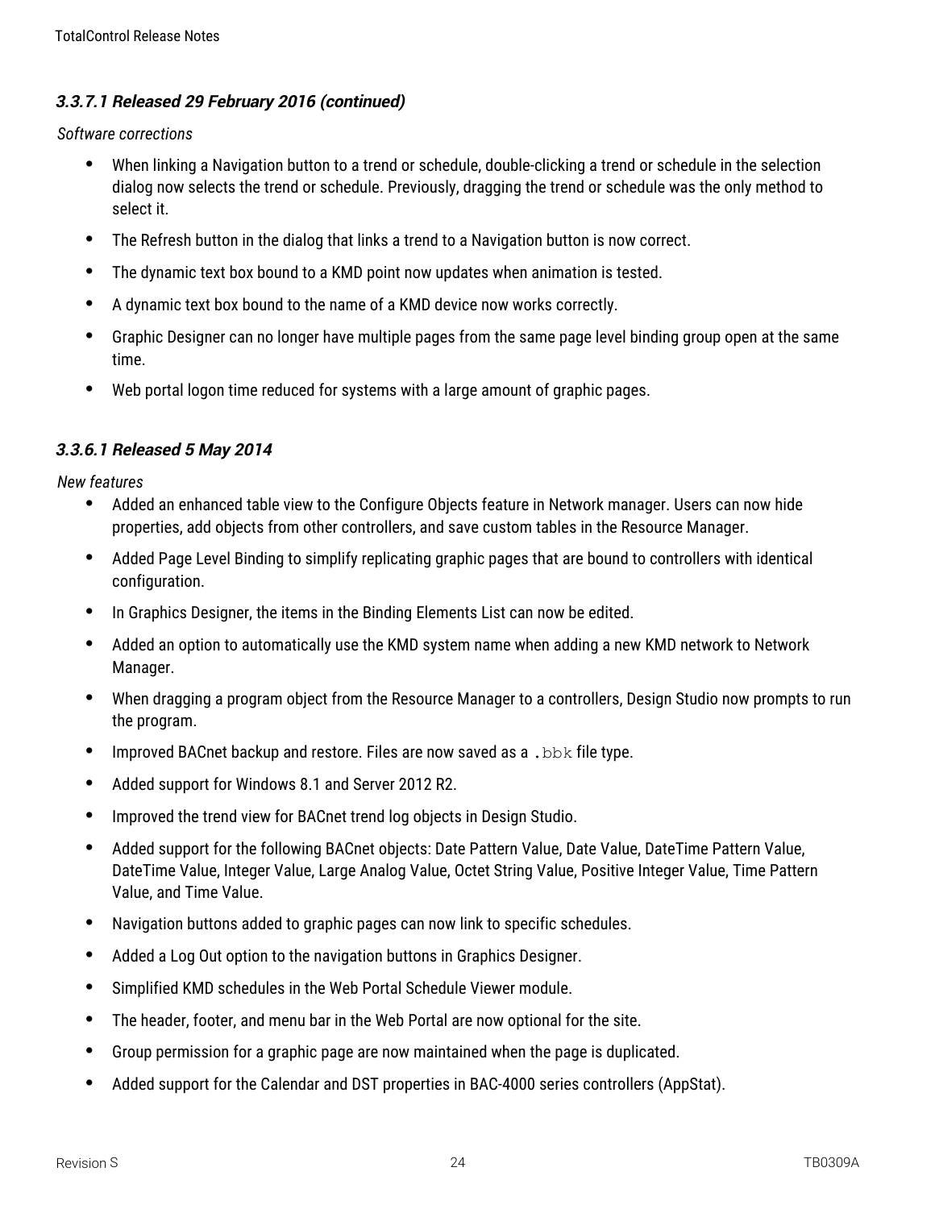### *3.3.7.1 Released 29 February 2016 (continued)*

*Software corrections*

- When linking a Navigation button to a trend or schedule, double-clicking a trend or schedule in the selection dialog now selects the trend or schedule. Previously, dragging the trend or schedule was the only method to select it.
- The Refresh button in the dialog that links a trend to a Navigation button is now correct.
- The dynamic text box bound to a KMD point now updates when animation is tested.
- A dynamic text box bound to the name of a KMD device now works correctly.
- Graphic Designer can no longer have multiple pages from the same page level binding group open at the same time.
- Web portal logon time reduced for systems with a large amount of graphic pages.

### *3.3.6.1 Released 5 May 2014*

*New features*

- Added an enhanced table view to the Configure Objects feature in Network manager. Users can now hide properties, add objects from other controllers, and save custom tables in the Resource Manager.
- Added Page Level Binding to simplify replicating graphic pages that are bound to controllers with identical configuration.
- In Graphics Designer, the items in the Binding Elements List can now be edited.
- Added an option to automatically use the KMD system name when adding a new KMD network to Network Manager.
- When dragging a program object from the Resource Manager to a controllers, Design Studio now prompts to run the program.
- Improved BACnet backup and restore. Files are now saved as a `.bbk` file type.
- Added support for Windows 8.1 and Server 2012 R2.
- Improved the trend view for BACnet trend log objects in Design Studio.
- Added support for the following BACnet objects: Date Pattern Value, Date Value, DateTime Pattern Value, DateTime Value, Integer Value, Large Analog Value, Octet String Value, Positive Integer Value, Time Pattern Value, and Time Value.
- Navigation buttons added to graphic pages can now link to specific schedules.
- Added a Log Out option to the navigation buttons in Graphics Designer.
- Simplified KMD schedules in the Web Portal Schedule Viewer module.
- The header, footer, and menu bar in the Web Portal are now optional for the site.
- Group permission for a graphic page are now maintained when the page is duplicated.
- Added support for the Calendar and DST properties in BAC-4000 series controllers (AppStat).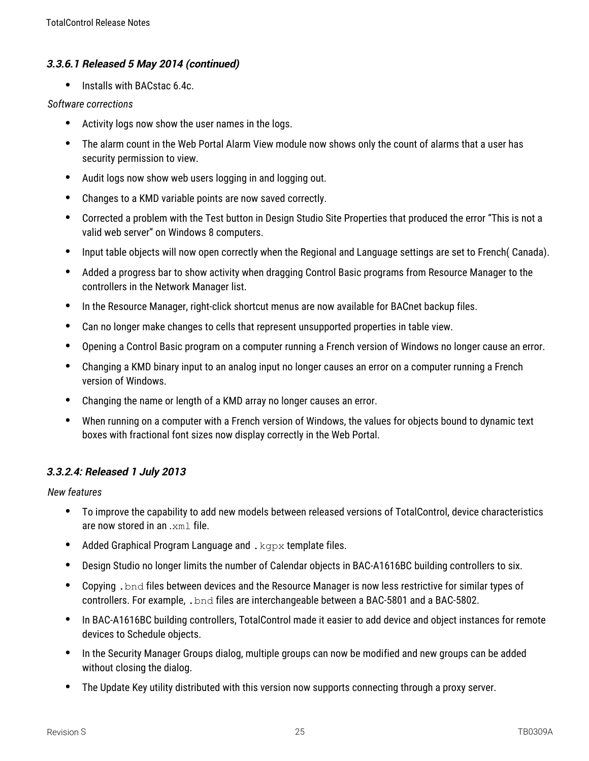### *3.3.6.1 Released 5 May 2014 (continued)*

- Installs with BACstac 6.4c.

*Software corrections*

- Activity logs now show the user names in the logs.
- The alarm count in the Web Portal Alarm View module now shows only the count of alarms that a user has security permission to view.
- Audit logs now show web users logging in and logging out.
- Changes to a KMD variable points are now saved correctly.
- Corrected a problem with the Test button in Design Studio Site Properties that produced the error “This is not a valid web server” on Windows 8 computers.
- Input table objects will now open correctly when the Regional and Language settings are set to French( Canada).
- Added a progress bar to show activity when dragging Control Basic programs from Resource Manager to the controllers in the Network Manager list.
- In the Resource Manager, right-click shortcut menus are now available for BACnet backup files.
- Can no longer make changes to cells that represent unsupported properties in table view.
- Opening a Control Basic program on a computer running a French version of Windows no longer cause an error.
- Changing a KMD binary input to an analog input no longer causes an error on a computer running a French version of Windows.
- Changing the name or length of a KMD array no longer causes an error.
- When running on a computer with a French version of Windows, the values for objects bound to dynamic text boxes with fractional font sizes now display correctly in the Web Portal.

### *3.3.2.4: Released 1 July 2013*

*New features*

- To improve the capability to add new models between released versions of TotalControl, device characteristics are now stored in an `.xml` file.
- Added Graphical Program Language and `.kgpx` template files.
- Design Studio no longer limits the number of Calendar objects in BAC-A1616BC building controllers to six.
- Copying `.bnd` files between devices and the Resource Manager is now less restrictive for similar types of controllers. For example, `.bnd` files are interchangeable between a BAC-5801 and a BAC-5802.
- In BAC-A1616BC building controllers, TotalControl made it easier to add device and object instances for remote devices to Schedule objects.
- In the Security Manager Groups dialog, multiple groups can now be modified and new groups can be added without closing the dialog.
- The Update Key utility distributed with this version now supports connecting through a proxy server.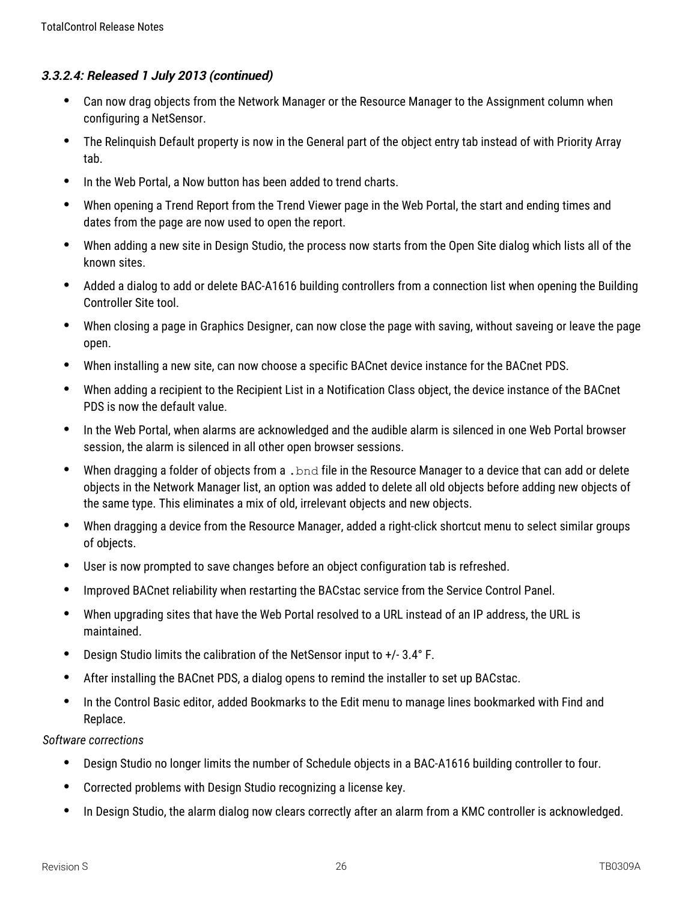### *3.3.2.4: Released 1 July 2013 (continued)*

- Can now drag objects from the Network Manager or the Resource Manager to the Assignment column when configuring a NetSensor.
- The Relinquish Default property is now in the General part of the object entry tab instead of with Priority Array tab.
- In the Web Portal, a Now button has been added to trend charts.
- When opening a Trend Report from the Trend Viewer page in the Web Portal, the start and ending times and dates from the page are now used to open the report.
- When adding a new site in Design Studio, the process now starts from the Open Site dialog which lists all of the known sites.
- Added a dialog to add or delete BAC-A1616 building controllers from a connection list when opening the Building Controller Site tool.
- When closing a page in Graphics Designer, can now close the page with saving, without saveing or leave the page open.
- When installing a new site, can now choose a specific BACnet device instance for the BACnet PDS.
- When adding a recipient to the Recipient List in a Notification Class object, the device instance of the BACnet PDS is now the default value.
- In the Web Portal, when alarms are acknowledged and the audible alarm is silenced in one Web Portal browser session, the alarm is silenced in all other open browser sessions.
- When dragging a folder of objects from a `.bnd` file in the Resource Manager to a device that can add or delete objects in the Network Manager list, an option was added to delete all old objects before adding new objects of the same type. This eliminates a mix of old, irrelevant objects and new objects.
- When dragging a device from the Resource Manager, added a right-click shortcut menu to select similar groups of objects.
- User is now prompted to save changes before an object configuration tab is refreshed.
- Improved BACnet reliability when restarting the BACstac service from the Service Control Panel.
- When upgrading sites that have the Web Portal resolved to a URL instead of an IP address, the URL is maintained.
- Design Studio limits the calibration of the NetSensor input to +/- 3.4° F.
- After installing the BACnet PDS, a dialog opens to remind the installer to set up BACstac.
- In the Control Basic editor, added Bookmarks to the Edit menu to manage lines bookmarked with Find and Replace.

*Software corrections*

- Design Studio no longer limits the number of Schedule objects in a BAC-A1616 building controller to four.
- Corrected problems with Design Studio recognizing a license key.
- In Design Studio, the alarm dialog now clears correctly after an alarm from a KMC controller is acknowledged.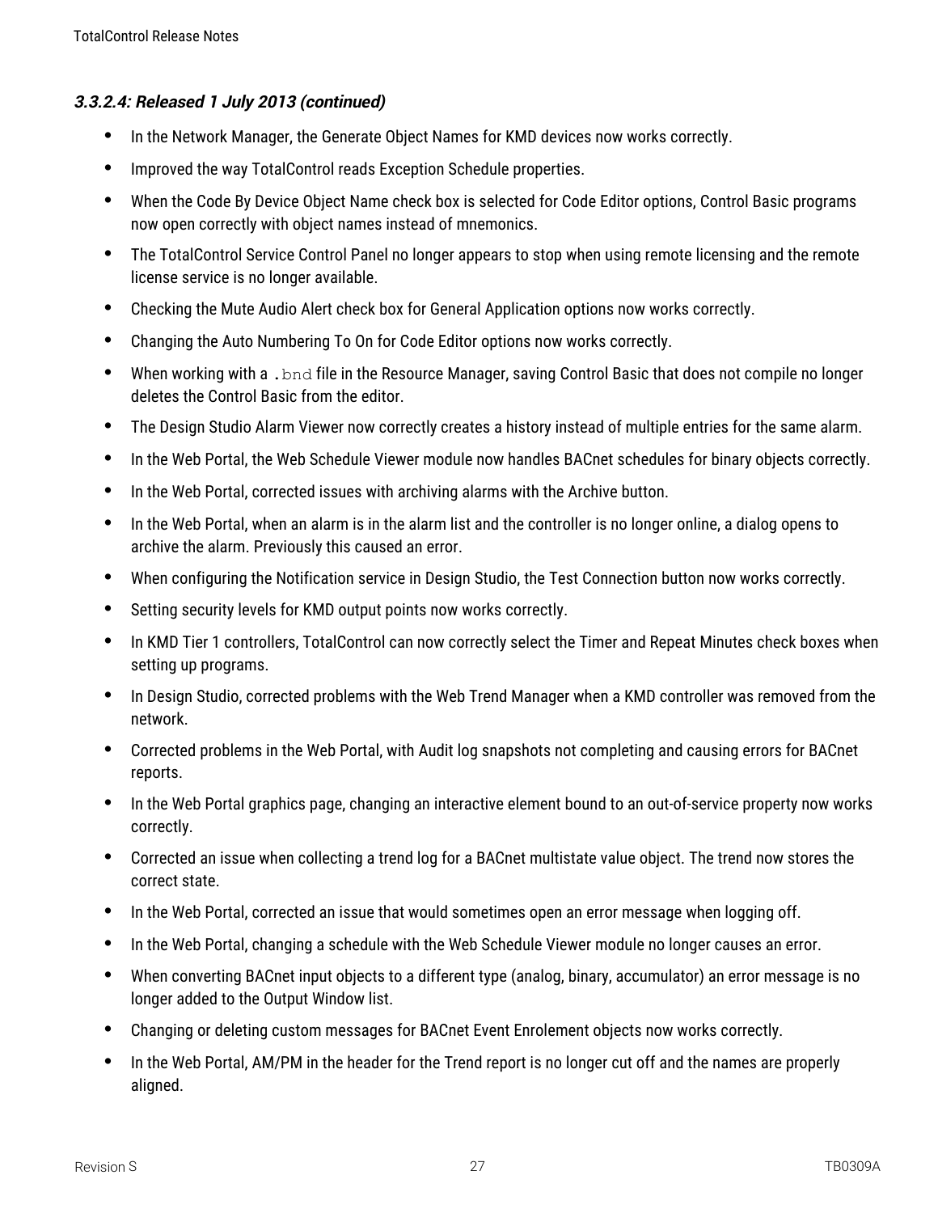#### *3.3.2.4: Released 1 July 2013 (continued)*

- In the Network Manager, the Generate Object Names for KMD devices now works correctly.
- Improved the way TotalControl reads Exception Schedule properties.
- When the Code By Device Object Name check box is selected for Code Editor options, Control Basic programs now open correctly with object names instead of mnemonics.
- The TotalControl Service Control Panel no longer appears to stop when using remote licensing and the remote license service is no longer available.
- Checking the Mute Audio Alert check box for General Application options now works correctly.
- Changing the Auto Numbering To On for Code Editor options now works correctly.
- When working with a `.bnd` file in the Resource Manager, saving Control Basic that does not compile no longer deletes the Control Basic from the editor.
- The Design Studio Alarm Viewer now correctly creates a history instead of multiple entries for the same alarm.
- In the Web Portal, the Web Schedule Viewer module now handles BACnet schedules for binary objects correctly.
- In the Web Portal, corrected issues with archiving alarms with the Archive button.
- In the Web Portal, when an alarm is in the alarm list and the controller is no longer online, a dialog opens to archive the alarm. Previously this caused an error.
- When configuring the Notification service in Design Studio, the Test Connection button now works correctly.
- Setting security levels for KMD output points now works correctly.
- In KMD Tier 1 controllers, TotalControl can now correctly select the Timer and Repeat Minutes check boxes when setting up programs.
- In Design Studio, corrected problems with the Web Trend Manager when a KMD controller was removed from the network.
- Corrected problems in the Web Portal, with Audit log snapshots not completing and causing errors for BACnet reports.
- In the Web Portal graphics page, changing an interactive element bound to an out-of-service property now works correctly.
- Corrected an issue when collecting a trend log for a BACnet multistate value object. The trend now stores the correct state.
- In the Web Portal, corrected an issue that would sometimes open an error message when logging off.
- In the Web Portal, changing a schedule with the Web Schedule Viewer module no longer causes an error.
- When converting BACnet input objects to a different type (analog, binary, accumulator) an error message is no longer added to the Output Window list.
- Changing or deleting custom messages for BACnet Event Enrolement objects now works correctly.
- In the Web Portal, AM/PM in the header for the Trend report is no longer cut off and the names are properly aligned.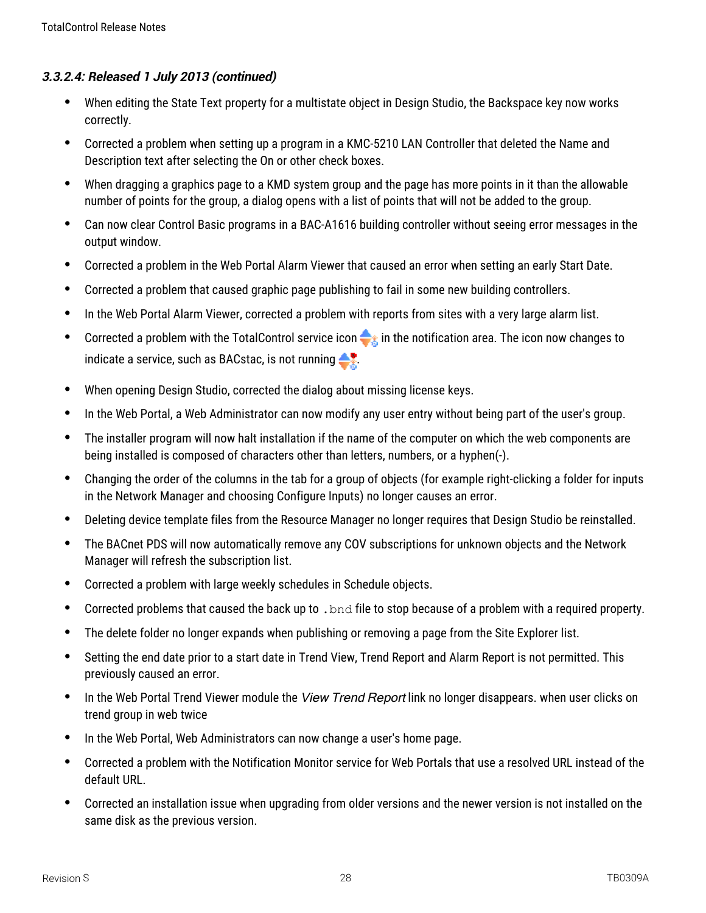### *3.3.2.4: Released 1 July 2013 (continued)*

- When editing the State Text property for a multistate object in Design Studio, the Backspace key now works correctly.
- Corrected a problem when setting up a program in a KMC-5210 LAN Controller that deleted the Name and Description text after selecting the On or other check boxes.
- When dragging a graphics page to a KMD system group and the page has more points in it than the allowable number of points for the group, a dialog opens with a list of points that will not be added to the group.
- Can now clear Control Basic programs in a BAC-A1616 building controller without seeing error messages in the output window.
- Corrected a problem in the Web Portal Alarm Viewer that caused an error when setting an early Start Date.
- Corrected a problem that caused graphic page publishing to fail in some new building controllers.
- In the Web Portal Alarm Viewer, corrected a problem with reports from sites with a very large alarm list.
- Corrected a problem with the TotalControl service icon in the notification area. The icon now changes to indicate a service, such as BACstac, is not running.
- When opening Design Studio, corrected the dialog about missing license keys.
- In the Web Portal, a Web Administrator can now modify any user entry without being part of the user's group.
- The installer program will now halt installation if the name of the computer on which the web components are being installed is composed of characters other than letters, numbers, or a hyphen(-).
- Changing the order of the columns in the tab for a group of objects (for example right-clicking a folder for inputs in the Network Manager and choosing Configure Inputs) no longer causes an error.
- Deleting device template files from the Resource Manager no longer requires that Design Studio be reinstalled.
- The BACnet PDS will now automatically remove any COV subscriptions for unknown objects and the Network Manager will refresh the subscription list.
- Corrected a problem with large weekly schedules in Schedule objects.
- Corrected problems that caused the back up to `.bnd` file to stop because of a problem with a required property.
- The delete folder no longer expands when publishing or removing a page from the Site Explorer list.
- Setting the end date prior to a start date in Trend View, Trend Report and Alarm Report is not permitted. This previously caused an error.
- In the Web Portal Trend Viewer module the *View Trend Report* link no longer disappears. when user clicks on trend group in web twice
- In the Web Portal, Web Administrators can now change a user's home page.
- Corrected a problem with the Notification Monitor service for Web Portals that use a resolved URL instead of the default URL.
- Corrected an installation issue when upgrading from older versions and the newer version is not installed on the same disk as the previous version.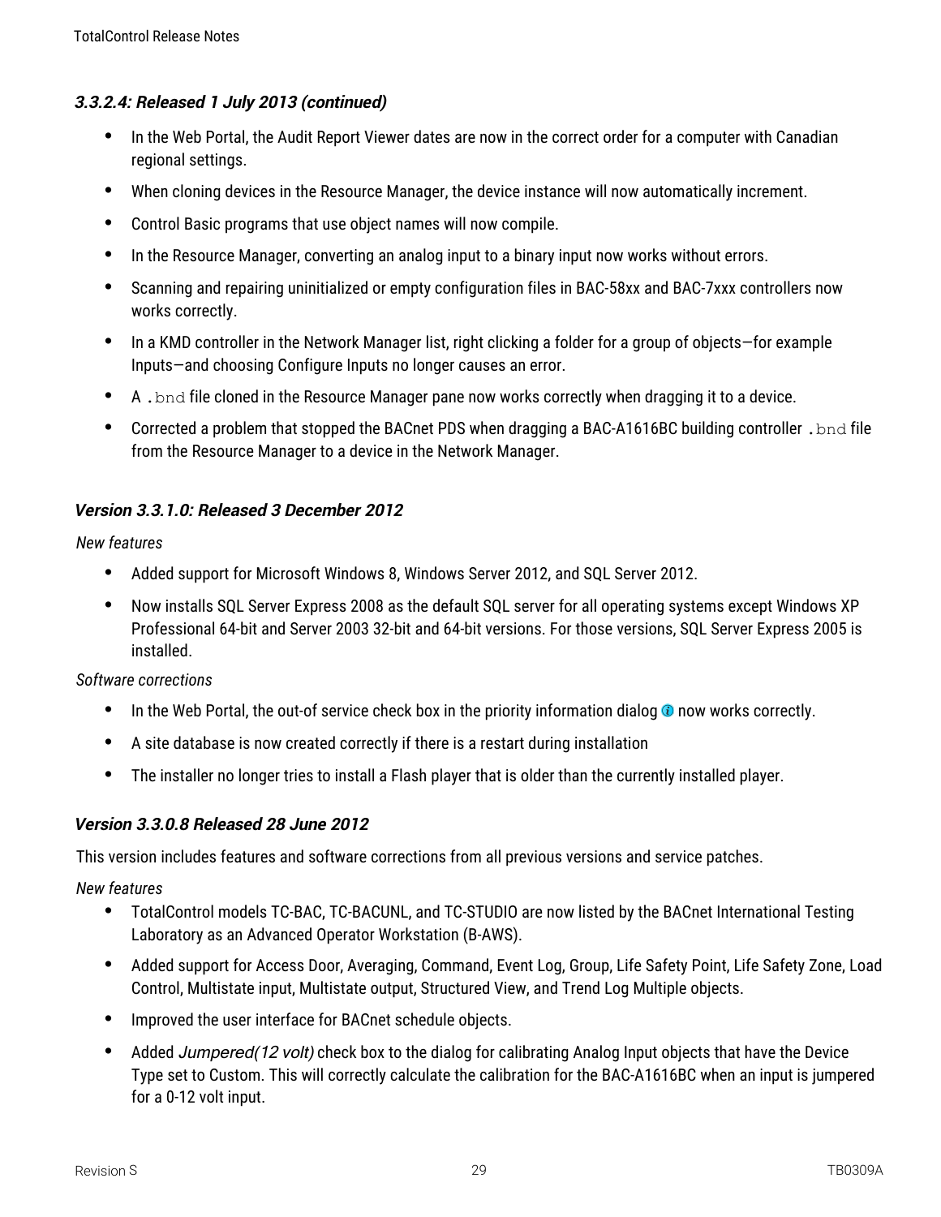### 3.3.2.4: Released 1 July 2013 (continued)

- In the Web Portal, the Audit Report Viewer dates are now in the correct order for a computer with Canadian regional settings.
- When cloning devices in the Resource Manager, the device instance will now automatically increment.
- Control Basic programs that use object names will now compile.
- In the Resource Manager, converting an analog input to a binary input now works without errors.
- Scanning and repairing uninitialized or empty configuration files in BAC-58xx and BAC-7xxx controllers now works correctly.
- In a KMD controller in the Network Manager list, right clicking a folder for a group of objects—for example Inputs—and choosing Configure Inputs no longer causes an error.
- A `.bnd` file cloned in the Resource Manager pane now works correctly when dragging it to a device.
- Corrected a problem that stopped the BACnet PDS when dragging a BAC-A1616BC building controller `.bnd` file from the Resource Manager to a device in the Network Manager.

### Version 3.3.1.0: Released 3 December 2012

*New features*

- Added support for Microsoft Windows 8, Windows Server 2012, and SQL Server 2012.
- Now installs SQL Server Express 2008 as the default SQL server for all operating systems except Windows XP Professional 64-bit and Server 2003 32-bit and 64-bit versions. For those versions, SQL Server Express 2005 is installed.

*Software corrections*

- In the Web Portal, the out-of service check box in the priority information dialog now works correctly.
- A site database is now created correctly if there is a restart during installation
- The installer no longer tries to install a Flash player that is older than the currently installed player.

### Version 3.3.0.8 Released 28 June 2012

This version includes features and software corrections from all previous versions and service patches.

*New features*

- TotalControl models TC-BAC, TC-BACUNL, and TC-STUDIO are now listed by the BACnet International Testing Laboratory as an Advanced Operator Workstation (B-AWS).
- Added support for Access Door, Averaging, Command, Event Log, Group, Life Safety Point, Life Safety Zone, Load Control, Multistate input, Multistate output, Structured View, and Trend Log Multiple objects.
- Improved the user interface for BACnet schedule objects.
- Added *Jumpered(12 volt)* check box to the dialog for calibrating Analog Input objects that have the Device Type set to Custom. This will correctly calculate the calibration for the BAC-A1616BC when an input is jumpered for a 0-12 volt input.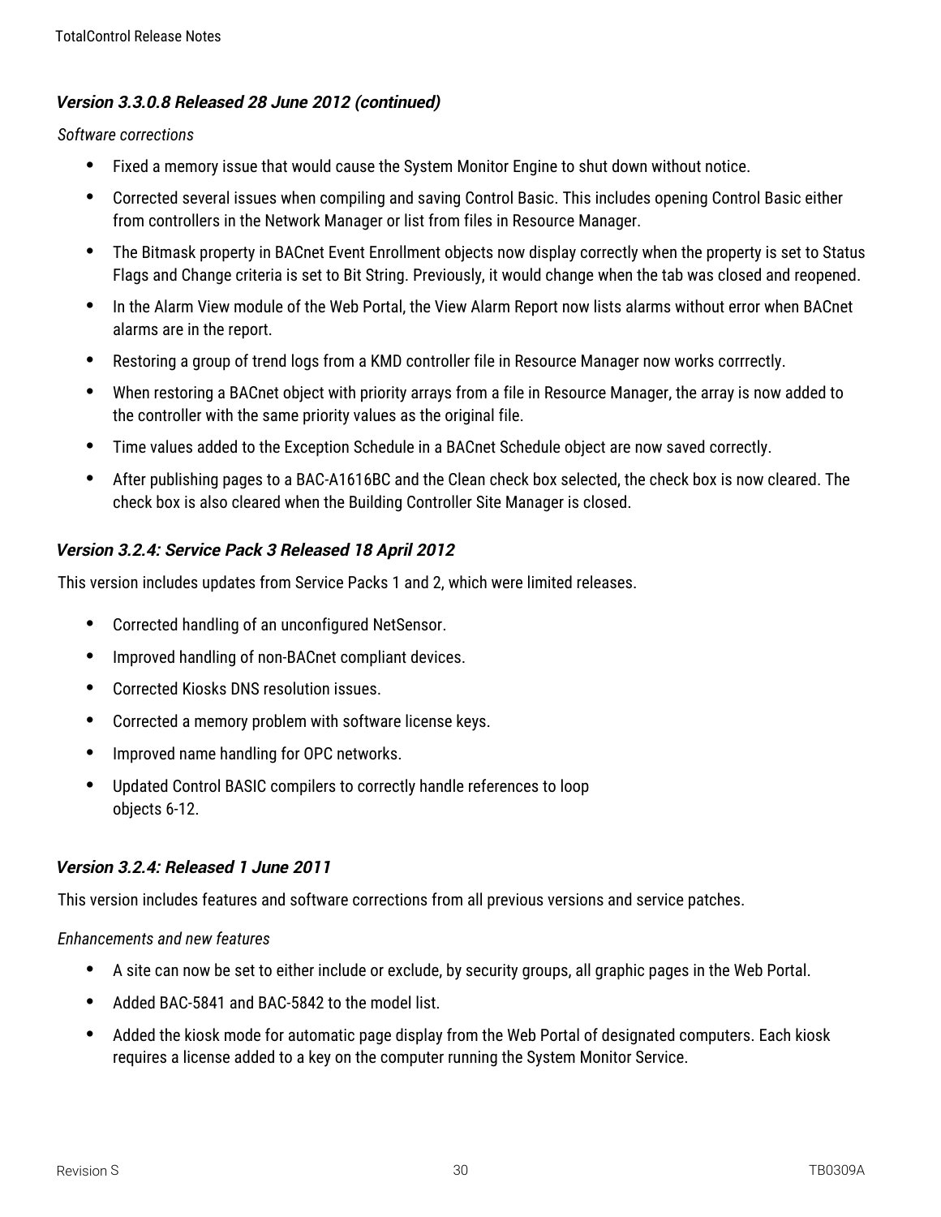### *Version 3.3.0.8 Released 28 June 2012 (continued)*

*Software corrections*

- Fixed a memory issue that would cause the System Monitor Engine to shut down without notice.
- Corrected several issues when compiling and saving Control Basic. This includes opening Control Basic either from controllers in the Network Manager or list from files in Resource Manager.
- The Bitmask property in BACnet Event Enrollment objects now display correctly when the property is set to Status Flags and Change criteria is set to Bit String. Previously, it would change when the tab was closed and reopened.
- In the Alarm View module of the Web Portal, the View Alarm Report now lists alarms without error when BACnet alarms are in the report.
- Restoring a group of trend logs from a KMD controller file in Resource Manager now works corrrectly.
- When restoring a BACnet object with priority arrays from a file in Resource Manager, the array is now added to the controller with the same priority values as the original file.
- Time values added to the Exception Schedule in a BACnet Schedule object are now saved correctly.
- After publishing pages to a BAC-A1616BC and the Clean check box selected, the check box is now cleared. The check box is also cleared when the Building Controller Site Manager is closed.

### *Version 3.2.4: Service Pack 3 Released 18 April 2012*

This version includes updates from Service Packs 1 and 2, which were limited releases.

- Corrected handling of an unconfigured NetSensor.
- Improved handling of non-BACnet compliant devices.
- Corrected Kiosks DNS resolution issues.
- Corrected a memory problem with software license keys.
- Improved name handling for OPC networks.
- Updated Control BASIC compilers to correctly handle references to loop objects 6-12.

### *Version 3.2.4: Released 1 June 2011*

This version includes features and software corrections from all previous versions and service patches.

*Enhancements and new features*

- A site can now be set to either include or exclude, by security groups, all graphic pages in the Web Portal.
- Added BAC-5841 and BAC-5842 to the model list.
- Added the kiosk mode for automatic page display from the Web Portal of designated computers. Each kiosk requires a license added to a key on the computer running the System Monitor Service.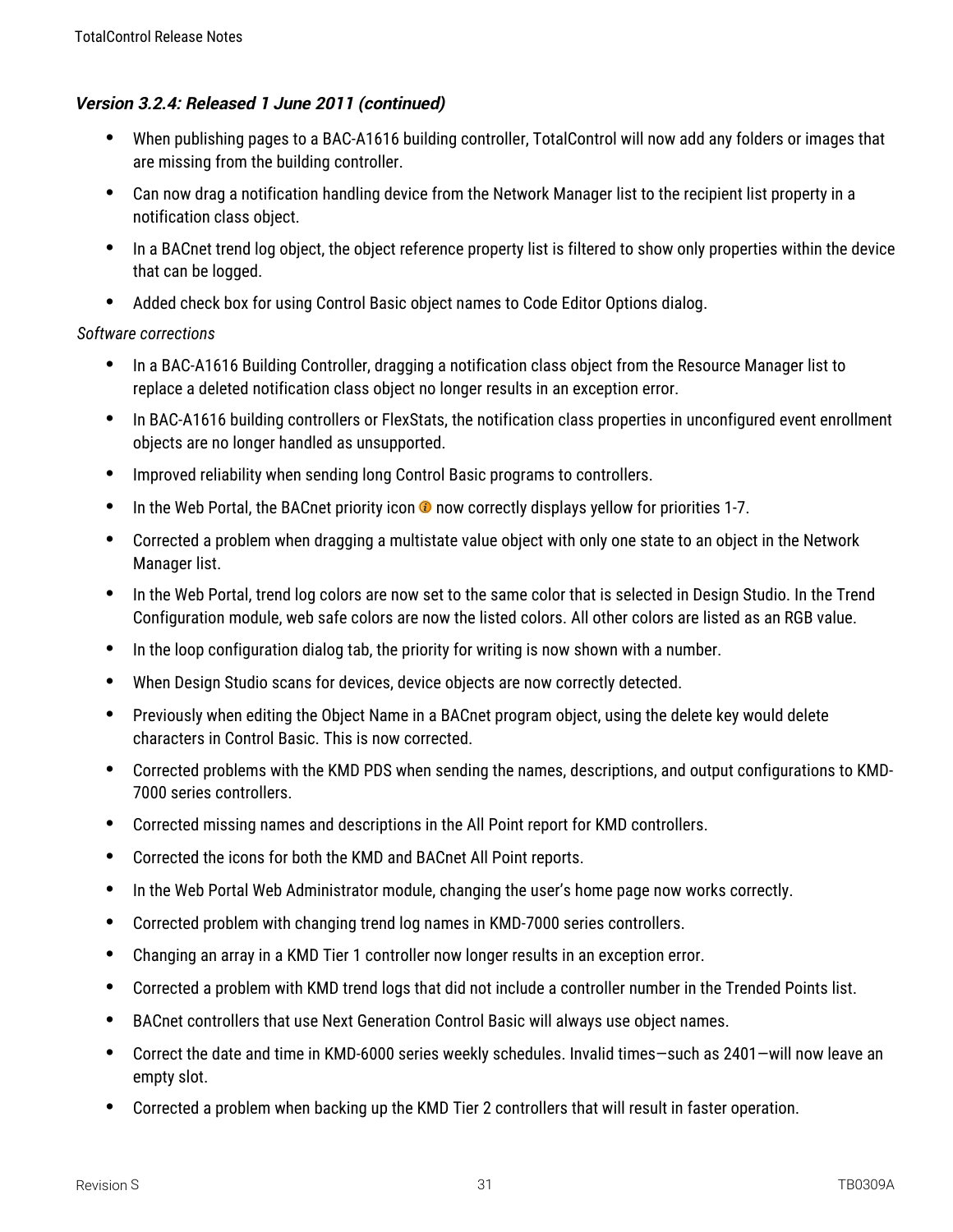### *Version 3.2.4: Released 1 June 2011 (continued)*

- When publishing pages to a BAC-A1616 building controller, TotalControl will now add any folders or images that are missing from the building controller.
- Can now drag a notification handling device from the Network Manager list to the recipient list property in a notification class object.
- In a BACnet trend log object, the object reference property list is filtered to show only properties within the device that can be logged.
- Added check box for using Control Basic object names to Code Editor Options dialog.

*Software corrections*

- In a BAC-A1616 Building Controller, dragging a notification class object from the Resource Manager list to replace a deleted notification class object no longer results in an exception error.
- In BAC-A1616 building controllers or FlexStats, the notification class properties in unconfigured event enrollment objects are no longer handled as unsupported.
- Improved reliability when sending long Control Basic programs to controllers.
- In the Web Portal, the BACnet priority icon now correctly displays yellow for priorities 1-7.
- Corrected a problem when dragging a multistate value object with only one state to an object in the Network Manager list.
- In the Web Portal, trend log colors are now set to the same color that is selected in Design Studio. In the Trend Configuration module, web safe colors are now the listed colors. All other colors are listed as an RGB value.
- In the loop configuration dialog tab, the priority for writing is now shown with a number.
- When Design Studio scans for devices, device objects are now correctly detected.
- Previously when editing the Object Name in a BACnet program object, using the delete key would delete characters in Control Basic. This is now corrected.
- Corrected problems with the KMD PDS when sending the names, descriptions, and output configurations to KMD-7000 series controllers.
- Corrected missing names and descriptions in the All Point report for KMD controllers.
- Corrected the icons for both the KMD and BACnet All Point reports.
- In the Web Portal Web Administrator module, changing the user's home page now works correctly.
- Corrected problem with changing trend log names in KMD-7000 series controllers.
- Changing an array in a KMD Tier 1 controller now longer results in an exception error.
- Corrected a problem with KMD trend logs that did not include a controller number in the Trended Points list.
- BACnet controllers that use Next Generation Control Basic will always use object names.
- Correct the date and time in KMD-6000 series weekly schedules. Invalid times—such as 2401—will now leave an empty slot.
- Corrected a problem when backing up the KMD Tier 2 controllers that will result in faster operation.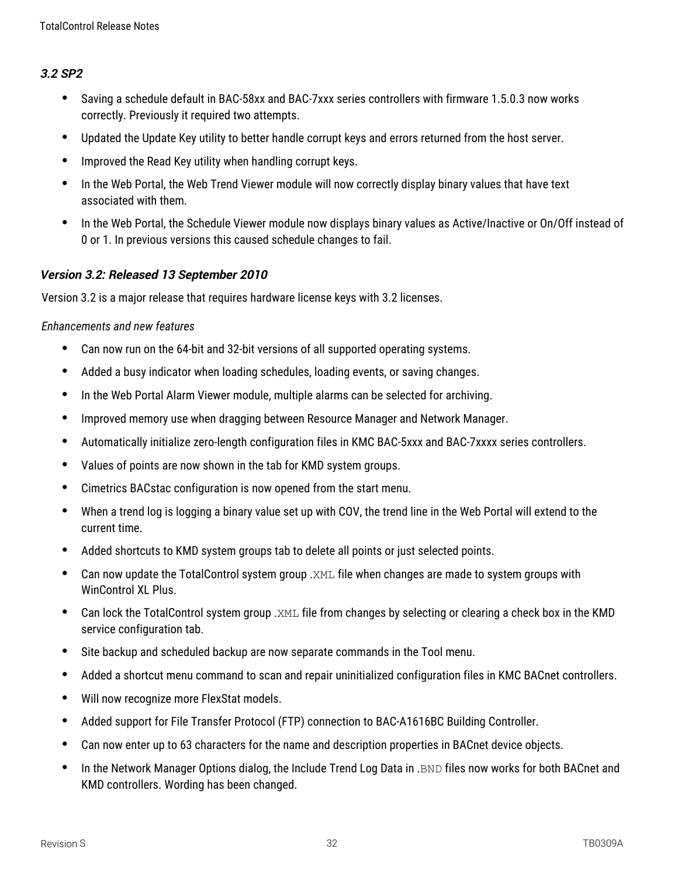### *3.2 SP2*

- Saving a schedule default in BAC-58xx and BAC-7xxx series controllers with firmware 1.5.0.3 now works correctly. Previously it required two attempts.
- Updated the Update Key utility to better handle corrupt keys and errors returned from the host server.
- Improved the Read Key utility when handling corrupt keys.
- In the Web Portal, the Web Trend Viewer module will now correctly display binary values that have text associated with them.
- In the Web Portal, the Schedule Viewer module now displays binary values as Active/Inactive or On/Off instead of 0 or 1. In previous versions this caused schedule changes to fail.

### *Version 3.2: Released 13 September 2010*

Version 3.2 is a major release that requires hardware license keys with 3.2 licenses.

*Enhancements and new features*

- Can now run on the 64-bit and 32-bit versions of all supported operating systems.
- Added a busy indicator when loading schedules, loading events, or saving changes.
- In the Web Portal Alarm Viewer module, multiple alarms can be selected for archiving.
- Improved memory use when dragging between Resource Manager and Network Manager.
- Automatically initialize zero-length configuration files in KMC BAC-5xxx and BAC-7xxxx series controllers.
- Values of points are now shown in the tab for KMD system groups.
- Cimetrics BACstac configuration is now opened from the start menu.
- When a trend log is logging a binary value set up with COV, the trend line in the Web Portal will extend to the current time.
- Added shortcuts to KMD system groups tab to delete all points or just selected points.
- Can now update the TotalControl system group `.XML` file when changes are made to system groups with WinControl XL Plus.
- Can lock the TotalControl system group `.XML` file from changes by selecting or clearing a check box in the KMD service configuration tab.
- Site backup and scheduled backup are now separate commands in the Tool menu.
- Added a shortcut menu command to scan and repair uninitialized configuration files in KMC BACnet controllers.
- Will now recognize more FlexStat models.
- Added support for File Transfer Protocol (FTP) connection to BAC-A1616BC Building Controller.
- Can now enter up to 63 characters for the name and description properties in BACnet device objects.
- In the Network Manager Options dialog, the Include Trend Log Data in `.BND` files now works for both BACnet and KMD controllers. Wording has been changed.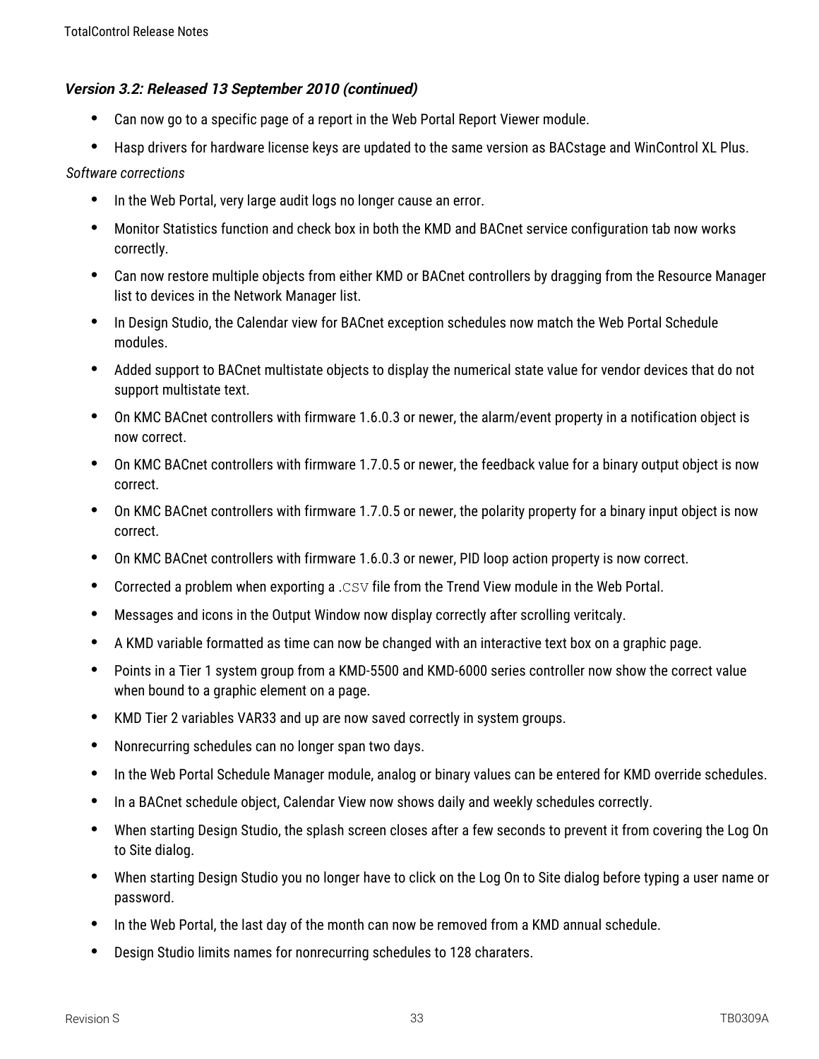### *Version 3.2: Released 13 September 2010 (continued)*

- Can now go to a specific page of a report in the Web Portal Report Viewer module.
- Hasp drivers for hardware license keys are updated to the same version as BACstage and WinControl XL Plus.

*Software corrections*

- In the Web Portal, very large audit logs no longer cause an error.
- Monitor Statistics function and check box in both the KMD and BACnet service configuration tab now works correctly.
- Can now restore multiple objects from either KMD or BACnet controllers by dragging from the Resource Manager list to devices in the Network Manager list.
- In Design Studio, the Calendar view for BACnet exception schedules now match the Web Portal Schedule modules.
- Added support to BACnet multistate objects to display the numerical state value for vendor devices that do not support multistate text.
- On KMC BACnet controllers with firmware 1.6.0.3 or newer, the alarm/event property in a notification object is now correct.
- On KMC BACnet controllers with firmware 1.7.0.5 or newer, the feedback value for a binary output object is now correct.
- On KMC BACnet controllers with firmware 1.7.0.5 or newer, the polarity property for a binary input object is now correct.
- On KMC BACnet controllers with firmware 1.6.0.3 or newer, PID loop action property is now correct.
- Corrected a problem when exporting a `.CSV` file from the Trend View module in the Web Portal.
- Messages and icons in the Output Window now display correctly after scrolling veritcaly.
- A KMD variable formatted as time can now be changed with an interactive text box on a graphic page.
- Points in a Tier 1 system group from a KMD-5500 and KMD-6000 series controller now show the correct value when bound to a graphic element on a page.
- KMD Tier 2 variables VAR33 and up are now saved correctly in system groups.
- Nonrecurring schedules can no longer span two days.
- In the Web Portal Schedule Manager module, analog or binary values can be entered for KMD override schedules.
- In a BACnet schedule object, Calendar View now shows daily and weekly schedules correctly.
- When starting Design Studio, the splash screen closes after a few seconds to prevent it from covering the Log On to Site dialog.
- When starting Design Studio you no longer have to click on the Log On to Site dialog before typing a user name or password.
- In the Web Portal, the last day of the month can now be removed from a KMD annual schedule.
- Design Studio limits names for nonrecurring schedules to 128 charaters.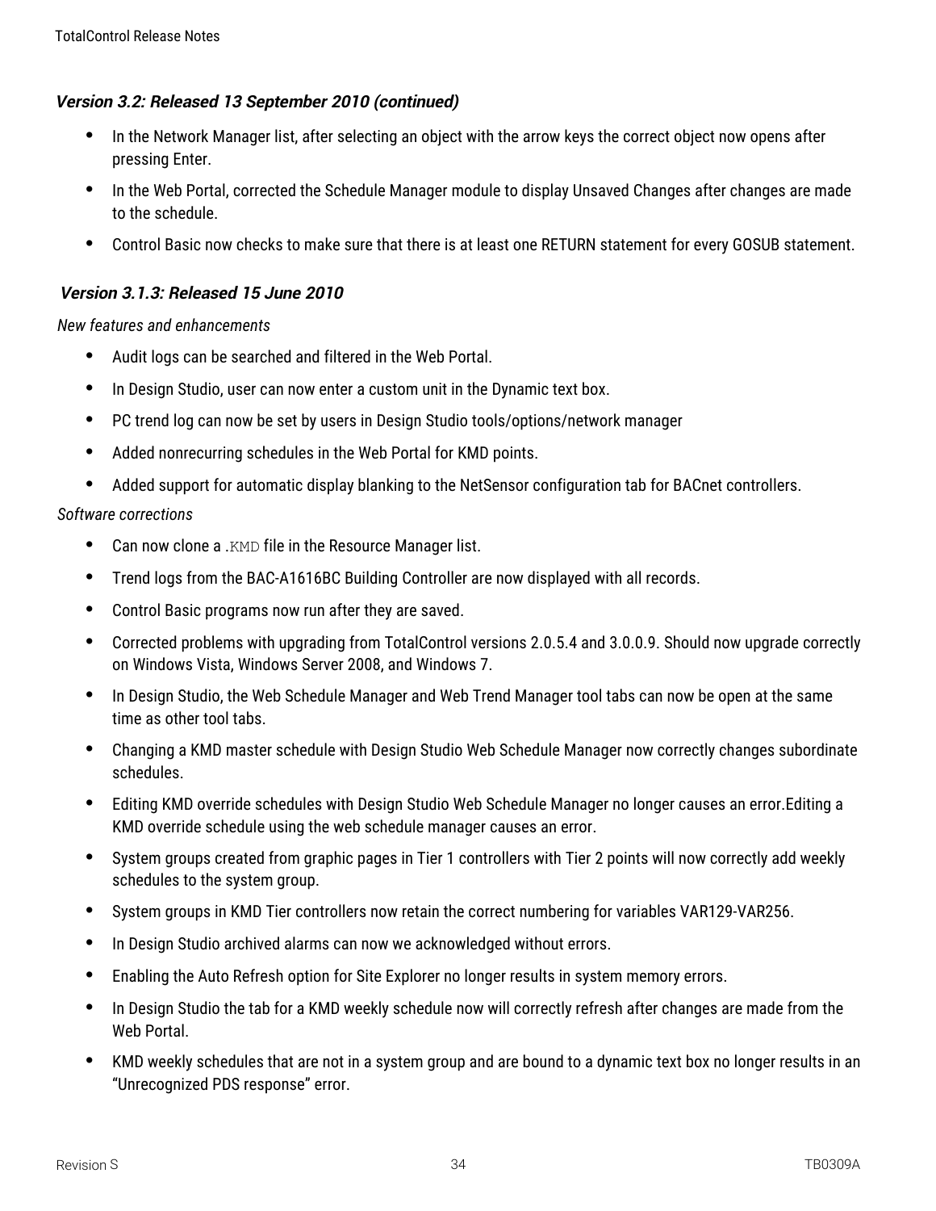### *Version 3.2: Released 13 September 2010 (continued)*

- In the Network Manager list, after selecting an object with the arrow keys the correct object now opens after pressing Enter.
- In the Web Portal, corrected the Schedule Manager module to display Unsaved Changes after changes are made to the schedule.
- Control Basic now checks to make sure that there is at least one RETURN statement for every GOSUB statement.

### *Version 3.1.3: Released 15 June 2010*

*New features and enhancements*

- Audit logs can be searched and filtered in the Web Portal.
- In Design Studio, user can now enter a custom unit in the Dynamic text box.
- PC trend log can now be set by users in Design Studio tools/options/network manager
- Added nonrecurring schedules in the Web Portal for KMD points.
- Added support for automatic display blanking to the NetSensor configuration tab for BACnet controllers.

*Software corrections*

- Can now clone a `.KMD` file in the Resource Manager list.
- Trend logs from the BAC-A1616BC Building Controller are now displayed with all records.
- Control Basic programs now run after they are saved.
- Corrected problems with upgrading from TotalControl versions 2.0.5.4 and 3.0.0.9. Should now upgrade correctly on Windows Vista, Windows Server 2008, and Windows 7.
- In Design Studio, the Web Schedule Manager and Web Trend Manager tool tabs can now be open at the same time as other tool tabs.
- Changing a KMD master schedule with Design Studio Web Schedule Manager now correctly changes subordinate schedules.
- Editing KMD override schedules with Design Studio Web Schedule Manager no longer causes an error.Editing a KMD override schedule using the web schedule manager causes an error.
- System groups created from graphic pages in Tier 1 controllers with Tier 2 points will now correctly add weekly schedules to the system group.
- System groups in KMD Tier controllers now retain the correct numbering for variables VAR129-VAR256.
- In Design Studio archived alarms can now we acknowledged without errors.
- Enabling the Auto Refresh option for Site Explorer no longer results in system memory errors.
- In Design Studio the tab for a KMD weekly schedule now will correctly refresh after changes are made from the Web Portal.
- KMD weekly schedules that are not in a system group and are bound to a dynamic text box no longer results in an "Unrecognized PDS response" error.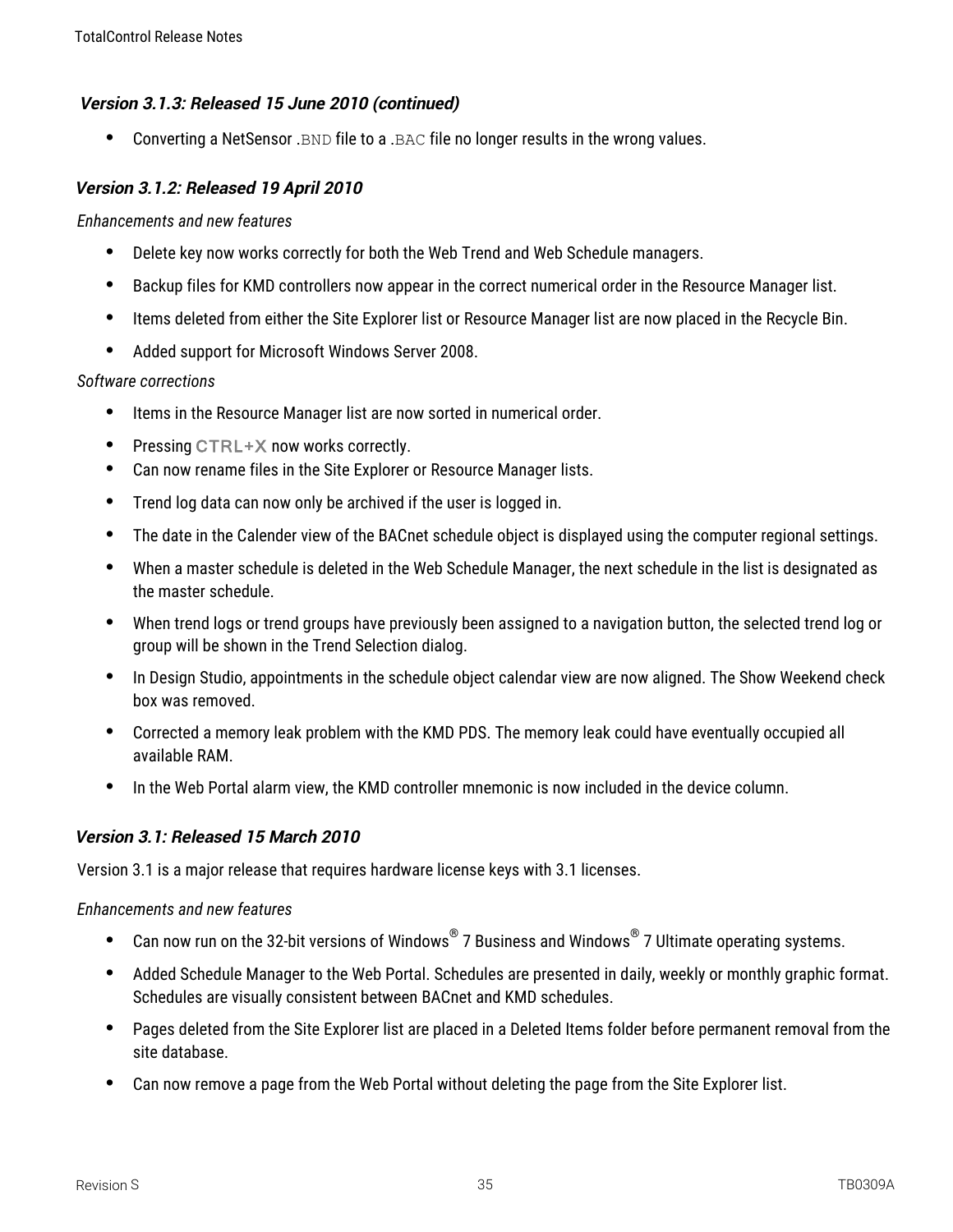### *Version 3.1.3: Released 15 June 2010 (continued)*

- Converting a NetSensor `.BND` file to a `.BAC` file no longer results in the wrong values.

### *Version 3.1.2: Released 19 April 2010*

*Enhancements and new features*

- Delete key now works correctly for both the Web Trend and Web Schedule managers.
- Backup files for KMD controllers now appear in the correct numerical order in the Resource Manager list.
- Items deleted from either the Site Explorer list or Resource Manager list are now placed in the Recycle Bin.
- Added support for Microsoft Windows Server 2008.

*Software corrections*

- Items in the Resource Manager list are now sorted in numerical order.
- Pressing CTRL+X now works correctly.
- Can now rename files in the Site Explorer or Resource Manager lists.
- Trend log data can now only be archived if the user is logged in.
- The date in the Calender view of the BACnet schedule object is displayed using the computer regional settings.
- When a master schedule is deleted in the Web Schedule Manager, the next schedule in the list is designated as the master schedule.
- When trend logs or trend groups have previously been assigned to a navigation button, the selected trend log or group will be shown in the Trend Selection dialog.
- In Design Studio, appointments in the schedule object calendar view are now aligned. The Show Weekend check box was removed.
- Corrected a memory leak problem with the KMD PDS. The memory leak could have eventually occupied all available RAM.
- In the Web Portal alarm view, the KMD controller mnemonic is now included in the device column.

### *Version 3.1: Released 15 March 2010*

Version 3.1 is a major release that requires hardware license keys with 3.1 licenses.

*Enhancements and new features*

- Can now run on the 32-bit versions of Windows® 7 Business and Windows® 7 Ultimate operating systems.
- Added Schedule Manager to the Web Portal. Schedules are presented in daily, weekly or monthly graphic format. Schedules are visually consistent between BACnet and KMD schedules.
- Pages deleted from the Site Explorer list are placed in a Deleted Items folder before permanent removal from the site database.
- Can now remove a page from the Web Portal without deleting the page from the Site Explorer list.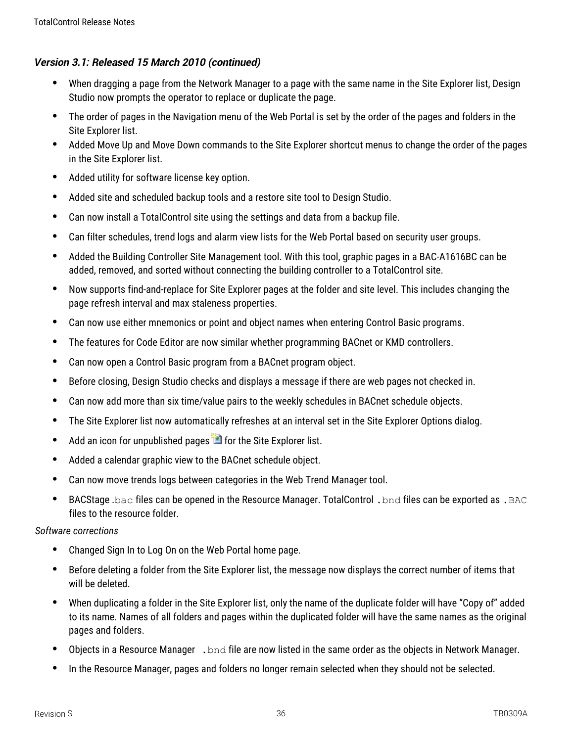### *Version 3.1: Released 15 March 2010 (continued)*

- When dragging a page from the Network Manager to a page with the same name in the Site Explorer list, Design Studio now prompts the operator to replace or duplicate the page.
- The order of pages in the Navigation menu of the Web Portal is set by the order of the pages and folders in the Site Explorer list.
- Added Move Up and Move Down commands to the Site Explorer shortcut menus to change the order of the pages in the Site Explorer list.
- Added utility for software license key option.
- Added site and scheduled backup tools and a restore site tool to Design Studio.
- Can now install a TotalControl site using the settings and data from a backup file.
- Can filter schedules, trend logs and alarm view lists for the Web Portal based on security user groups.
- Added the Building Controller Site Management tool. With this tool, graphic pages in a BAC-A1616BC can be added, removed, and sorted without connecting the building controller to a TotalControl site.
- Now supports find-and-replace for Site Explorer pages at the folder and site level. This includes changing the page refresh interval and max staleness properties.
- Can now use either mnemonics or point and object names when entering Control Basic programs.
- The features for Code Editor are now similar whether programming BACnet or KMD controllers.
- Can now open a Control Basic program from a BACnet program object.
- Before closing, Design Studio checks and displays a message if there are web pages not checked in.
- Can now add more than six time/value pairs to the weekly schedules in BACnet schedule objects.
- The Site Explorer list now automatically refreshes at an interval set in the Site Explorer Options dialog.
- Add an icon for unpublished pages for the Site Explorer list.
- Added a calendar graphic view to the BACnet schedule object.
- Can now move trends logs between categories in the Web Trend Manager tool.
- BACStage `.bac` files can be opened in the Resource Manager. TotalControl `.bnd` files can be exported as `.BAC` files to the resource folder.

*Software corrections*

- Changed Sign In to Log On on the Web Portal home page.
- Before deleting a folder from the Site Explorer list, the message now displays the correct number of items that will be deleted.
- When duplicating a folder in the Site Explorer list, only the name of the duplicate folder will have “Copy of” added to its name. Names of all folders and pages within the duplicated folder will have the same names as the original pages and folders.
- Objects in a Resource Manager `.bnd` file are now listed in the same order as the objects in Network Manager.
- In the Resource Manager, pages and folders no longer remain selected when they should not be selected.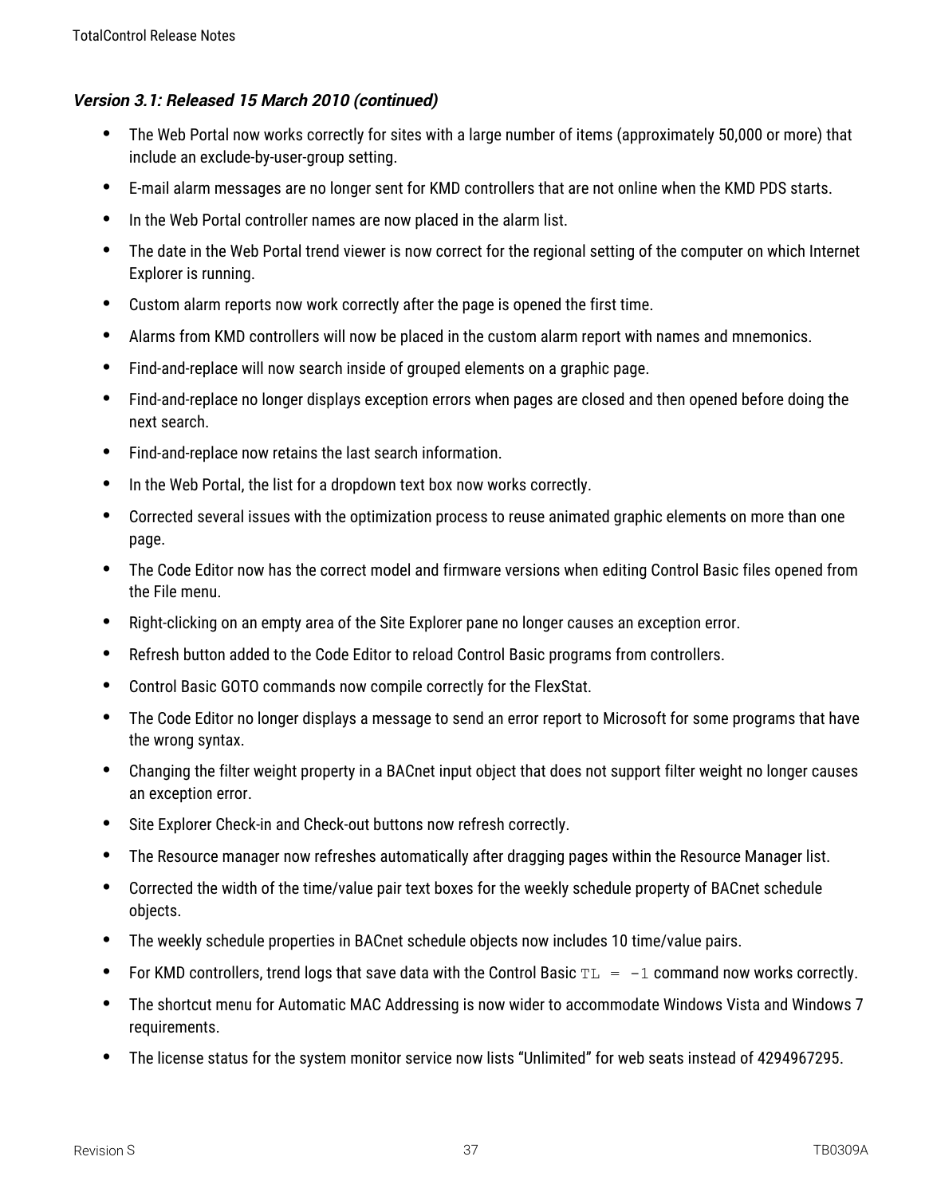***Version 3.1: Released 15 March 2010 (continued)***

- The Web Portal now works correctly for sites with a large number of items (approximately 50,000 or more) that include an exclude-by-user-group setting.
- E-mail alarm messages are no longer sent for KMD controllers that are not online when the KMD PDS starts.
- In the Web Portal controller names are now placed in the alarm list.
- The date in the Web Portal trend viewer is now correct for the regional setting of the computer on which Internet Explorer is running.
- Custom alarm reports now work correctly after the page is opened the first time.
- Alarms from KMD controllers will now be placed in the custom alarm report with names and mnemonics.
- Find-and-replace will now search inside of grouped elements on a graphic page.
- Find-and-replace no longer displays exception errors when pages are closed and then opened before doing the next search.
- Find-and-replace now retains the last search information.
- In the Web Portal, the list for a dropdown text box now works correctly.
- Corrected several issues with the optimization process to reuse animated graphic elements on more than one page.
- The Code Editor now has the correct model and firmware versions when editing Control Basic files opened from the File menu.
- Right-clicking on an empty area of the Site Explorer pane no longer causes an exception error.
- Refresh button added to the Code Editor to reload Control Basic programs from controllers.
- Control Basic GOTO commands now compile correctly for the FlexStat.
- The Code Editor no longer displays a message to send an error report to Microsoft for some programs that have the wrong syntax.
- Changing the filter weight property in a BACnet input object that does not support filter weight no longer causes an exception error.
- Site Explorer Check-in and Check-out buttons now refresh correctly.
- The Resource manager now refreshes automatically after dragging pages within the Resource Manager list.
- Corrected the width of the time/value pair text boxes for the weekly schedule property of BACnet schedule objects.
- The weekly schedule properties in BACnet schedule objects now includes 10 time/value pairs.
- For KMD controllers, trend logs that save data with the Control Basic `TL = -1` command now works correctly.
- The shortcut menu for Automatic MAC Addressing is now wider to accommodate Windows Vista and Windows 7 requirements.
- The license status for the system monitor service now lists “Unlimited” for web seats instead of 4294967295.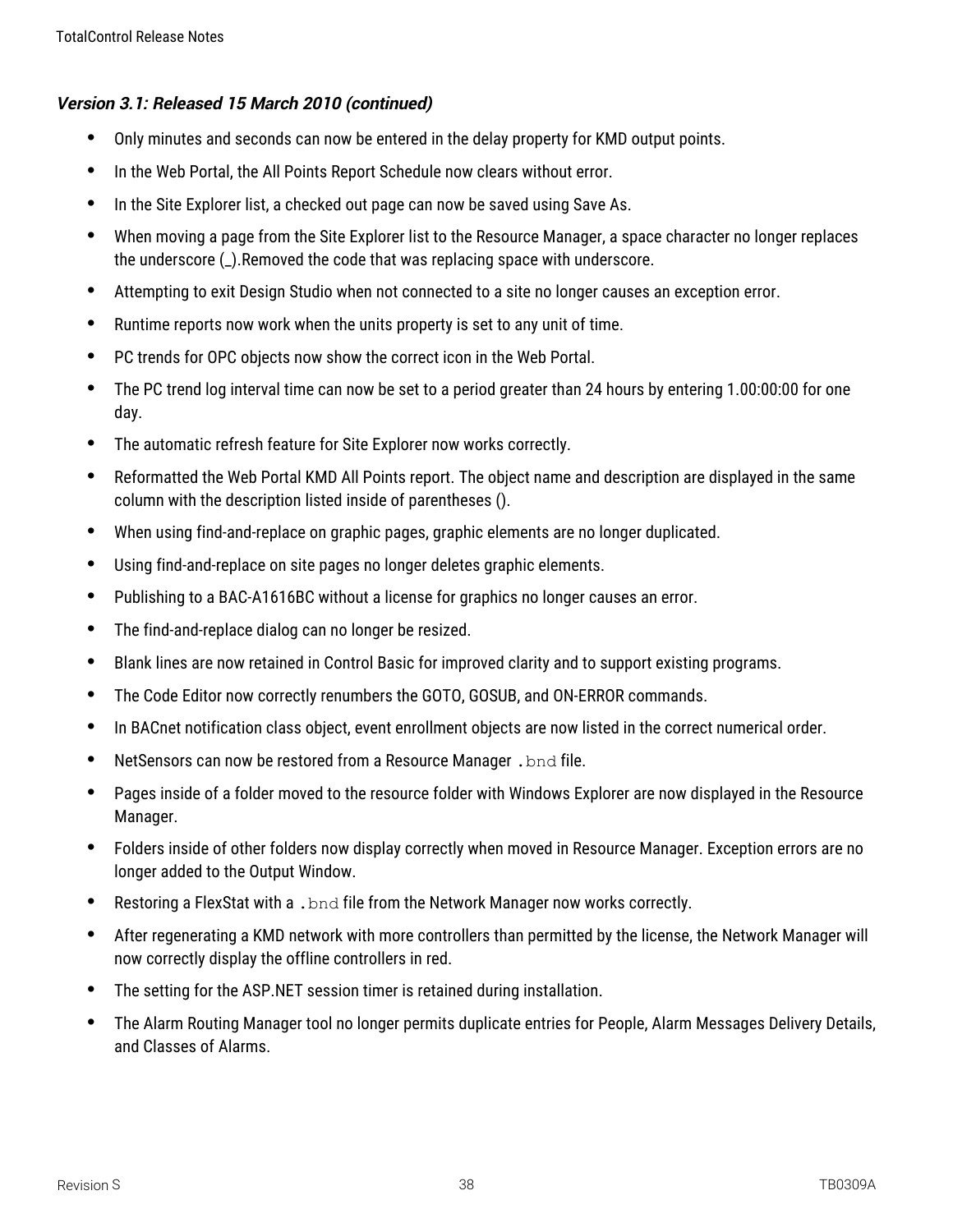### *Version 3.1: Released 15 March 2010 (continued)*

- Only minutes and seconds can now be entered in the delay property for KMD output points.
- In the Web Portal, the All Points Report Schedule now clears without error.
- In the Site Explorer list, a checked out page can now be saved using Save As.
- When moving a page from the Site Explorer list to the Resource Manager, a space character no longer replaces the underscore (_).Removed the code that was replacing space with underscore.
- Attempting to exit Design Studio when not connected to a site no longer causes an exception error.
- Runtime reports now work when the units property is set to any unit of time.
- PC trends for OPC objects now show the correct icon in the Web Portal.
- The PC trend log interval time can now be set to a period greater than 24 hours by entering 1.00:00:00 for one day.
- The automatic refresh feature for Site Explorer now works correctly.
- Reformatted the Web Portal KMD All Points report. The object name and description are displayed in the same column with the description listed inside of parentheses ().
- When using find-and-replace on graphic pages, graphic elements are no longer duplicated.
- Using find-and-replace on site pages no longer deletes graphic elements.
- Publishing to a BAC-A1616BC without a license for graphics no longer causes an error.
- The find-and-replace dialog can no longer be resized.
- Blank lines are now retained in Control Basic for improved clarity and to support existing programs.
- The Code Editor now correctly renumbers the GOTO, GOSUB, and ON-ERROR commands.
- In BACnet notification class object, event enrollment objects are now listed in the correct numerical order.
- NetSensors can now be restored from a Resource Manager `.bnd` file.
- Pages inside of a folder moved to the resource folder with Windows Explorer are now displayed in the Resource Manager.
- Folders inside of other folders now display correctly when moved in Resource Manager. Exception errors are no longer added to the Output Window.
- Restoring a FlexStat with a `.bnd` file from the Network Manager now works correctly.
- After regenerating a KMD network with more controllers than permitted by the license, the Network Manager will now correctly display the offline controllers in red.
- The setting for the ASP.NET session timer is retained during installation.
- The Alarm Routing Manager tool no longer permits duplicate entries for People, Alarm Messages Delivery Details, and Classes of Alarms.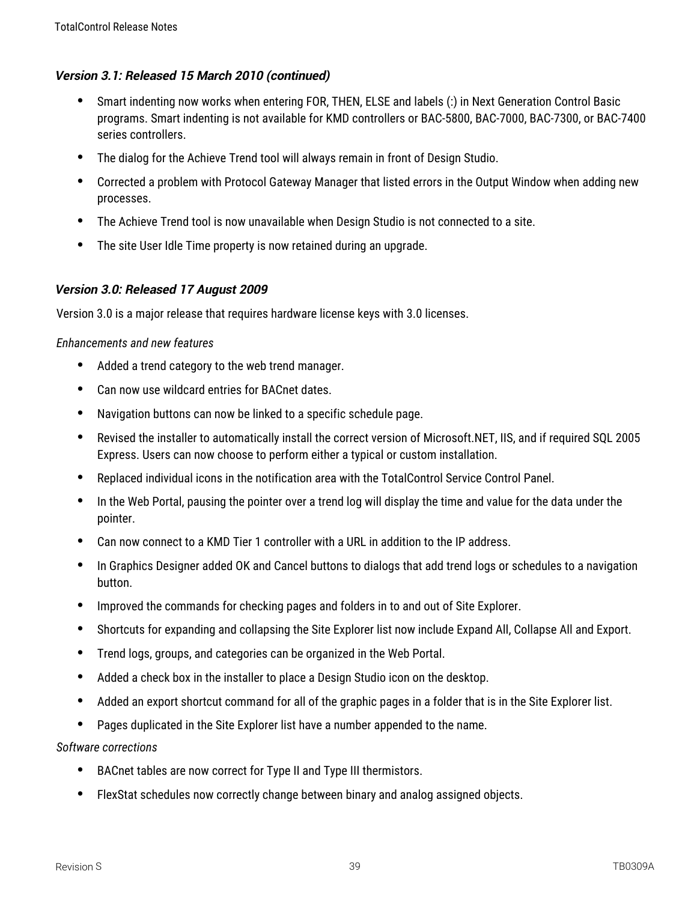### *Version 3.1: Released 15 March 2010 (continued)*

- Smart indenting now works when entering FOR, THEN, ELSE and labels (:) in Next Generation Control Basic programs. Smart indenting is not available for KMD controllers or BAC-5800, BAC-7000, BAC-7300, or BAC-7400 series controllers.
- The dialog for the Achieve Trend tool will always remain in front of Design Studio.
- Corrected a problem with Protocol Gateway Manager that listed errors in the Output Window when adding new processes.
- The Achieve Trend tool is now unavailable when Design Studio is not connected to a site.
- The site User Idle Time property is now retained during an upgrade.

### *Version 3.0: Released 17 August 2009*

Version 3.0 is a major release that requires hardware license keys with 3.0 licenses.

*Enhancements and new features*

- Added a trend category to the web trend manager.
- Can now use wildcard entries for BACnet dates.
- Navigation buttons can now be linked to a specific schedule page.
- Revised the installer to automatically install the correct version of Microsoft.NET, IIS, and if required SQL 2005 Express. Users can now choose to perform either a typical or custom installation.
- Replaced individual icons in the notification area with the TotalControl Service Control Panel.
- In the Web Portal, pausing the pointer over a trend log will display the time and value for the data under the pointer.
- Can now connect to a KMD Tier 1 controller with a URL in addition to the IP address.
- In Graphics Designer added OK and Cancel buttons to dialogs that add trend logs or schedules to a navigation button.
- Improved the commands for checking pages and folders in to and out of Site Explorer.
- Shortcuts for expanding and collapsing the Site Explorer list now include Expand All, Collapse All and Export.
- Trend logs, groups, and categories can be organized in the Web Portal.
- Added a check box in the installer to place a Design Studio icon on the desktop.
- Added an export shortcut command for all of the graphic pages in a folder that is in the Site Explorer list.
- Pages duplicated in the Site Explorer list have a number appended to the name.

*Software corrections*

- BACnet tables are now correct for Type II and Type III thermistors.
- FlexStat schedules now correctly change between binary and analog assigned objects.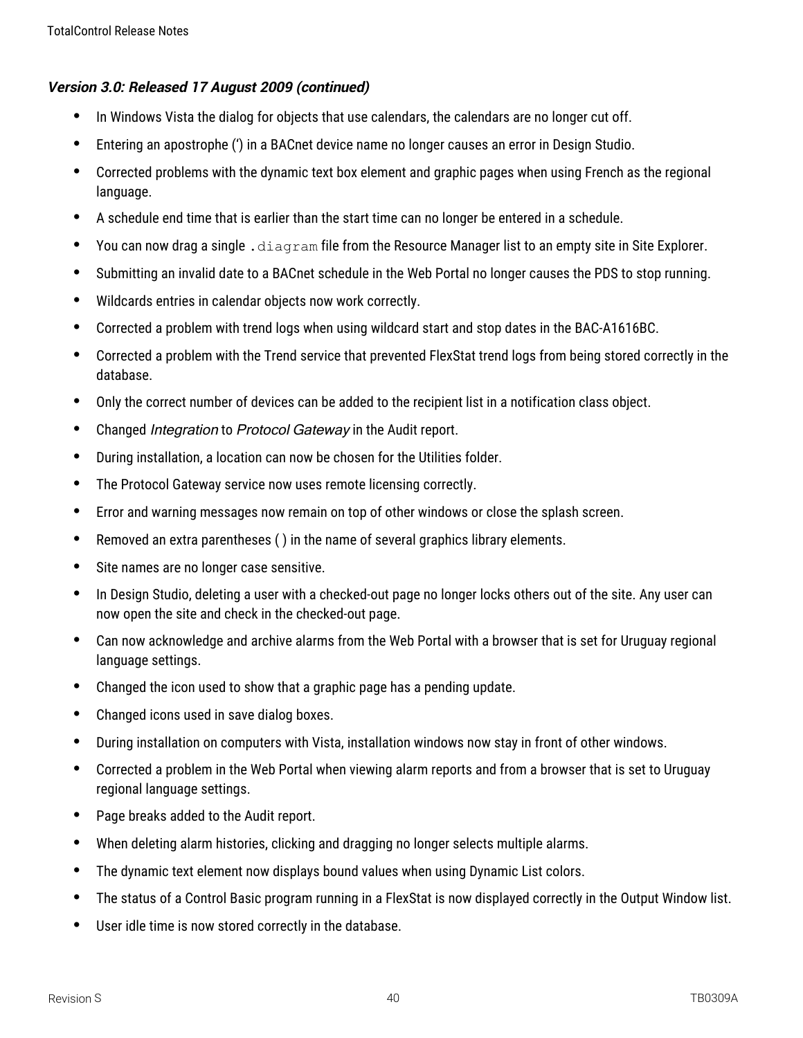***Version 3.0: Released 17 August 2009 (continued)***

- In Windows Vista the dialog for objects that use calendars, the calendars are no longer cut off.
- Entering an apostrophe (‘) in a BACnet device name no longer causes an error in Design Studio.
- Corrected problems with the dynamic text box element and graphic pages when using French as the regional language.
- A schedule end time that is earlier than the start time can no longer be entered in a schedule.
- You can now drag a single `.diagram` file from the Resource Manager list to an empty site in Site Explorer.
- Submitting an invalid date to a BACnet schedule in the Web Portal no longer causes the PDS to stop running.
- Wildcards entries in calendar objects now work correctly.
- Corrected a problem with trend logs when using wildcard start and stop dates in the BAC-A1616BC.
- Corrected a problem with the Trend service that prevented FlexStat trend logs from being stored correctly in the database.
- Only the correct number of devices can be added to the recipient list in a notification class object.
- Changed *Integration* to *Protocol Gateway* in the Audit report.
- During installation, a location can now be chosen for the Utilities folder.
- The Protocol Gateway service now uses remote licensing correctly.
- Error and warning messages now remain on top of other windows or close the splash screen.
- Removed an extra parentheses ( ) in the name of several graphics library elements.
- Site names are no longer case sensitive.
- In Design Studio, deleting a user with a checked-out page no longer locks others out of the site. Any user can now open the site and check in the checked-out page.
- Can now acknowledge and archive alarms from the Web Portal with a browser that is set for Uruguay regional language settings.
- Changed the icon used to show that a graphic page has a pending update.
- Changed icons used in save dialog boxes.
- During installation on computers with Vista, installation windows now stay in front of other windows.
- Corrected a problem in the Web Portal when viewing alarm reports and from a browser that is set to Uruguay regional language settings.
- Page breaks added to the Audit report.
- When deleting alarm histories, clicking and dragging no longer selects multiple alarms.
- The dynamic text element now displays bound values when using Dynamic List colors.
- The status of a Control Basic program running in a FlexStat is now displayed correctly in the Output Window list.
- User idle time is now stored correctly in the database.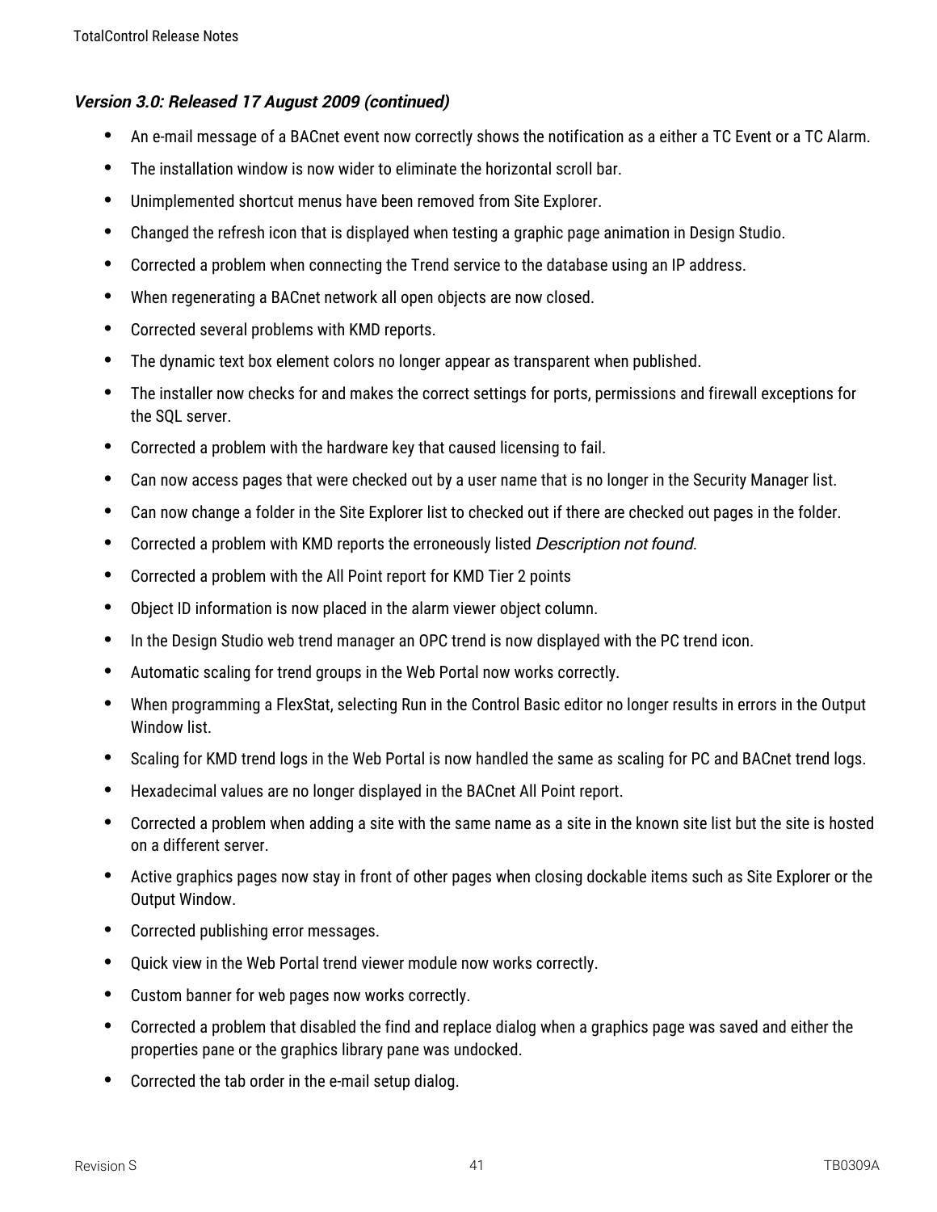### *Version 3.0: Released 17 August 2009 (continued)*

- An e-mail message of a BACnet event now correctly shows the notification as a either a TC Event or a TC Alarm.
- The installation window is now wider to eliminate the horizontal scroll bar.
- Unimplemented shortcut menus have been removed from Site Explorer.
- Changed the refresh icon that is displayed when testing a graphic page animation in Design Studio.
- Corrected a problem when connecting the Trend service to the database using an IP address.
- When regenerating a BACnet network all open objects are now closed.
- Corrected several problems with KMD reports.
- The dynamic text box element colors no longer appear as transparent when published.
- The installer now checks for and makes the correct settings for ports, permissions and firewall exceptions for the SQL server.
- Corrected a problem with the hardware key that caused licensing to fail.
- Can now access pages that were checked out by a user name that is no longer in the Security Manager list.
- Can now change a folder in the Site Explorer list to checked out if there are checked out pages in the folder.
- Corrected a problem with KMD reports the erroneously listed *Description not found*.
- Corrected a problem with the All Point report for KMD Tier 2 points
- Object ID information is now placed in the alarm viewer object column.
- In the Design Studio web trend manager an OPC trend is now displayed with the PC trend icon.
- Automatic scaling for trend groups in the Web Portal now works correctly.
- When programming a FlexStat, selecting Run in the Control Basic editor no longer results in errors in the Output Window list.
- Scaling for KMD trend logs in the Web Portal is now handled the same as scaling for PC and BACnet trend logs.
- Hexadecimal values are no longer displayed in the BACnet All Point report.
- Corrected a problem when adding a site with the same name as a site in the known site list but the site is hosted on a different server.
- Active graphics pages now stay in front of other pages when closing dockable items such as Site Explorer or the Output Window.
- Corrected publishing error messages.
- Quick view in the Web Portal trend viewer module now works correctly.
- Custom banner for web pages now works correctly.
- Corrected a problem that disabled the find and replace dialog when a graphics page was saved and either the properties pane or the graphics library pane was undocked.
- Corrected the tab order in the e-mail setup dialog.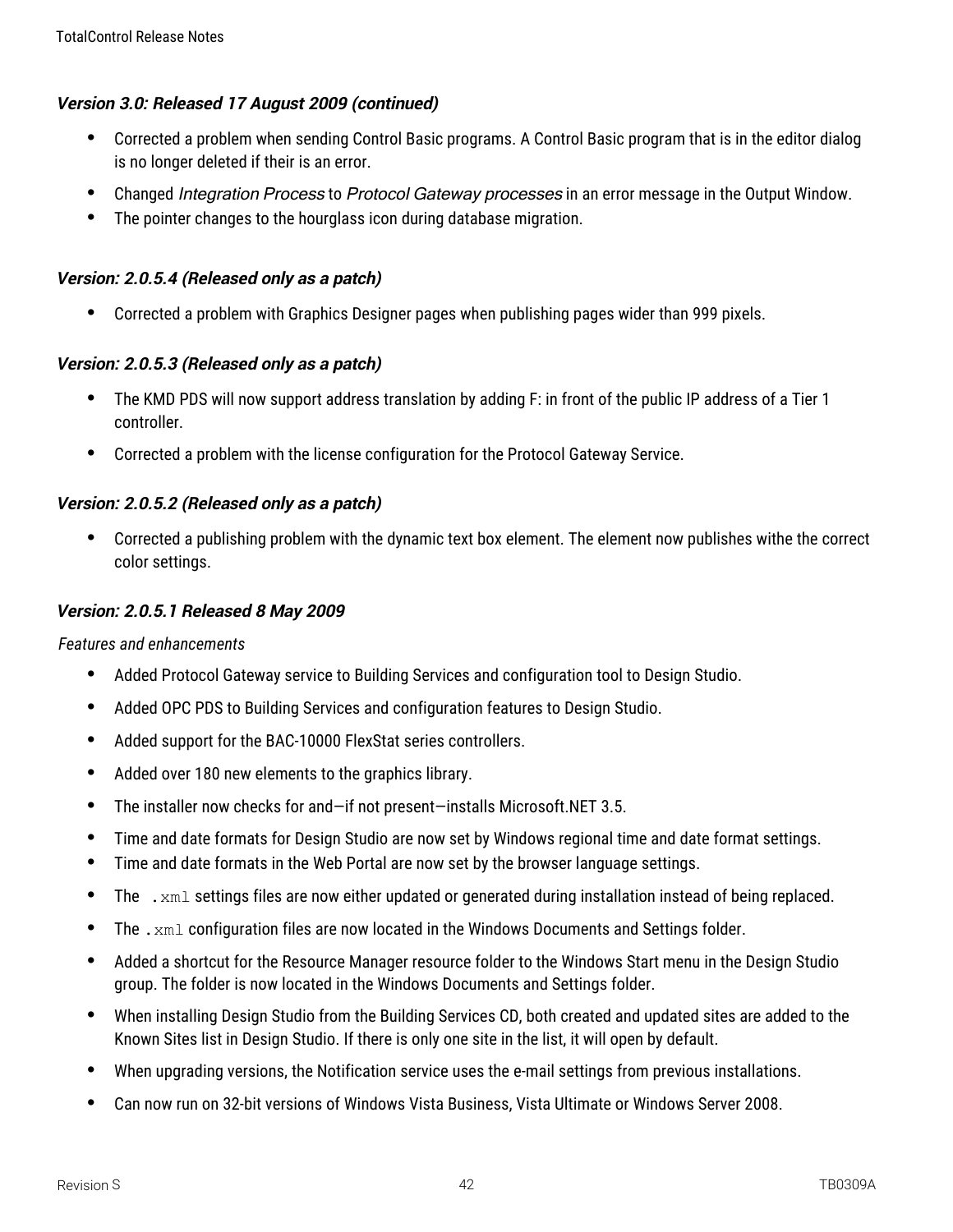### *Version 3.0: Released 17 August 2009 (continued)*

- Corrected a problem when sending Control Basic programs. A Control Basic program that is in the editor dialog is no longer deleted if their is an error.
- Changed *Integration Process* to *Protocol Gateway processes* in an error message in the Output Window.
- The pointer changes to the hourglass icon during database migration.

### *Version: 2.0.5.4 (Released only as a patch)*

- Corrected a problem with Graphics Designer pages when publishing pages wider than 999 pixels.

### *Version: 2.0.5.3 (Released only as a patch)*

- The KMD PDS will now support address translation by adding F: in front of the public IP address of a Tier 1 controller.
- Corrected a problem with the license configuration for the Protocol Gateway Service.

### *Version: 2.0.5.2 (Released only as a patch)*

- Corrected a publishing problem with the dynamic text box element. The element now publishes withe the correct color settings.

### *Version: 2.0.5.1 Released 8 May 2009*

*Features and enhancements*

- Added Protocol Gateway service to Building Services and configuration tool to Design Studio.
- Added OPC PDS to Building Services and configuration features to Design Studio.
- Added support for the BAC-10000 FlexStat series controllers.
- Added over 180 new elements to the graphics library.
- The installer now checks for and—if not present—installs Microsoft.NET 3.5.
- Time and date formats for Design Studio are now set by Windows regional time and date format settings.
- Time and date formats in the Web Portal are now set by the browser language settings.
- The `.xml` settings files are now either updated or generated during installation instead of being replaced.
- The `.xml` configuration files are now located in the Windows Documents and Settings folder.
- Added a shortcut for the Resource Manager resource folder to the Windows Start menu in the Design Studio group. The folder is now located in the Windows Documents and Settings folder.
- When installing Design Studio from the Building Services CD, both created and updated sites are added to the Known Sites list in Design Studio. If there is only one site in the list, it will open by default.
- When upgrading versions, the Notification service uses the e-mail settings from previous installations.
- Can now run on 32-bit versions of Windows Vista Business, Vista Ultimate or Windows Server 2008.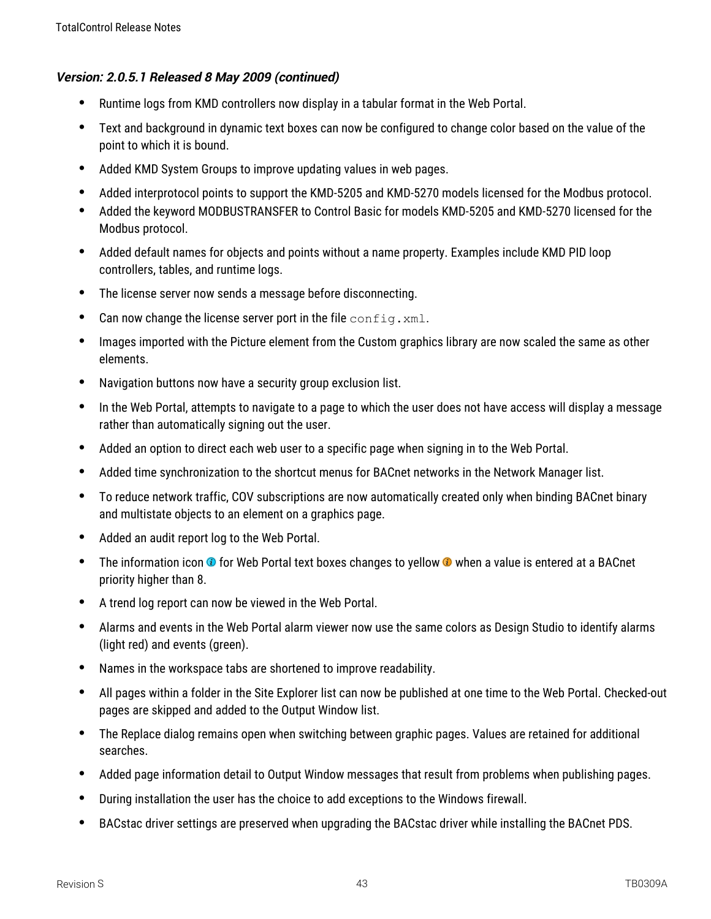### *Version: 2.0.5.1 Released 8 May 2009 (continued)*

- Runtime logs from KMD controllers now display in a tabular format in the Web Portal.
- Text and background in dynamic text boxes can now be configured to change color based on the value of the point to which it is bound.
- Added KMD System Groups to improve updating values in web pages.
- Added interprotocol points to support the KMD-5205 and KMD-5270 models licensed for the Modbus protocol.
- Added the keyword MODBUSTRANSFER to Control Basic for models KMD-5205 and KMD-5270 licensed for the Modbus protocol.
- Added default names for objects and points without a name property. Examples include KMD PID loop controllers, tables, and runtime logs.
- The license server now sends a message before disconnecting.
- Can now change the license server port in the file `config.xml`.
- Images imported with the Picture element from the Custom graphics library are now scaled the same as other elements.
- Navigation buttons now have a security group exclusion list.
- In the Web Portal, attempts to navigate to a page to which the user does not have access will display a message rather than automatically signing out the user.
- Added an option to direct each web user to a specific page when signing in to the Web Portal.
- Added time synchronization to the shortcut menus for BACnet networks in the Network Manager list.
- To reduce network traffic, COV subscriptions are now automatically created only when binding BACnet binary and multistate objects to an element on a graphics page.
- Added an audit report log to the Web Portal.
- The information icon for Web Portal text boxes changes to yellow when a value is entered at a BACnet priority higher than 8.
- A trend log report can now be viewed in the Web Portal.
- Alarms and events in the Web Portal alarm viewer now use the same colors as Design Studio to identify alarms (light red) and events (green).
- Names in the workspace tabs are shortened to improve readability.
- All pages within a folder in the Site Explorer list can now be published at one time to the Web Portal. Checked-out pages are skipped and added to the Output Window list.
- The Replace dialog remains open when switching between graphic pages. Values are retained for additional searches.
- Added page information detail to Output Window messages that result from problems when publishing pages.
- During installation the user has the choice to add exceptions to the Windows firewall.
- BACstac driver settings are preserved when upgrading the BACstac driver while installing the BACnet PDS.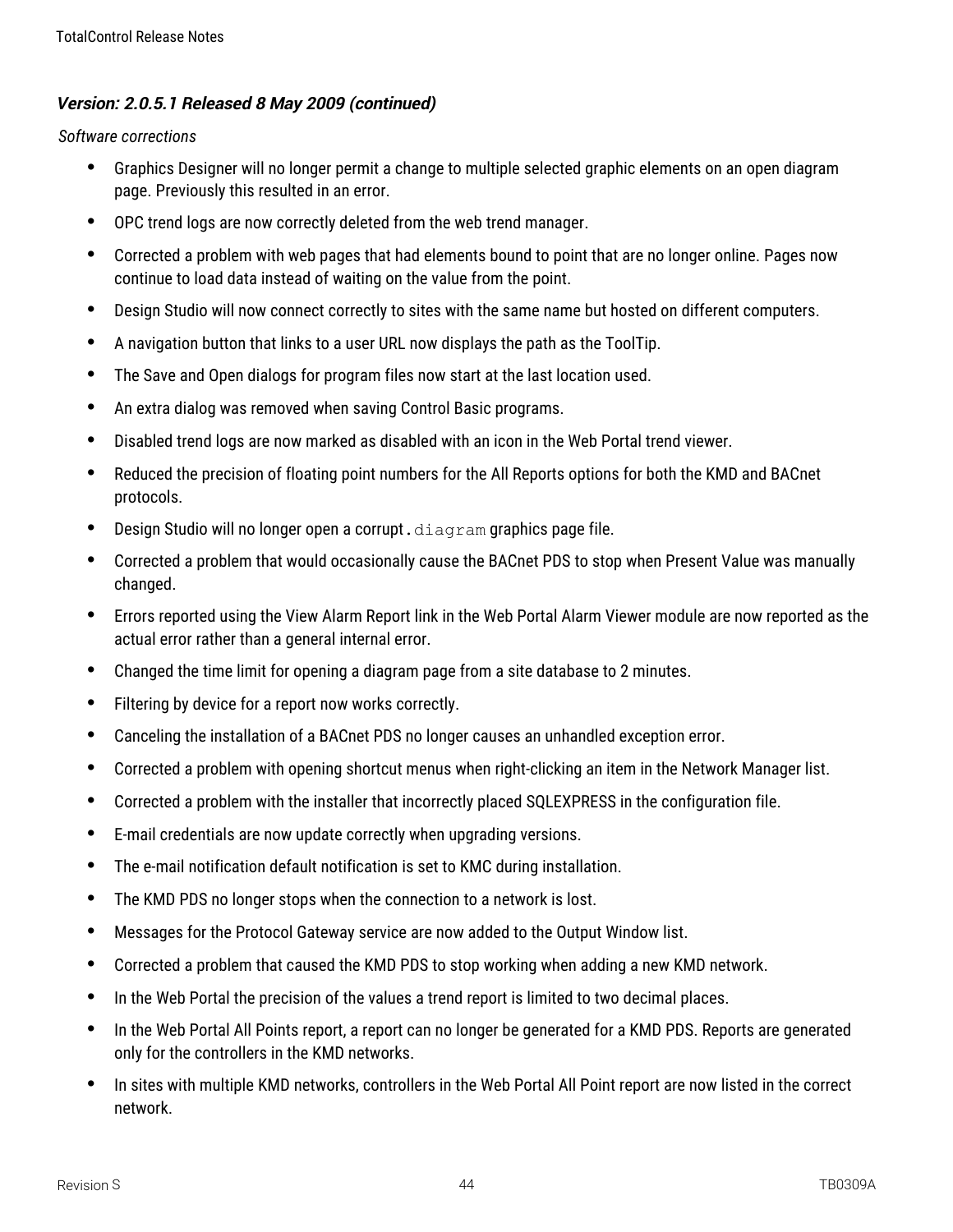### *Version: 2.0.5.1 Released 8 May 2009 (continued)*

*Software corrections*

- Graphics Designer will no longer permit a change to multiple selected graphic elements on an open diagram page. Previously this resulted in an error.
- OPC trend logs are now correctly deleted from the web trend manager.
- Corrected a problem with web pages that had elements bound to point that are no longer online. Pages now continue to load data instead of waiting on the value from the point.
- Design Studio will now connect correctly to sites with the same name but hosted on different computers.
- A navigation button that links to a user URL now displays the path as the ToolTip.
- The Save and Open dialogs for program files now start at the last location used.
- An extra dialog was removed when saving Control Basic programs.
- Disabled trend logs are now marked as disabled with an icon in the Web Portal trend viewer.
- Reduced the precision of floating point numbers for the All Reports options for both the KMD and BACnet protocols.
- Design Studio will no longer open a corrupt `.diagram` graphics page file.
- Corrected a problem that would occasionally cause the BACnet PDS to stop when Present Value was manually changed.
- Errors reported using the View Alarm Report link in the Web Portal Alarm Viewer module are now reported as the actual error rather than a general internal error.
- Changed the time limit for opening a diagram page from a site database to 2 minutes.
- Filtering by device for a report now works correctly.
- Canceling the installation of a BACnet PDS no longer causes an unhandled exception error.
- Corrected a problem with opening shortcut menus when right-clicking an item in the Network Manager list.
- Corrected a problem with the installer that incorrectly placed SQLEXPRESS in the configuration file.
- E-mail credentials are now update correctly when upgrading versions.
- The e-mail notification default notification is set to KMC during installation.
- The KMD PDS no longer stops when the connection to a network is lost.
- Messages for the Protocol Gateway service are now added to the Output Window list.
- Corrected a problem that caused the KMD PDS to stop working when adding a new KMD network.
- In the Web Portal the precision of the values a trend report is limited to two decimal places.
- In the Web Portal All Points report, a report can no longer be generated for a KMD PDS. Reports are generated only for the controllers in the KMD networks.
- In sites with multiple KMD networks, controllers in the Web Portal All Point report are now listed in the correct network.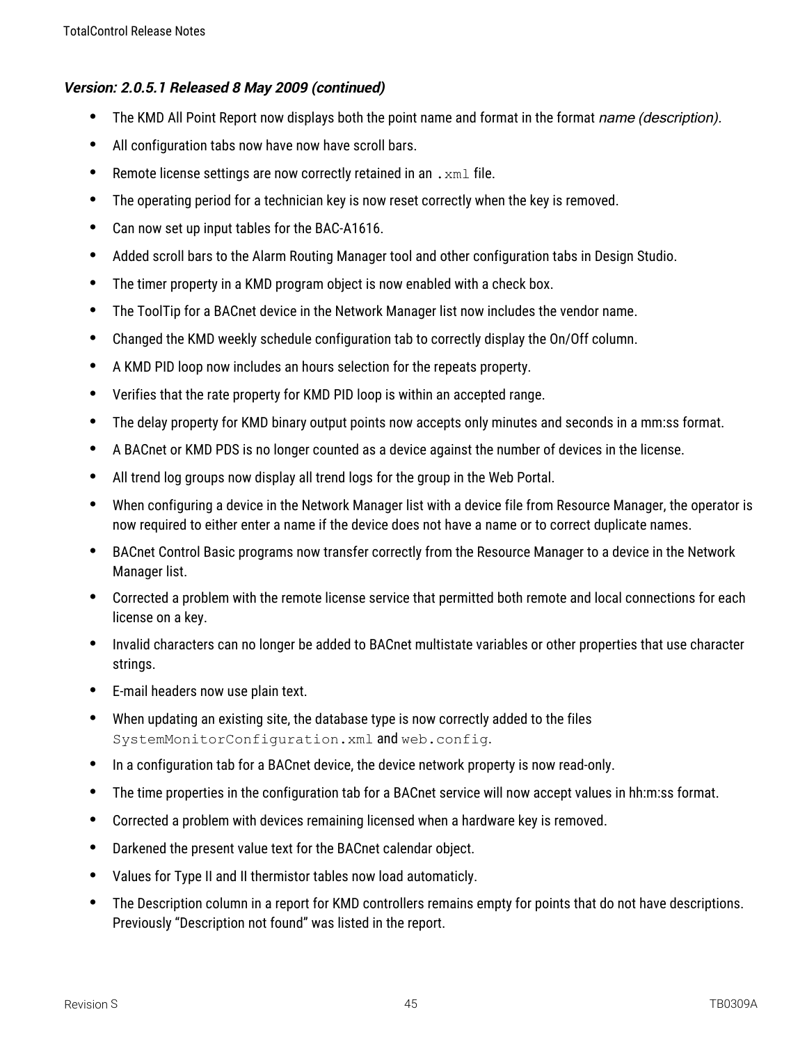### *Version: 2.0.5.1 Released 8 May 2009 (continued)*

- The KMD All Point Report now displays both the point name and format in the format *name (description).*
- All configuration tabs now have now have scroll bars.
- Remote license settings are now correctly retained in an `.xml` file.
- The operating period for a technician key is now reset correctly when the key is removed.
- Can now set up input tables for the BAC-A1616.
- Added scroll bars to the Alarm Routing Manager tool and other configuration tabs in Design Studio.
- The timer property in a KMD program object is now enabled with a check box.
- The ToolTip for a BACnet device in the Network Manager list now includes the vendor name.
- Changed the KMD weekly schedule configuration tab to correctly display the On/Off column.
- A KMD PID loop now includes an hours selection for the repeats property.
- Verifies that the rate property for KMD PID loop is within an accepted range.
- The delay property for KMD binary output points now accepts only minutes and seconds in a mm:ss format.
- A BACnet or KMD PDS is no longer counted as a device against the number of devices in the license.
- All trend log groups now display all trend logs for the group in the Web Portal.
- When configuring a device in the Network Manager list with a device file from Resource Manager, the operator is now required to either enter a name if the device does not have a name or to correct duplicate names.
- BACnet Control Basic programs now transfer correctly from the Resource Manager to a device in the Network Manager list.
- Corrected a problem with the remote license service that permitted both remote and local connections for each license on a key.
- Invalid characters can no longer be added to BACnet multistate variables or other properties that use character strings.
- E-mail headers now use plain text.
- When updating an existing site, the database type is now correctly added to the files `SystemMonitorConfiguration.xml` and `web.config`.
- In a configuration tab for a BACnet device, the device network property is now read-only.
- The time properties in the configuration tab for a BACnet service will now accept values in hh:m:ss format.
- Corrected a problem with devices remaining licensed when a hardware key is removed.
- Darkened the present value text for the BACnet calendar object.
- Values for Type II and II thermistor tables now load automaticly.
- The Description column in a report for KMD controllers remains empty for points that do not have descriptions. Previously “Description not found” was listed in the report.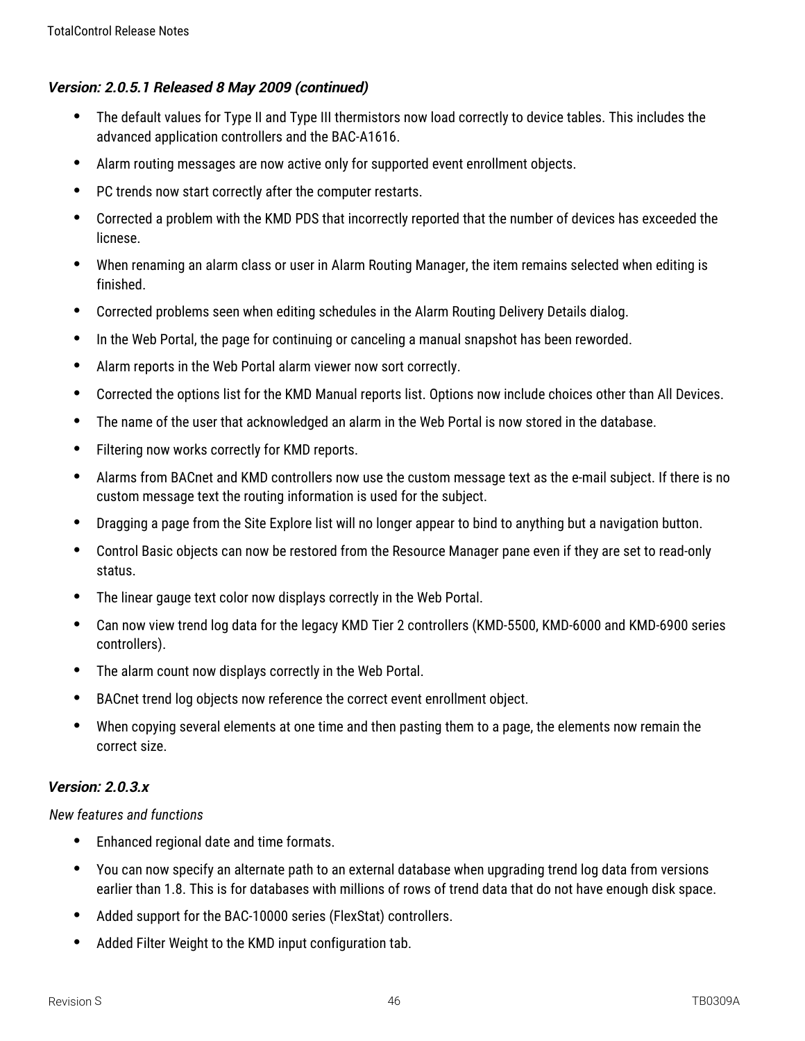### *Version: 2.0.5.1 Released 8 May 2009 (continued)*

- The default values for Type II and Type III thermistors now load correctly to device tables. This includes the advanced application controllers and the BAC-A1616.
- Alarm routing messages are now active only for supported event enrollment objects.
- PC trends now start correctly after the computer restarts.
- Corrected a problem with the KMD PDS that incorrectly reported that the number of devices has exceeded the licnese.
- When renaming an alarm class or user in Alarm Routing Manager, the item remains selected when editing is finished.
- Corrected problems seen when editing schedules in the Alarm Routing Delivery Details dialog.
- In the Web Portal, the page for continuing or canceling a manual snapshot has been reworded.
- Alarm reports in the Web Portal alarm viewer now sort correctly.
- Corrected the options list for the KMD Manual reports list. Options now include choices other than All Devices.
- The name of the user that acknowledged an alarm in the Web Portal is now stored in the database.
- Filtering now works correctly for KMD reports.
- Alarms from BACnet and KMD controllers now use the custom message text as the e-mail subject. If there is no custom message text the routing information is used for the subject.
- Dragging a page from the Site Explore list will no longer appear to bind to anything but a navigation button.
- Control Basic objects can now be restored from the Resource Manager pane even if they are set to read-only status.
- The linear gauge text color now displays correctly in the Web Portal.
- Can now view trend log data for the legacy KMD Tier 2 controllers (KMD-5500, KMD-6000 and KMD-6900 series controllers).
- The alarm count now displays correctly in the Web Portal.
- BACnet trend log objects now reference the correct event enrollment object.
- When copying several elements at one time and then pasting them to a page, the elements now remain the correct size.

### *Version: 2.0.3.x*

*New features and functions*

- Enhanced regional date and time formats.
- You can now specify an alternate path to an external database when upgrading trend log data from versions earlier than 1.8. This is for databases with millions of rows of trend data that do not have enough disk space.
- Added support for the BAC-10000 series (FlexStat) controllers.
- Added Filter Weight to the KMD input configuration tab.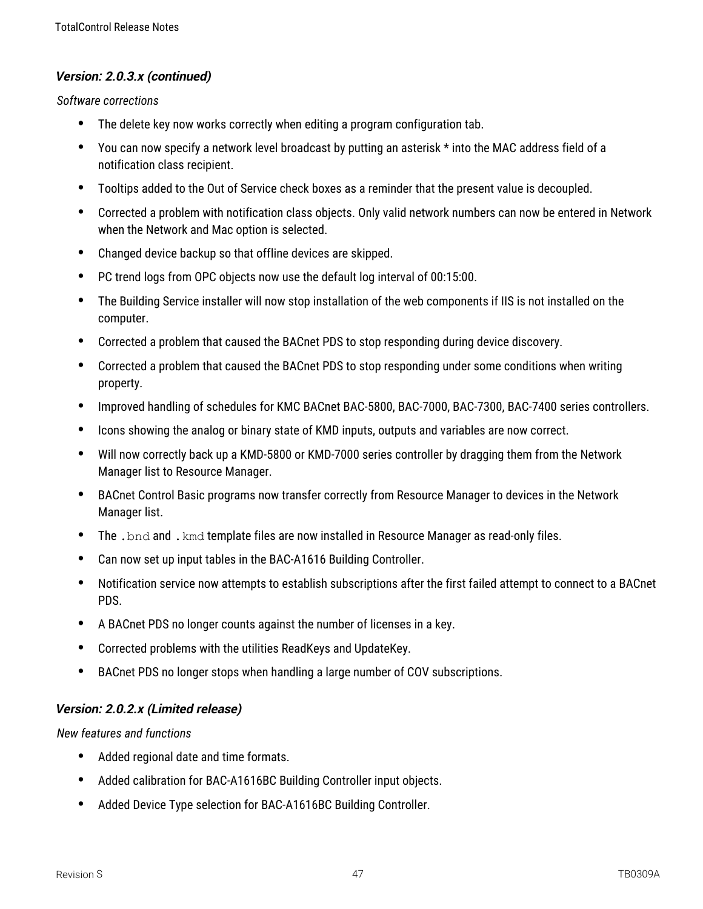### *Version: 2.0.3.x (continued)*

*Software corrections*

- The delete key now works correctly when editing a program configuration tab.
- You can now specify a network level broadcast by putting an asterisk * into the MAC address field of a notification class recipient.
- Tooltips added to the Out of Service check boxes as a reminder that the present value is decoupled.
- Corrected a problem with notification class objects. Only valid network numbers can now be entered in Network when the Network and Mac option is selected.
- Changed device backup so that offline devices are skipped.
- PC trend logs from OPC objects now use the default log interval of 00:15:00.
- The Building Service installer will now stop installation of the web components if IIS is not installed on the computer.
- Corrected a problem that caused the BACnet PDS to stop responding during device discovery.
- Corrected a problem that caused the BACnet PDS to stop responding under some conditions when writing property.
- Improved handling of schedules for KMC BACnet BAC-5800, BAC-7000, BAC-7300, BAC-7400 series controllers.
- Icons showing the analog or binary state of KMD inputs, outputs and variables are now correct.
- Will now correctly back up a KMD-5800 or KMD-7000 series controller by dragging them from the Network Manager list to Resource Manager.
- BACnet Control Basic programs now transfer correctly from Resource Manager to devices in the Network Manager list.
- The `.bnd` and `.kmd` template files are now installed in Resource Manager as read-only files.
- Can now set up input tables in the BAC-A1616 Building Controller.
- Notification service now attempts to establish subscriptions after the first failed attempt to connect to a BACnet PDS.
- A BACnet PDS no longer counts against the number of licenses in a key.
- Corrected problems with the utilities ReadKeys and UpdateKey.
- BACnet PDS no longer stops when handling a large number of COV subscriptions.

### *Version: 2.0.2.x (Limited release)*

*New features and functions*

- Added regional date and time formats.
- Added calibration for BAC-A1616BC Building Controller input objects.
- Added Device Type selection for BAC-A1616BC Building Controller.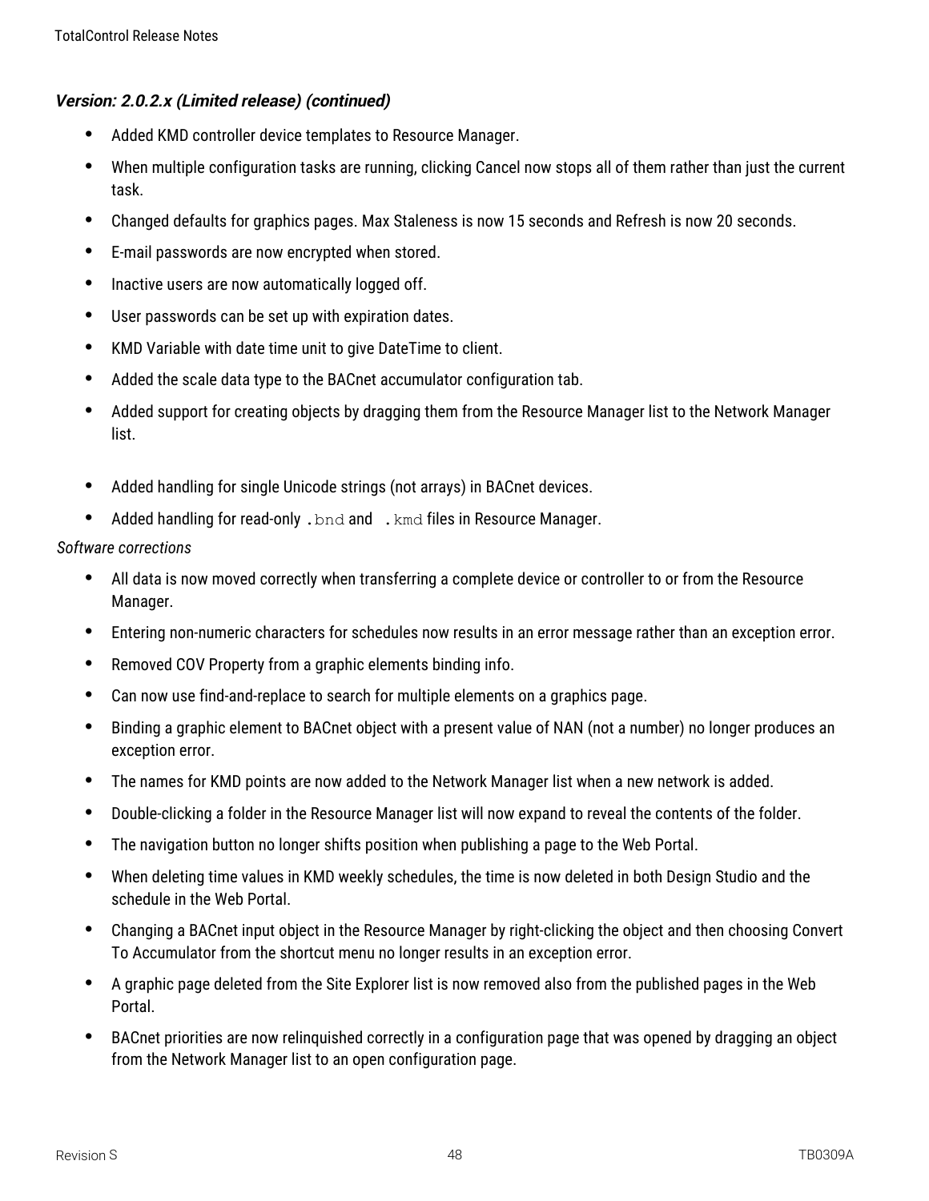### *Version: 2.0.2.x (Limited release) (continued)*

- Added KMD controller device templates to Resource Manager.
- When multiple configuration tasks are running, clicking Cancel now stops all of them rather than just the current task.
- Changed defaults for graphics pages. Max Staleness is now 15 seconds and Refresh is now 20 seconds.
- E-mail passwords are now encrypted when stored.
- Inactive users are now automatically logged off.
- User passwords can be set up with expiration dates.
- KMD Variable with date time unit to give DateTime to client.
- Added the scale data type to the BACnet accumulator configuration tab.
- Added support for creating objects by dragging them from the Resource Manager list to the Network Manager list.
- Added handling for single Unicode strings (not arrays) in BACnet devices.
- Added handling for read-only `.bnd` and `.kmd` files in Resource Manager.

*Software corrections*

- All data is now moved correctly when transferring a complete device or controller to or from the Resource Manager.
- Entering non-numeric characters for schedules now results in an error message rather than an exception error.
- Removed COV Property from a graphic elements binding info.
- Can now use find-and-replace to search for multiple elements on a graphics page.
- Binding a graphic element to BACnet object with a present value of NAN (not a number) no longer produces an exception error.
- The names for KMD points are now added to the Network Manager list when a new network is added.
- Double-clicking a folder in the Resource Manager list will now expand to reveal the contents of the folder.
- The navigation button no longer shifts position when publishing a page to the Web Portal.
- When deleting time values in KMD weekly schedules, the time is now deleted in both Design Studio and the schedule in the Web Portal.
- Changing a BACnet input object in the Resource Manager by right-clicking the object and then choosing Convert To Accumulator from the shortcut menu no longer results in an exception error.
- A graphic page deleted from the Site Explorer list is now removed also from the published pages in the Web Portal.
- BACnet priorities are now relinquished correctly in a configuration page that was opened by dragging an object from the Network Manager list to an open configuration page.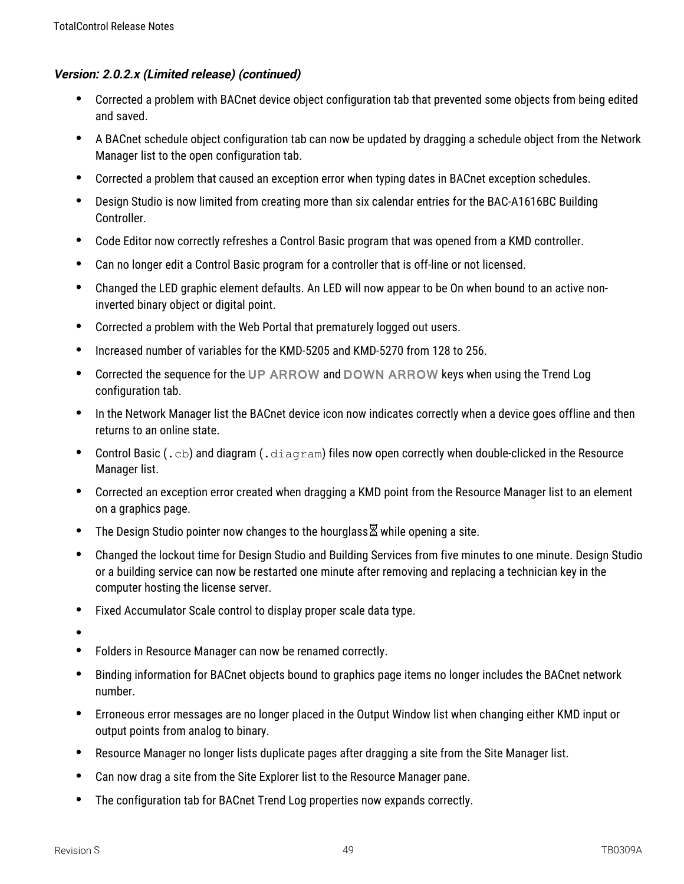### *Version: 2.0.2.x (Limited release) (continued)*

- Corrected a problem with BACnet device object configuration tab that prevented some objects from being edited and saved.
- A BACnet schedule object configuration tab can now be updated by dragging a schedule object from the Network Manager list to the open configuration tab.
- Corrected a problem that caused an exception error when typing dates in BACnet exception schedules.
- Design Studio is now limited from creating more than six calendar entries for the BAC-A1616BC Building Controller.
- Code Editor now correctly refreshes a Control Basic program that was opened from a KMD controller.
- Can no longer edit a Control Basic program for a controller that is off-line or not licensed.
- Changed the LED graphic element defaults. An LED will now appear to be On when bound to an active non-inverted binary object or digital point.
- Corrected a problem with the Web Portal that prematurely logged out users.
- Increased number of variables for the KMD-5205 and KMD-5270 from 128 to 256.
- Corrected the sequence for the UP ARROW and DOWN ARROW keys when using the Trend Log configuration tab.
- In the Network Manager list the BACnet device icon now indicates correctly when a device goes offline and then returns to an online state.
- Control Basic (`.cb`) and diagram (`.diagram`) files now open correctly when double-clicked in the Resource Manager list.
- Corrected an exception error created when dragging a KMD point from the Resource Manager list to an element on a graphics page.
- The Design Studio pointer now changes to the hourglass ⌛ while opening a site.
- Changed the lockout time for Design Studio and Building Services from five minutes to one minute. Design Studio or a building service can now be restarted one minute after removing and replacing a technician key in the computer hosting the license server.
- Fixed Accumulator Scale control to display proper scale data type.
- 
- Folders in Resource Manager can now be renamed correctly.
- Binding information for BACnet objects bound to graphics page items no longer includes the BACnet network number.
- Erroneous error messages are no longer placed in the Output Window list when changing either KMD input or output points from analog to binary.
- Resource Manager no longer lists duplicate pages after dragging a site from the Site Manager list.
- Can now drag a site from the Site Explorer list to the Resource Manager pane.
- The configuration tab for BACnet Trend Log properties now expands correctly.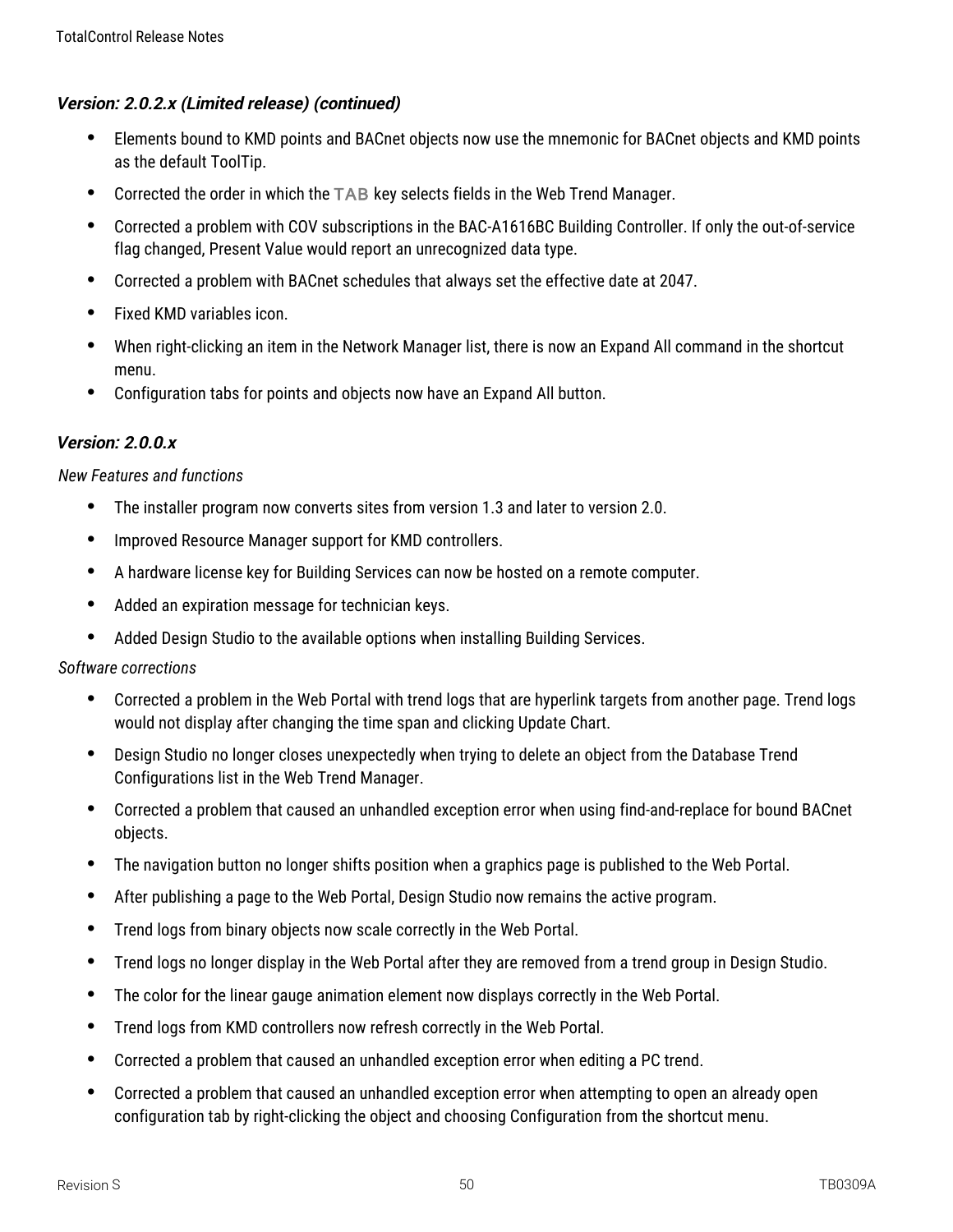### *Version: 2.0.2.x (Limited release) (continued)*

- Elements bound to KMD points and BACnet objects now use the mnemonic for BACnet objects and KMD points as the default ToolTip.
- Corrected the order in which the TAB key selects fields in the Web Trend Manager.
- Corrected a problem with COV subscriptions in the BAC-A1616BC Building Controller. If only the out-of-service flag changed, Present Value would report an unrecognized data type.
- Corrected a problem with BACnet schedules that always set the effective date at 2047.
- Fixed KMD variables icon.
- When right-clicking an item in the Network Manager list, there is now an Expand All command in the shortcut menu.
- Configuration tabs for points and objects now have an Expand All button.

### *Version: 2.0.0.x*

*New Features and functions*

- The installer program now converts sites from version 1.3 and later to version 2.0.
- Improved Resource Manager support for KMD controllers.
- A hardware license key for Building Services can now be hosted on a remote computer.
- Added an expiration message for technician keys.
- Added Design Studio to the available options when installing Building Services.

*Software corrections*

- Corrected a problem in the Web Portal with trend logs that are hyperlink targets from another page. Trend logs would not display after changing the time span and clicking Update Chart.
- Design Studio no longer closes unexpectedly when trying to delete an object from the Database Trend Configurations list in the Web Trend Manager.
- Corrected a problem that caused an unhandled exception error when using find-and-replace for bound BACnet objects.
- The navigation button no longer shifts position when a graphics page is published to the Web Portal.
- After publishing a page to the Web Portal, Design Studio now remains the active program.
- Trend logs from binary objects now scale correctly in the Web Portal.
- Trend logs no longer display in the Web Portal after they are removed from a trend group in Design Studio.
- The color for the linear gauge animation element now displays correctly in the Web Portal.
- Trend logs from KMD controllers now refresh correctly in the Web Portal.
- Corrected a problem that caused an unhandled exception error when editing a PC trend.
- Corrected a problem that caused an unhandled exception error when attempting to open an already open configuration tab by right-clicking the object and choosing Configuration from the shortcut menu.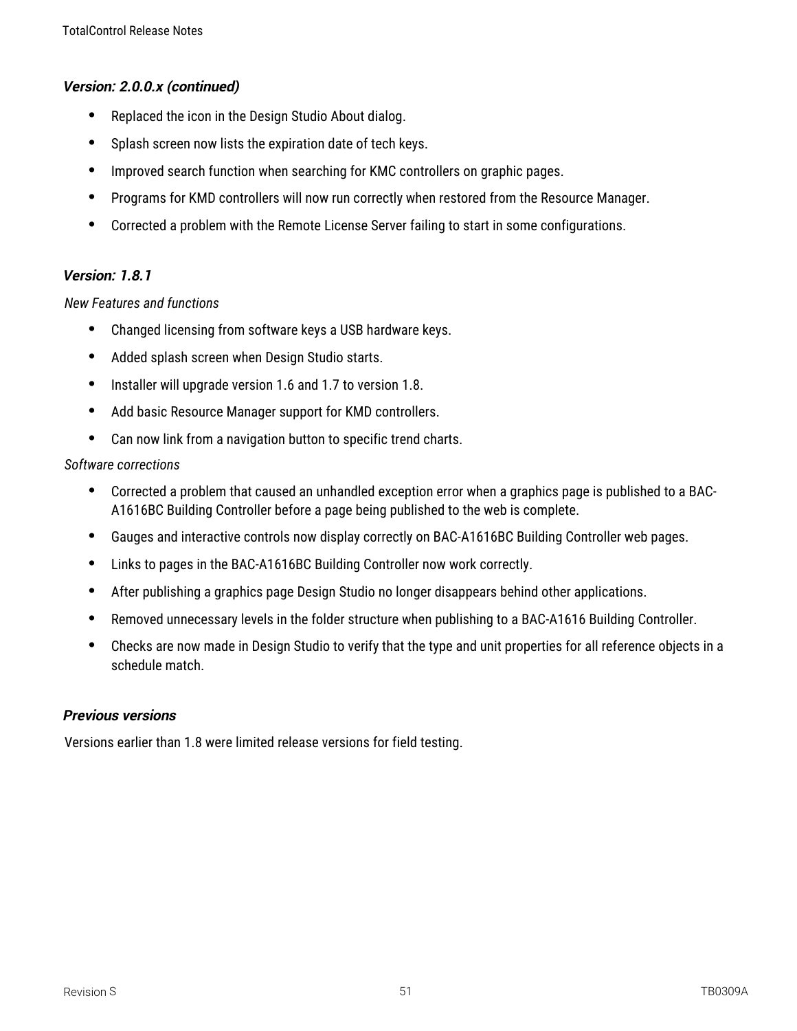### *Version: 2.0.0.x (continued)*

- Replaced the icon in the Design Studio About dialog.
- Splash screen now lists the expiration date of tech keys.
- Improved search function when searching for KMC controllers on graphic pages.
- Programs for KMD controllers will now run correctly when restored from the Resource Manager.
- Corrected a problem with the Remote License Server failing to start in some configurations.

### *Version: 1.8.1*

*New Features and functions*

- Changed licensing from software keys a USB hardware keys.
- Added splash screen when Design Studio starts.
- Installer will upgrade version 1.6 and 1.7 to version 1.8.
- Add basic Resource Manager support for KMD controllers.
- Can now link from a navigation button to specific trend charts.

*Software corrections*

- Corrected a problem that caused an unhandled exception error when a graphics page is published to a BAC-A1616BC Building Controller before a page being published to the web is complete.
- Gauges and interactive controls now display correctly on BAC-A1616BC Building Controller web pages.
- Links to pages in the BAC-A1616BC Building Controller now work correctly.
- After publishing a graphics page Design Studio no longer disappears behind other applications.
- Removed unnecessary levels in the folder structure when publishing to a BAC-A1616 Building Controller.
- Checks are now made in Design Studio to verify that the type and unit properties for all reference objects in a schedule match.

### *Previous versions*

Versions earlier than 1.8 were limited release versions for field testing.